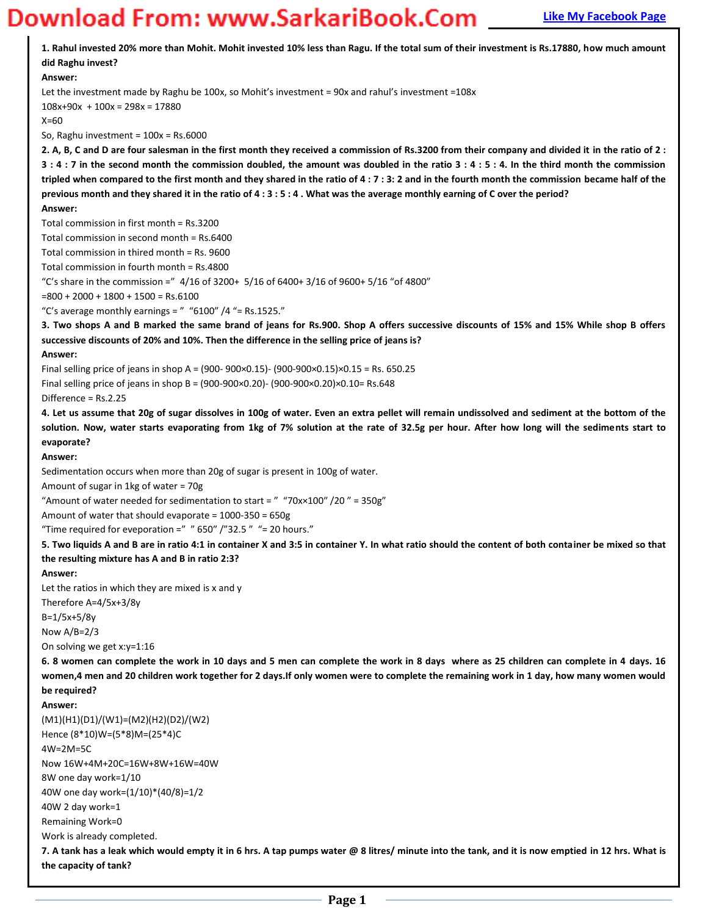**1. Rahul invested 20% more than Mohit. Mohit invested 10% less than Ragu. If the total sum of their investment is Rs.17880, how much amount did Raghu invest?**

**Answer:**

Let the investment made by Raghu be 100x, so Mohit's investment = 90x and rahul's investment =108x

108x+90x + 100x = 298x = 17880

X=60

So, Raghu investment = 100x = Rs.6000

**2. A, B, C and D are four salesman in the first month they received a commission of Rs.3200 from their company and divided it in the ratio of 2 : 3 : 4 : 7 in the second month the commission doubled, the amount was doubled in the ratio 3 : 4 : 5 : 4. In the third month the commission tripled when compared to the first month and they shared in the ratio of 4 : 7 : 3: 2 and in the fourth month the commission became half of the previous month and they shared it in the ratio of 4 : 3 : 5 : 4 . What was the average monthly earning of C over the period?**

**Answer:**

Total commission in first month = Rs.3200

Total commission in second month = Rs.6400

Total commission in thired month = Rs. 9600

Total commission in fourth month = Rs.4800

"C's share in the commission =" 4/16 of 3200+ 5/16 of 6400+ 3/16 of 9600+ 5/16 "of 4800"

=800 + 2000 + 1800 + 1500 = Rs.6100

"C's average monthly earnings = " "6100" /4 "= Rs.1525."

**3. Two shops A and B marked the same brand of jeans for Rs.900. Shop A offers successive discounts of 15% and 15% While shop B offers successive discounts of 20% and 10%. Then the difference in the selling price of jeans is?**

**Answer:**

Final selling price of jeans in shop A = (900- 900×0.15)- (900-900×0.15)×0.15 = Rs. 650.25

Final selling price of jeans in shop B = (900-900×0.20)- (900-900×0.20)×0.10= Rs.648

Difference = Rs.2.25

**4. Let us assume that 20g of sugar dissolves in 100g of water. Even an extra pellet will remain undissolved and sediment at the bottom of the solution. Now, water starts evaporating from 1kg of 7% solution at the rate of 32.5g per hour. After how long will the sediments start to evaporate?**

**Answer:**

Sedimentation occurs when more than 20g of sugar is present in 100g of water.

Amount of sugar in 1kg of water = 70g

"Amount of water needed for sedimentation to start = " "70××100" /20 " = 350g"

Amount of water that should evaporate = 1000-350 = 650g

"Time required for eveporation =" " 650" /"32.5 " "= 20 hours."

**5. Two liquids A and B are in ratio 4:1 in container X and 3:5 in container Y. In what ratio should the content of both container be mixed so that the resulting mixture has A and B in ratio 2:3?**

**Answer:**

Let the ratios in which they are mixed is x and y

Therefore A=4/5x+3/8y

B=1/5x+5/8y

Now A/B=2/3

On solving we get x:y=1:16

**6. 8 women can complete the work in 10 days and 5 men can complete the work in 8 days where as 25 children can complete in 4 days. 16 women,4 men and 20 children work together for 2 days.If only women were to complete the remaining work in 1 day, how many women would be required?**

**Answer:**

(M1)(H1)(D1)/(W1)=(M2)(H2)(D2)/(W2)

Hence (8*10)W=(5*8)M=(25*4)C

4W=2M=5C

Now 16W+4M+20C=16W+8W+16W=40W

8W one day work=1/10

40W one day work=(1/10)*(40/8)=1/2

40W 2 day work=1

Remaining Work=0

Work is already completed.

**7. A tank has a leak which would empty it in 6 hrs. A tap pumps water @ 8 litres/ minute into the tank, and it is now emptied in 12 hrs. What is the capacity of tank?**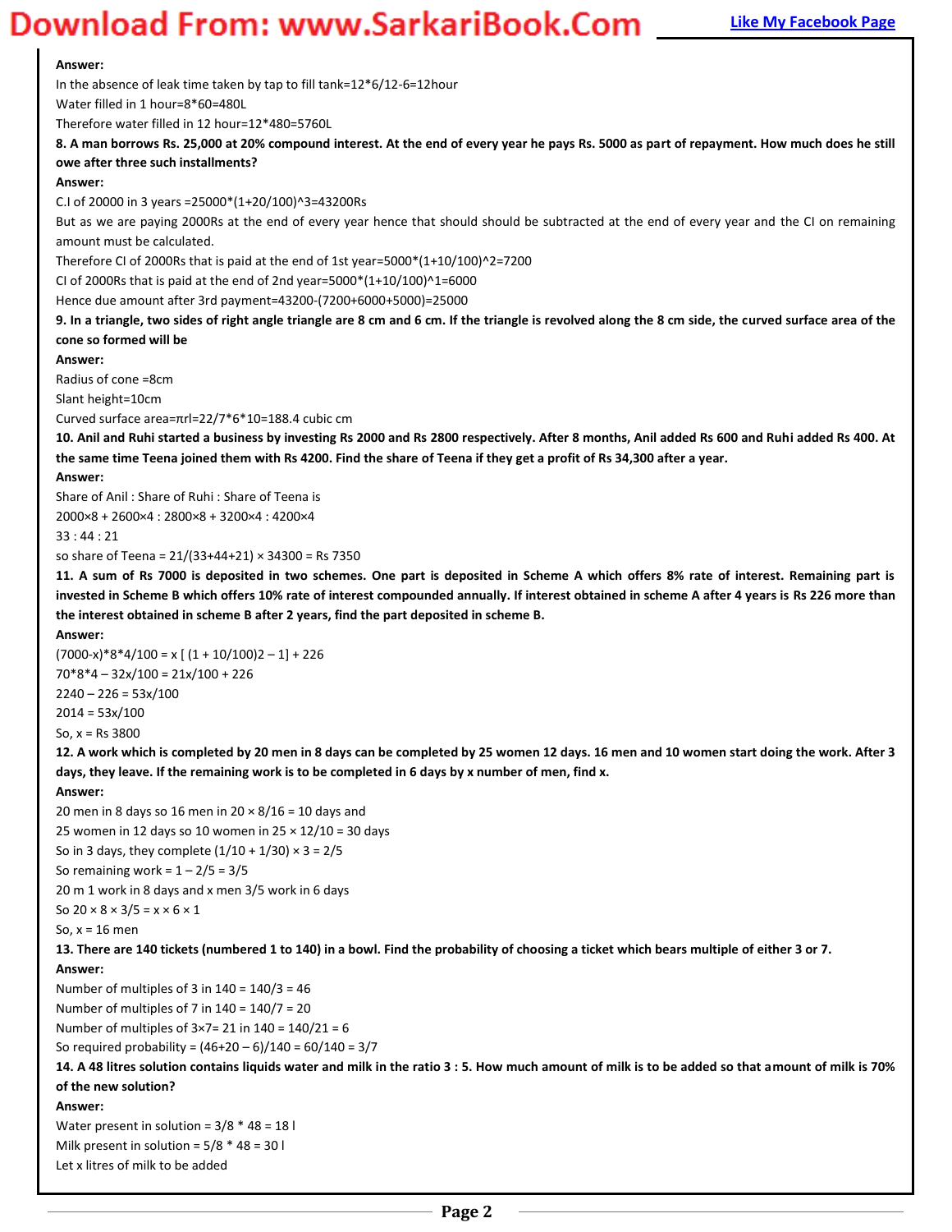**Answer:**

In the absence of leak time taken by tap to fill tank=12*6/12-6=12hour

Water filled in 1 hour=8*60=480L

Therefore water filled in 12 hour=12*480=5760L

**8. A man borrows Rs. 25,000 at 20% compound interest. At the end of every year he pays Rs. 5000 as part of repayment. How much does he still owe after three such installments?**

**Answer:**

C.I of 20000 in 3 years =25000*(1+20/100)^3=43200Rs

But as we are paying 2000Rs at the end of every year hence that should should be subtracted at the end of every year and the CI on remaining amount must be calculated.

Therefore CI of 2000Rs that is paid at the end of 1st year=5000*(1+10/100)^2=7200

CI of 2000Rs that is paid at the end of 2nd year=5000*(1+10/100)^1=6000

Hence due amount after 3rd payment=43200-(7200+6000+5000)=25000

**9. In a triangle, two sides of right angle triangle are 8 cm and 6 cm. If the triangle is revolved along the 8 cm side, the curved surface area of the cone so formed will be**

**Answer:**

Radius of cone =8cm

Slant height=10cm

Curved surface area=πrl=22/7*6*10=188.4 cubic cm

**10. Anil and Ruhi started a business by investing Rs 2000 and Rs 2800 respectively. After 8 months, Anil added Rs 600 and Ruhi added Rs 400. At the same time Teena joined them with Rs 4200. Find the share of Teena if they get a profit of Rs 34,300 after a year.**

**Answer:**

Share of Anil : Share of Ruhi : Share of Teena is

2000×8 + 2600×4 : 2800×8 + 3200×4 : 4200×4

33 : 44 : 21

so share of Teena = 21/(33+44+21) × 34300 = Rs 7350

**11. A sum of Rs 7000 is deposited in two schemes. One part is deposited in Scheme A which offers 8% rate of interest. Remaining part is invested in Scheme B which offers 10% rate of interest compounded annually. If interest obtained in scheme A after 4 years is Rs 226 more than the interest obtained in scheme B after 2 years, find the part deposited in scheme B.**

**Answer:**

(7000-x)*8*4/100 = x [ (1 + 10/100)2 – 1] + 226

70*8*4 – 32x/100 = 21x/100 + 226

2240 – 226 = 53x/100

2014 = 53x/100

So, x = Rs 3800

**12. A work which is completed by 20 men in 8 days can be completed by 25 women 12 days. 16 men and 10 women start doing the work. After 3 days, they leave. If the remaining work is to be completed in 6 days by x number of men, find x.**

**Answer:**

20 men in 8 days so 16 men in 20 × 8/16 = 10 days and

25 women in 12 days so 10 women in 25 × 12/10 = 30 days

So in 3 days, they complete (1/10 + 1/30) × 3 = 2/5

So remaining work = 1 – 2/5 = 3/5

20 m 1 work in 8 days and x men 3/5 work in 6 days

So 20 × 8 × 3/5 = x × 6 × 1

So, x = 16 men

**13. There are 140 tickets (numbered 1 to 140) in a bowl. Find the probability of choosing a ticket which bears multiple of either 3 or 7.**

**Answer:**

Number of multiples of 3 in 140 = 140/3 = 46

Number of multiples of 7 in 140 = 140/7 = 20

Number of multiples of 3×7= 21 in 140 = 140/21 = 6

So required probability = (46+20 – 6)/140 = 60/140 = 3/7

**14. A 48 litres solution contains liquids water and milk in the ratio 3 : 5. How much amount of milk is to be added so that amount of milk is 70% of the new solution?**

**Answer:**

Water present in solution = 3/8 * 48 = 18 l

Milk present in solution = 5/8 * 48 = 30 l

Let x litres of milk to be added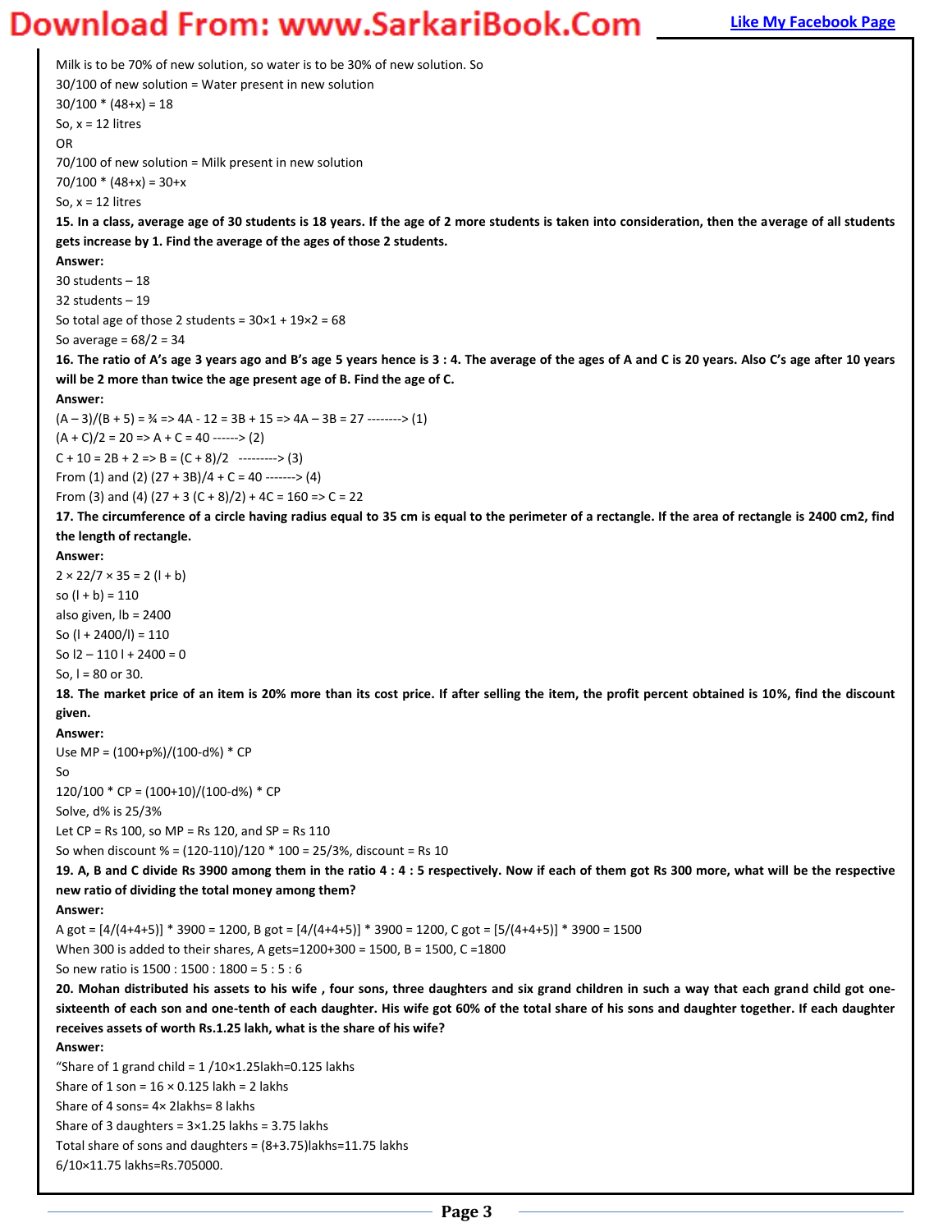Milk is to be 70% of new solution, so water is to be 30% of new solution. So

$30/100$ of new solution = Water present in new solution

$30/100 * (48+x) = 18$

So, x = 12 litres

OR

$70/100$ of new solution = Milk present in new solution

$70/100 * (48+x) = 30+x$

So, x = 12 litres

**15. In a class, average age of 30 students is 18 years. If the age of 2 more students is taken into consideration, then the average of all students gets increase by 1. Find the average of the ages of those 2 students.**

**Answer:**

30 students – 18

32 students – 19

So total age of those 2 students = $30\times1 + 19\times2 = 68$

So average = $68/2 = 34$

**16. The ratio of A's age 3 years ago and B's age 5 years hence is 3 : 4. The average of the ages of A and C is 20 years. Also C's age after 10 years will be 2 more than twice the age present age of B. Find the age of C.**

**Answer:**

$(A - 3)/(B + 5) = 3/4 \Rightarrow 4A - 12 = 3B + 15 \Rightarrow 4A - 3B = 27$ --------> (1)

$(A + C)/2 = 20 \Rightarrow A + C = 40$ ------> (2)

$C + 10 = 2B + 2 \Rightarrow B = (C + 8)/2$ ---------> (3)

From (1) and (2) $(27 + 3B)/4 + C = 40$ -------> (4)

From (3) and (4) $(27 + 3 (C + 8)/2) + 4C = 160 \Rightarrow C = 22$

**17. The circumference of a circle having radius equal to 35 cm is equal to the perimeter of a rectangle. If the area of rectangle is 2400 cm2, find the length of rectangle.**

**Answer:**

$2 \times 22/7 \times 35 = 2 (l + b)$

so $(l + b) = 110$

also given, $lb = 2400$

So $(l + 2400/l) = 110$

So $l^2 - 110 l + 2400 = 0$

So, l = 80 or 30.

**18. The market price of an item is 20% more than its cost price. If after selling the item, the profit percent obtained is 10%, find the discount given.**

**Answer:**

Use MP = $(100+p\%)/(100-d\%) * CP$

So

$120/100 * CP = (100+10)/(100-d\%) * CP$

Solve, d% is 25/3%

Let CP = Rs 100, so MP = Rs 120, and SP = Rs 110

So when discount % = $(120-110)/120 * 100 = 25/3\%$, discount = Rs 10

**19. A, B and C divide Rs 3900 among them in the ratio 4 : 4 : 5 respectively. Now if each of them got Rs 300 more, what will be the respective new ratio of dividing the total money among them?**

**Answer:**

A got = $[4/(4+4+5)] * 3900 = 1200$, B got = $[4/(4+4+5)] * 3900 = 1200$, C got = $[5/(4+4+5)] * 3900 = 1500$

When 300 is added to their shares, A gets=1200+300 = 1500, B = 1500, C =1800

So new ratio is 1500 : 1500 : 1800 = 5 : 5 : 6

**20. Mohan distributed his assets to his wife , four sons, three daughters and six grand children in such a way that each grand child got one-sixteenth of each son and one-tenth of each daughter. His wife got 60% of the total share of his sons and daughter together. If each daughter receives assets of worth Rs.1.25 lakh, what is the share of his wife?**

**Answer:**

"Share of 1 grand child = $1/10\times1.25$lakh=0.125 lakhs

Share of 1 son = $16 \times 0.125$ lakh = 2 lakhs

Share of 4 sons= $4\times$ 2lakhs= 8 lakhs

Share of 3 daughters = $3\times1.25$ lakhs = 3.75 lakhs

Total share of sons and daughters = (8+3.75)lakhs=11.75 lakhs

$6/10\times11.75$ lakhs=Rs.705000.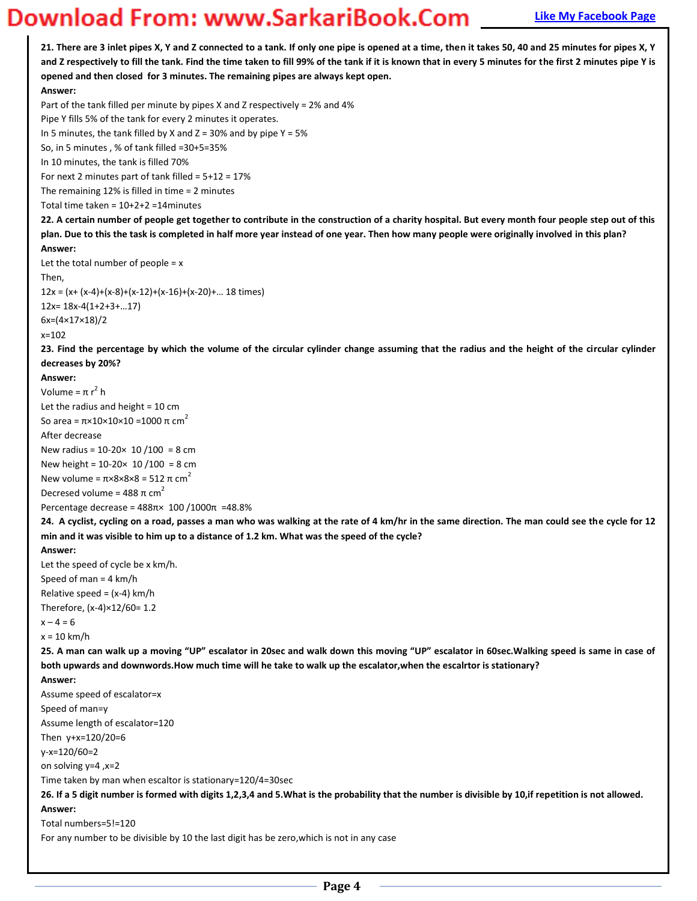**21. There are 3 inlet pipes X, Y and Z connected to a tank. If only one pipe is opened at a time, then it takes 50, 40 and 25 minutes for pipes X, Y and Z respectively to fill the tank. Find the time taken to fill 99% of the tank if it is known that in every 5 minutes for the first 2 minutes pipe Y is opened and then closed for 3 minutes. The remaining pipes are always kept open.**

**Answer:**

Part of the tank filled per minute by pipes X and Z respectively = 2% and 4%

Pipe Y fills 5% of the tank for every 2 minutes it operates.

In 5 minutes, the tank filled by X and Z = 30% and by pipe Y = 5%

So, in 5 minutes , % of tank filled =30+5=35%

In 10 minutes, the tank is filled 70%

For next 2 minutes part of tank filled = 5+12 = 17%

The remaining 12% is filled in time = 2 minutes

Total time taken = 10+2+2 =14minutes

**22. A certain number of people get together to contribute in the construction of a charity hospital. But every month four people step out of this plan. Due to this the task is completed in half more year instead of one year. Then how many people were originally involved in this plan?**

**Answer:**

Let the total number of people = x

Then,

$12x = (x+ (x-4)+(x-8)+(x-12)+(x-16)+(x-20)+\ldots$ 18 times)

$12x= 18x-4(1+2+3+\ldots17)$

$6x=(4\times17\times18)/2$

$x=102$

**23. Find the percentage by which the volume of the circular cylinder change assuming that the radius and the height of the circular cylinder decreases by 20%?**

**Answer:**

Volume = $\pi r^2 h$

Let the radius and height = 10 cm

So area = $\pi\times10\times10\times10 = 1000\ \pi\ cm^2$

After decrease

New radius = $10-20\times 10/100 = 8$ cm

New height = $10-20\times 10/100 = 8$ cm

New volume = $\pi\times8\times8\times8 = 512\ \pi\ cm^2$

Decresed volume = $488\ \pi\ cm^2$

Percentage decrease = $488\pi\times 100/1000\pi = 48.8\%$

**24. A cyclist, cycling on a road, passes a man who was walking at the rate of 4 km/hr in the same direction. The man could see the cycle for 12 min and it was visible to him up to a distance of 1.2 km. What was the speed of the cycle?**

**Answer:**

Let the speed of cycle be x km/h.

Speed of man = 4 km/h

Relative speed = (x-4) km/h

Therefore, $(x-4)\times12/60= 1.2$

$x – 4 = 6$

$x = 10$ km/h

**25. A man can walk up a moving “UP” escalator in 20sec and walk down this moving “UP” escalator in 60sec.Walking speed is same in case of both upwards and downwords.How much time will he take to walk up the escalator,when the escalrtor is stationary?**

**Answer:**

Assume speed of escalator=x

Speed of man=y

Assume length of escalator=120

Then $y+x=120/20=6$

$y-x=120/60=2$

on solving $y=4$ ,$x=2$

Time taken by man when escaltor is stationary=120/4=30sec

**26. If a 5 digit number is formed with digits 1,2,3,4 and 5.What is the probability that the number is divisible by 10,if repetition is not allowed.**

**Answer:**

Total numbers=5!=120

For any number to be divisible by 10 the last digit has be zero,which is not in any case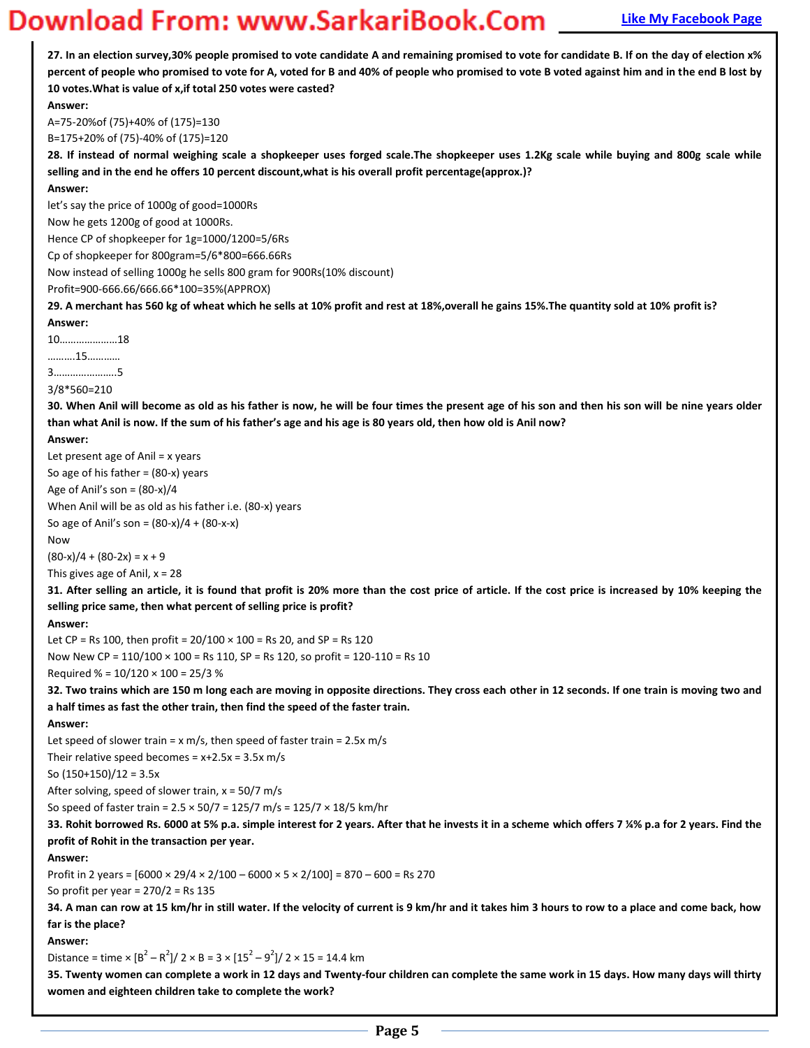**27. In an election survey,30% people promised to vote candidate A and remaining promised to vote for candidate B. If on the day of election x% percent of people who promised to vote for A, voted for B and 40% of people who promised to vote B voted against him and in the end B lost by 10 votes.What is value of x,if total 250 votes were casted?**

**Answer:**

A=75-20%of (75)+40% of (175)=130

B=175+20% of (75)-40% of (175)=120

**28. If instead of normal weighing scale a shopkeeper uses forged scale.The shopkeeper uses 1.2Kg scale while buying and 800g scale while selling and in the end he offers 10 percent discount,what is his overall profit percentage(approx.)?**

**Answer:**

let's say the price of 1000g of good=1000Rs

Now he gets 1200g of good at 1000Rs.

Hence CP of shopkeeper for 1g=1000/1200=5/6Rs

Cp of shopkeeper for 800gram=5/6*800=666.66Rs

Now instead of selling 1000g he sells 800 gram for 900Rs(10% discount)

Profit=900-666.66/666.66*100=35%(APPROX)

**29. A merchant has 560 kg of wheat which he sells at 10% profit and rest at 18%,overall he gains 15%.The quantity sold at 10% profit is?**

**Answer:**

10…………………18

……….15…………

3…………………..5

3/8*560=210

**30. When Anil will become as old as his father is now, he will be four times the present age of his son and then his son will be nine years older than what Anil is now. If the sum of his father's age and his age is 80 years old, then how old is Anil now?**

**Answer:**

Let present age of Anil = x years

So age of his father = (80-x) years

Age of Anil's son = (80-x)/4

When Anil will be as old as his father i.e. (80-x) years

So age of Anil's son = (80-x)/4 + (80-x-x)

Now

(80-x)/4 + (80-2x) = x + 9

This gives age of Anil, x = 28

**31. After selling an article, it is found that profit is 20% more than the cost price of article. If the cost price is increased by 10% keeping the selling price same, then what percent of selling price is profit?**

**Answer:**

Let CP = Rs 100, then profit = 20/100 × 100 = Rs 20, and SP = Rs 120

Now New CP = 110/100 × 100 = Rs 110, SP = Rs 120, so profit = 120-110 = Rs 10

Required % = 10/120 × 100 = 25/3 %

**32. Two trains which are 150 m long each are moving in opposite directions. They cross each other in 12 seconds. If one train is moving two and a half times as fast the other train, then find the speed of the faster train.**

**Answer:**

Let speed of slower train = x m/s, then speed of faster train = 2.5x m/s

Their relative speed becomes = x+2.5x = 3.5x m/s

So (150+150)/12 = 3.5x

After solving, speed of slower train, x = 50/7 m/s

So speed of faster train = 2.5 × 50/7 = 125/7 m/s = 125/7 × 18/5 km/hr

**33. Rohit borrowed Rs. 6000 at 5% p.a. simple interest for 2 years. After that he invests it in a scheme which offers 7 ¼% p.a for 2 years. Find the profit of Rohit in the transaction per year.**

**Answer:**

Profit in 2 years = [6000 × 29/4 × 2/100 – 6000 × 5 × 2/100] = 870 – 600 = Rs 270

So profit per year = 270/2 = Rs 135

**34. A man can row at 15 km/hr in still water. If the velocity of current is 9 km/hr and it takes him 3 hours to row to a place and come back, how far is the place?**

**Answer:**

Distance = time × $[B^2 – R^2]$/ 2 × B = 3 × $[15^2 – 9^2]$/ 2 × 15 = 14.4 km

**35. Twenty women can complete a work in 12 days and Twenty-four children can complete the same work in 15 days. How many days will thirty women and eighteen children take to complete the work?**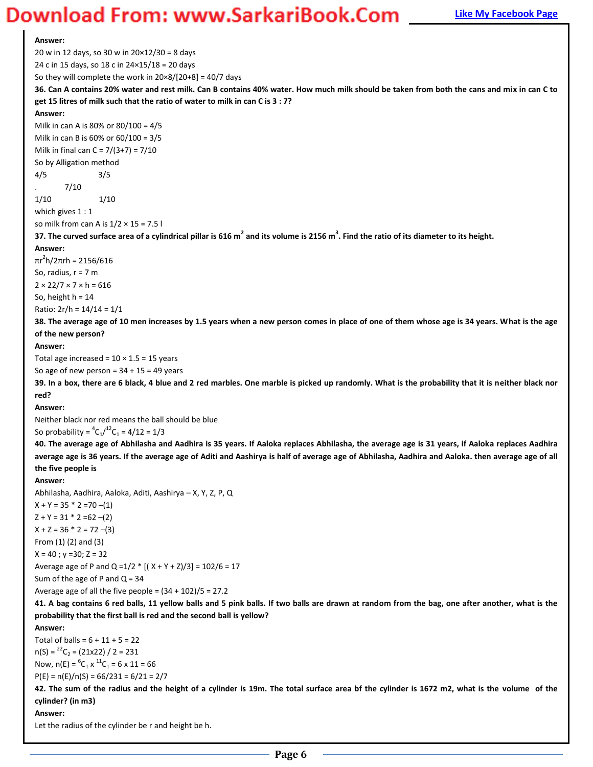**Answer:**

20 w in 12 days, so 30 w in 20×12/30 = 8 days

24 c in 15 days, so 18 c in 24×15/18 = 20 days

So they will complete the work in 20×8/[20+8] = 40/7 days

**36. Can A contains 20% water and rest milk. Can B contains 40% water. How much milk should be taken from both the cans and mix in can C to get 15 litres of milk such that the ratio of water to milk in can C is 3 : 7?**

**Answer:**

Milk in can A is 80% or 80/100 = 4/5

Milk in can B is 60% or 60/100 = 3/5

Milk in final can C = 7/(3+7) = 7/10

So by Alligation method

4/5 &nbsp;&nbsp;&nbsp;&nbsp;&nbsp;&nbsp;&nbsp;&nbsp;&nbsp; 3/5

. &nbsp;&nbsp;&nbsp;&nbsp;&nbsp; 7/10

1/10 &nbsp;&nbsp;&nbsp;&nbsp;&nbsp;&nbsp;&nbsp;&nbsp; 1/10

which gives 1 : 1

so milk from can A is 1/2 × 15 = 7.5 l

**37. The curved surface area of a cylindrical pillar is 616 $m^2$ and its volume is 2156 $m^3$. Find the ratio of its diameter to its height.**

**Answer:**

$\pi r^2 h / 2\pi r h$ = 2156/616

So, radius, r = 7 m

2 × 22/7 × 7 × h = 616

So, height h = 14

Ratio: 2r/h = 14/14 = 1/1

**38. The average age of 10 men increases by 1.5 years when a new person comes in place of one of them whose age is 34 years. What is the age of the new person?**

**Answer:**

Total age increased = 10 × 1.5 = 15 years

So age of new person = 34 + 15 = 49 years

**39. In a box, there are 6 black, 4 blue and 2 red marbles. One marble is picked up randomly. What is the probability that it is neither black nor red?**

**Answer:**

Neither black nor red means the ball should be blue

So probability = ${}^{4}C_1/{}^{12}C_1$ = 4/12 = 1/3

**40. The average age of Abhilasha and Aadhira is 35 years. If Aaloka replaces Abhilasha, the average age is 31 years, if Aaloka replaces Aadhira average age is 36 years. If the average age of Aditi and Aashirya is half of average age of Abhilasha, Aadhira and Aaloka. then average age of all the five people is**

**Answer:**

Abhilasha, Aadhira, Aaloka, Aditi, Aashirya – X, Y, Z, P, Q

X + Y = 35 * 2 =70 –(1)

Z + Y = 31 * 2 =62 –(2)

X + Z = 36 * 2 = 72 –(3)

From (1) (2) and (3)

X = 40 ; y =30; Z = 32

Average age of P and Q =1/2 * [( X + Y + Z)/3] = 102/6 = 17

Sum of the age of P and Q = 34

Average age of all the five people = (34 + 102)/5 = 27.2

**41. A bag contains 6 red balls, 11 yellow balls and 5 pink balls. If two balls are drawn at random from the bag, one after another, what is the probability that the first ball is red and the second ball is yellow?**

**Answer:**

Total of balls = 6 + 11 + 5 = 22

n(S) = ${}^{22}C_2$ = (21x22) / 2 = 231

Now, n(E) = ${}^{6}C_1$ x ${}^{11}C_1$ = 6 x 11 = 66

P(E) = n(E)/n(S) = 66/231 = 6/21 = 2/7

**42. The sum of the radius and the height of a cylinder is 19m. The total surface area bf the cylinder is 1672 m2, what is the volume of the cylinder? (in m3)**

**Answer:**

Let the radius of the cylinder be r and height be h.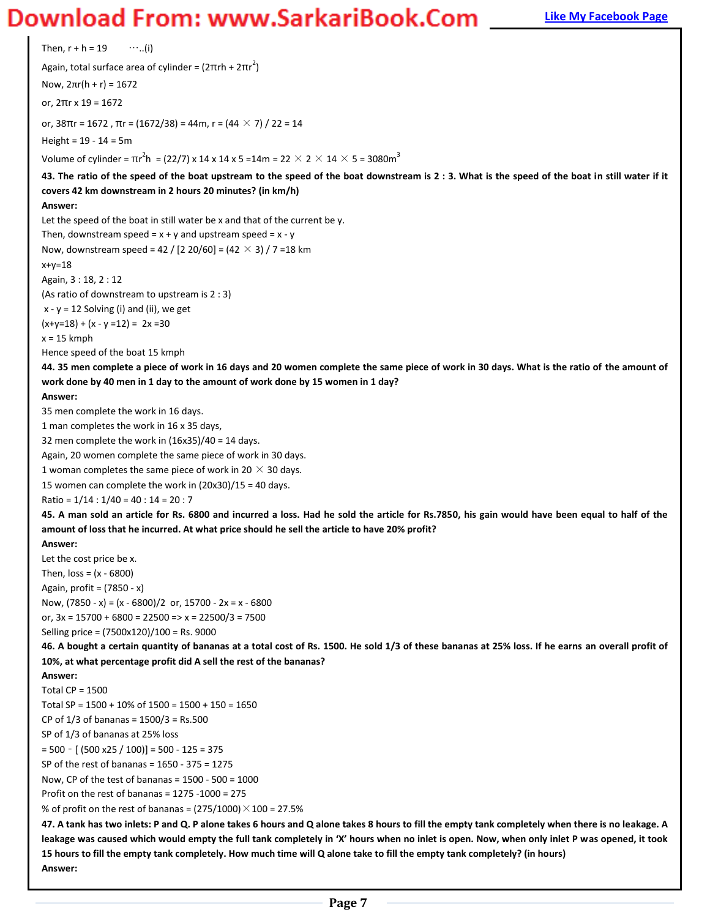Then, $r + h = 19$ ……(i)

Again, total surface area of cylinder = $(2\pi rh + 2\pi r^2)$

Now, $2\pi r(h + r) = 1672$

or, $2\pi r \times 19 = 1672$

or, $38\pi r = 1672$ , $\pi r = (1672/38) = 44m$, $r = (44 \times 7) / 22 = 14$

Height = 19 - 14 = 5m

Volume of cylinder = $\pi r^2 h = (22/7) \times 14 \times 14 \times 5 = 14m = 22 \times 2 \times 14 \times 5 = 3080m^3$

**43. The ratio of the speed of the boat upstream to the speed of the boat downstream is 2 : 3. What is the speed of the boat in still water if it covers 42 km downstream in 2 hours 20 minutes? (in km/h)**

**Answer:**

Let the speed of the boat in still water be x and that of the current be y.

Then, downstream speed = x + y and upstream speed = x - y

Now, downstream speed = $42 / [2\ 20/60] = (42 \times 3) / 7 = 18$ km

x+y=18

Again, 3 : 18, 2 : 12

(As ratio of downstream to upstream is 2 : 3)

x - y = 12 Solving (i) and (ii), we get

(x+y=18) + (x - y =12) = 2x =30

x = 15 kmph

Hence speed of the boat 15 kmph

**44. 35 men complete a piece of work in 16 days and 20 women complete the same piece of work in 30 days. What is the ratio of the amount of work done by 40 men in 1 day to the amount of work done by 15 women in 1 day?**

**Answer:**

35 men complete the work in 16 days.

1 man completes the work in 16 x 35 days,

32 men complete the work in (16x35)/40 = 14 days.

Again, 20 women complete the same piece of work in 30 days.

1 woman completes the same piece of work in $20 \times 30$ days.

15 women can complete the work in (20x30)/15 = 40 days.

Ratio = 1/14 : 1/40 = 40 : 14 = 20 : 7

**45. A man sold an article for Rs. 6800 and incurred a loss. Had he sold the article for Rs.7850, his gain would have been equal to half of the amount of loss that he incurred. At what price should he sell the article to have 20% profit?**

**Answer:**

Let the cost price be x.

Then, loss = (x - 6800)

Again, profit = (7850 - x)

Now, (7850 - x) = (x - 6800)/2 or, 15700 - 2x = x - 6800

or, 3x = 15700 + 6800 = 22500 => x = 22500/3 = 7500

Selling price = (7500x120)/100 = Rs. 9000

**46. A bought a certain quantity of bananas at a total cost of Rs. 1500. He sold 1/3 of these bananas at 25% loss. If he earns an overall profit of 10%, at what percentage profit did A sell the rest of the bananas?**

**Answer:**

Total CP = 1500

Total SP = 1500 + 10% of 1500 = 1500 + 150 = 1650

CP of 1/3 of bananas = 1500/3 = Rs.500

SP of 1/3 of bananas at 25% loss

= 500 – [ (500 x25 / 100)] = 500 - 125 = 375

SP of the rest of bananas = 1650 - 375 = 1275

Now, CP of the test of bananas = 1500 - 500 = 1000

Profit on the rest of bananas = 1275 -1000 = 275

% of profit on the rest of bananas = $(275/1000) \times 100 = 27.5\%$

**47. A tank has two inlets: P and Q. P alone takes 6 hours and Q alone takes 8 hours to fill the empty tank completely when there is no leakage. A leakage was caused which would empty the full tank completely in 'X' hours when no inlet is open. Now, when only inlet P was opened, it took 15 hours to fill the empty tank completely. How much time will Q alone take to fill the empty tank completely? (in hours)**

**Answer:**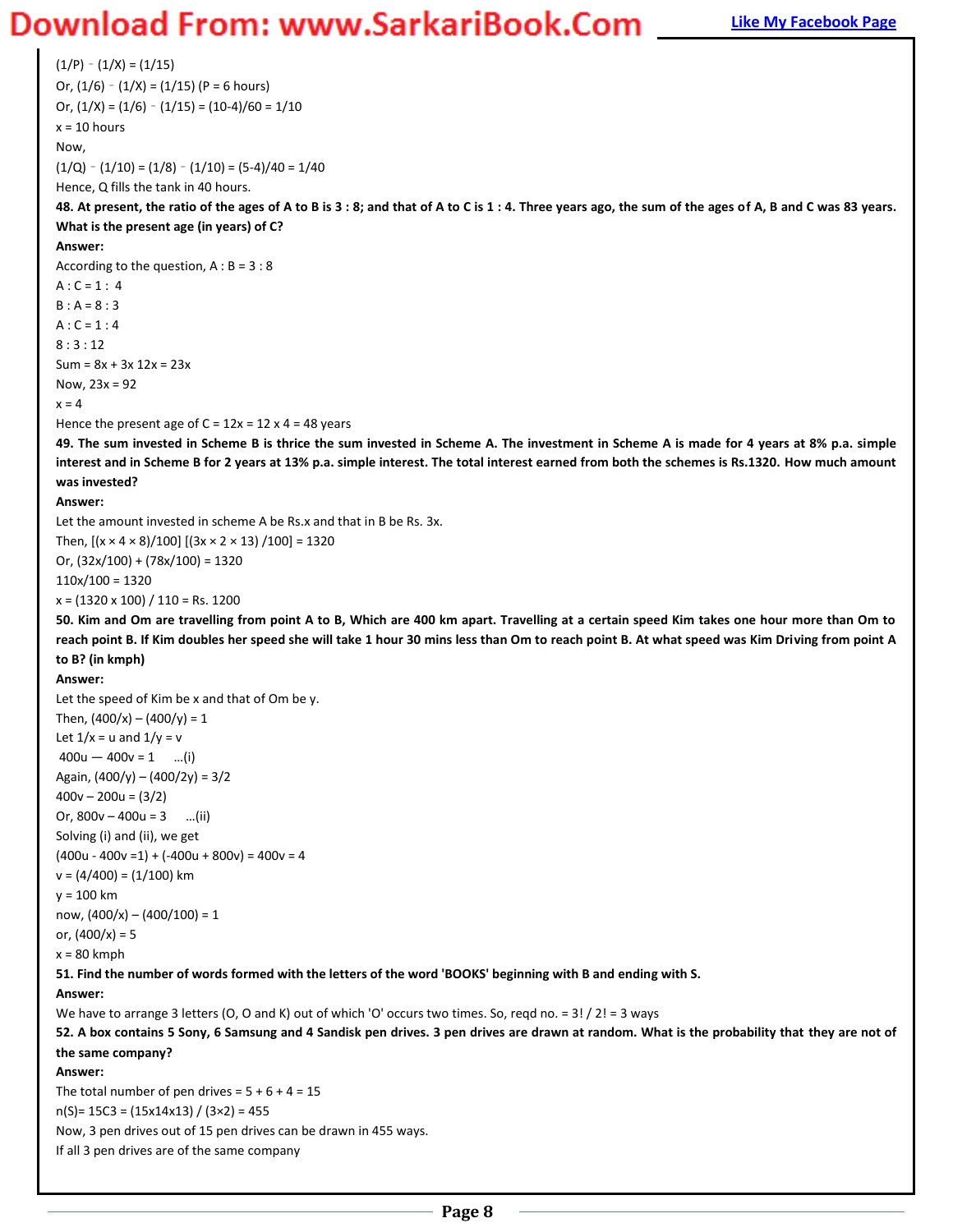$(1/P) - (1/X) = (1/15)$

Or, $(1/6) - (1/X) = (1/15)$ (P = 6 hours)

Or, $(1/X) = (1/6) - (1/15) = (10-4)/60 = 1/10$

x = 10 hours

Now,

$(1/Q) - (1/10) = (1/8) - (1/10) = (5-4)/40 = 1/40$

Hence, Q fills the tank in 40 hours.

**48. At present, the ratio of the ages of A to B is 3 : 8; and that of A to C is 1 : 4. Three years ago, the sum of the ages of A, B and C was 83 years. What is the present age (in years) of C?**

**Answer:**

According to the question, A : B = 3 : 8

A : C = 1 : 4

B : A = 8 : 3

A : C = 1 : 4

8 : 3 : 12

Sum = 8x + 3x 12x = 23x

Now, 23x = 92

x = 4

Hence the present age of C = 12x = 12 x 4 = 48 years

**49. The sum invested in Scheme B is thrice the sum invested in Scheme A. The investment in Scheme A is made for 4 years at 8% p.a. simple interest and in Scheme B for 2 years at 13% p.a. simple interest. The total interest earned from both the schemes is Rs.1320. How much amount was invested?**

**Answer:**

Let the amount invested in scheme A be Rs.x and that in B be Rs. 3x.

Then, $[(x \times 4 \times 8)/100]$ $[(3x \times 2 \times 13)/100] = 1320$

Or, $(32x/100) + (78x/100) = 1320$

$110x/100 = 1320$

$x = (1320 \times 100) / 110$ = Rs. 1200

**50. Kim and Om are travelling from point A to B, Which are 400 km apart. Travelling at a certain speed Kim takes one hour more than Om to reach point B. If Kim doubles her speed she will take 1 hour 30 mins less than Om to reach point B. At what speed was Kim Driving from point A to B? (in kmph)**

**Answer:**

Let the speed of Kim be x and that of Om be y.

Then, $(400/x) - (400/y) = 1$

Let $1/x = u$ and $1/y = v$

$400u - 400v = 1$ ...(i)

Again, $(400/y) - (400/2y) = 3/2$

$400v - 200u = (3/2)$

Or, $800v - 400u = 3$ ...(ii)

Solving (i) and (ii), we get

$(400u - 400v = 1) + (-400u + 800v) = 400v = 4$

$v = (4/400) = (1/100)$ km

y = 100 km

now, $(400/x) - (400/100) = 1$

or, $(400/x) = 5$

x = 80 kmph

**51. Find the number of words formed with the letters of the word 'BOOKS' beginning with B and ending with S.**

**Answer:**

We have to arrange 3 letters (O, O and K) out of which 'O' occurs two times. So, reqd no. = $3! / 2! = 3$ ways

**52. A box contains 5 Sony, 6 Samsung and 4 Sandisk pen drives. 3 pen drives are drawn at random. What is the probability that they are not of the same company?**

**Answer:**

The total number of pen drives = 5 + 6 + 4 = 15

$n(S) = {}^{15}C_3 = (15 \times 14 \times 13) / (3 \times 2) = 455$

Now, 3 pen drives out of 15 pen drives can be drawn in 455 ways.

If all 3 pen drives are of the same company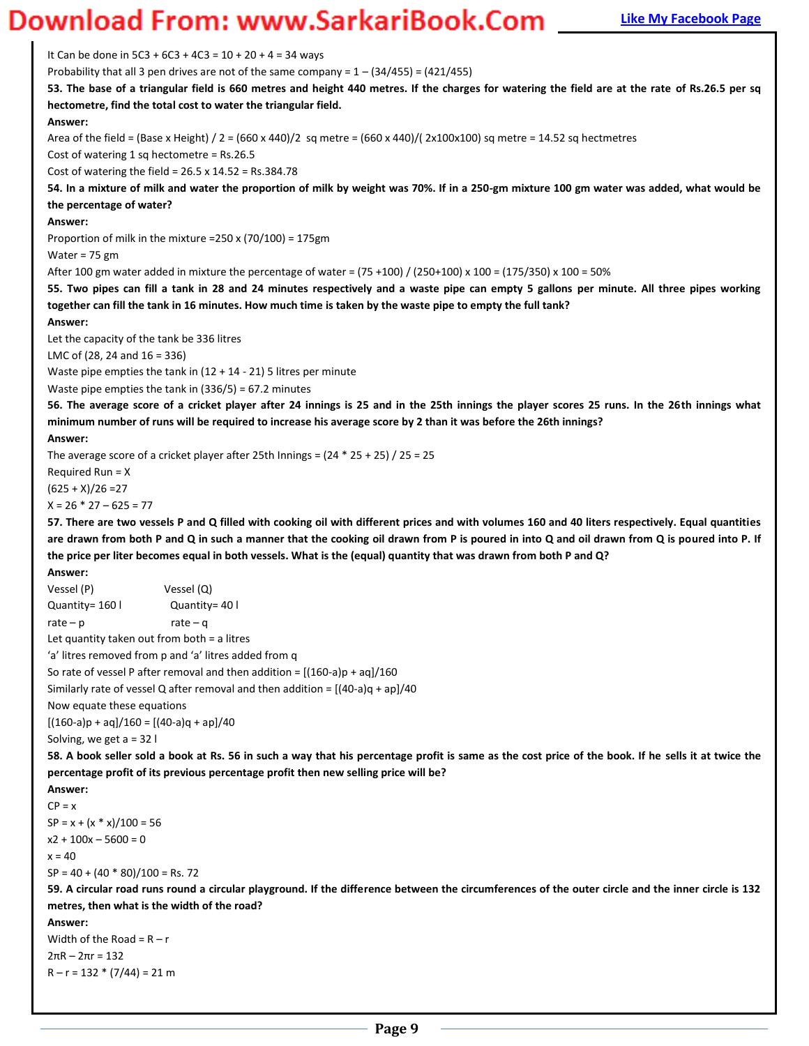It Can be done in 5C3 + 6C3 + 4C3 = 10 + 20 + 4 = 34 ways

Probability that all 3 pen drives are not of the same company = 1 – (34/455) = (421/455)

**53. The base of a triangular field is 660 metres and height 440 metres. If the charges for watering the field are at the rate of Rs.26.5 per sq hectometre, find the total cost to water the triangular field.**

**Answer:**

Area of the field = (Base x Height) / 2 = (660 x 440)/2 sq metre = (660 x 440)/( 2x100x100) sq metre = 14.52 sq hectmetres

Cost of watering 1 sq hectometre = Rs.26.5

Cost of watering the field = 26.5 x 14.52 = Rs.384.78

**54. In a mixture of milk and water the proportion of milk by weight was 70%. If in a 250-gm mixture 100 gm water was added, what would be the percentage of water?**

**Answer:**

Proportion of milk in the mixture =250 x (70/100) = 175gm

Water = 75 gm

After 100 gm water added in mixture the percentage of water = (75 +100) / (250+100) x 100 = (175/350) x 100 = 50%

**55. Two pipes can fill a tank in 28 and 24 minutes respectively and a waste pipe can empty 5 gallons per minute. All three pipes working together can fill the tank in 16 minutes. How much time is taken by the waste pipe to empty the full tank?**

**Answer:**

Let the capacity of the tank be 336 litres

LMC of (28, 24 and 16 = 336)

Waste pipe empties the tank in (12 + 14 - 21) 5 litres per minute

Waste pipe empties the tank in (336/5) = 67.2 minutes

**56. The average score of a cricket player after 24 innings is 25 and in the 25th innings the player scores 25 runs. In the 26th innings what minimum number of runs will be required to increase his average score by 2 than it was before the 26th innings?**

**Answer:**

The average score of a cricket player after 25th Innings = (24 * 25 + 25) / 25 = 25

Required Run = X

(625 + X)/26 =27

X = 26 * 27 – 625 = 77

**57. There are two vessels P and Q filled with cooking oil with different prices and with volumes 160 and 40 liters respectively. Equal quantities are drawn from both P and Q in such a manner that the cooking oil drawn from P is poured in into Q and oil drawn from Q is poured into P. If the price per liter becomes equal in both vessels. What is the (equal) quantity that was drawn from both P and Q?**

**Answer:**

Vessel (P) Vessel (Q)

Quantity= 160 l Quantity= 40 l

rate – p rate – q

Let quantity taken out from both = a litres

'a' litres removed from p and 'a' litres added from q

So rate of vessel P after removal and then addition = [(160-a)p + aq]/160

Similarly rate of vessel Q after removal and then addition = [(40-a)q + ap]/40

Now equate these equations

[(160-a)p + aq]/160 = [(40-a)q + ap]/40

Solving, we get a = 32 l

**58. A book seller sold a book at Rs. 56 in such a way that his percentage profit is same as the cost price of the book. If he sells it at twice the percentage profit of its previous percentage profit then new selling price will be?**

**Answer:**

CP = x

SP = x + (x * x)/100 = 56

$x^2$ + 100x – 5600 = 0

x = 40

SP = 40 + (40 * 80)/100 = Rs. 72

**59. A circular road runs round a circular playground. If the difference between the circumferences of the outer circle and the inner circle is 132 metres, then what is the width of the road?**

**Answer:**

Width of the Road = R – r

2πR – 2πr = 132

R – r = 132 * (7/44) = 21 m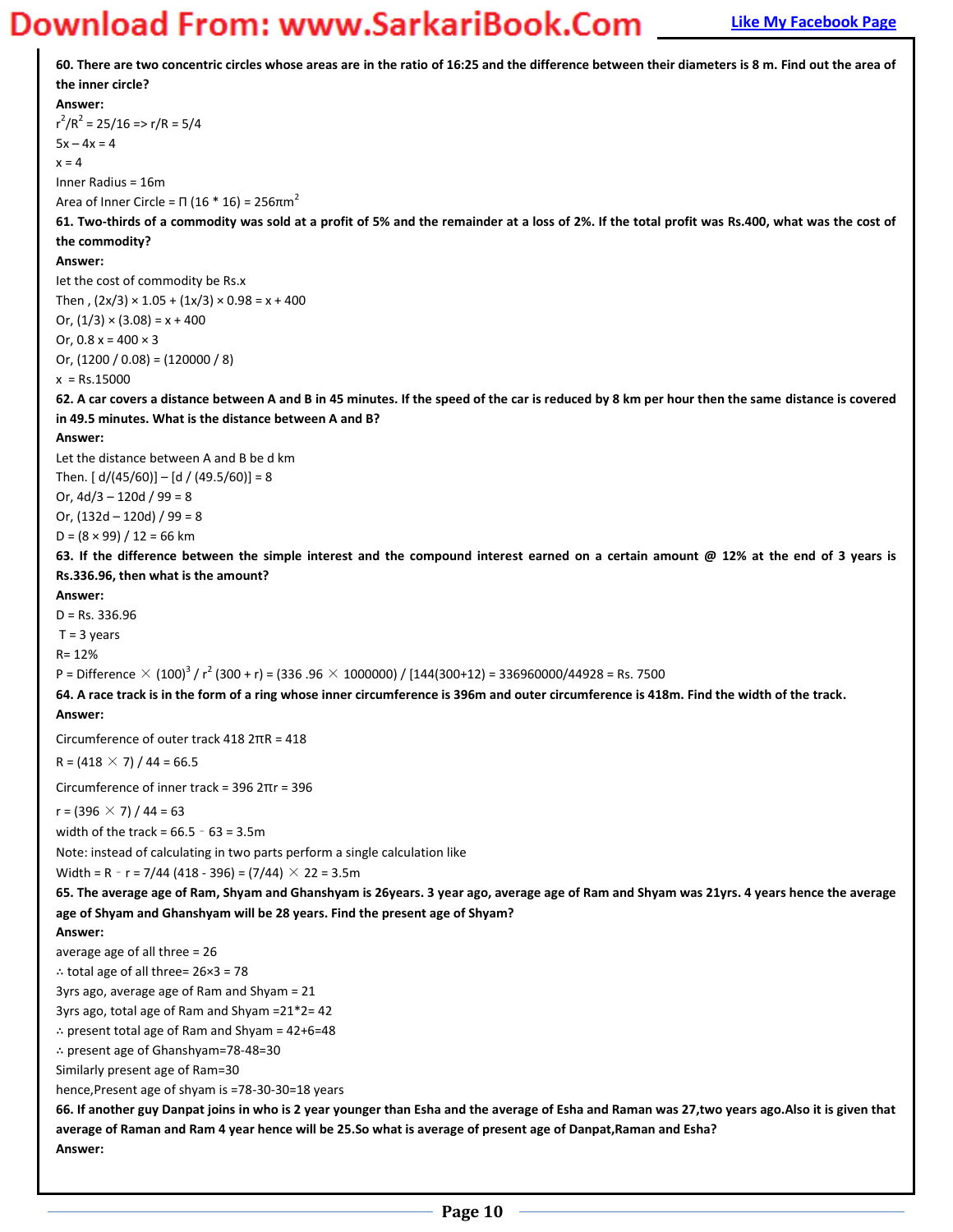**60. There are two concentric circles whose areas are in the ratio of 16:25 and the difference between their diameters is 8 m. Find out the area of the inner circle?**

**Answer:**

$r^2/R^2 = 25/16 \Rightarrow r/R = 5/4$

$5x - 4x = 4$

$x = 4$

Inner Radius = 16m

Area of Inner Circle = $\Pi$ (16 * 16) = $256\pi m^2$

**61. Two-thirds of a commodity was sold at a profit of 5% and the remainder at a loss of 2%. If the total profit was Rs.400, what was the cost of the commodity?**

**Answer:**

let the cost of commodity be Rs.x

Then , $(2x/3) \times 1.05 + (1x/3) \times 0.98 = x + 400$

Or, $(1/3) \times (3.08) = x + 400$

Or, $0.8\,x = 400 \times 3$

Or, $(1200 / 0.08) = (120000 / 8)$

x = Rs.15000

**62. A car covers a distance between A and B in 45 minutes. If the speed of the car is reduced by 8 km per hour then the same distance is covered in 49.5 minutes. What is the distance between A and B?**

**Answer:**

Let the distance between A and B be d km

Then. $[\,d/(45/60)] - [d / (49.5/60)] = 8$

Or, $4d/3 - 120d / 99 = 8$

Or, $(132d - 120d) / 99 = 8$

D = $(8 \times 99) / 12$ = 66 km

**63. If the difference between the simple interest and the compound interest earned on a certain amount @ 12% at the end of 3 years is Rs.336.96, then what is the amount?**

**Answer:**

D = Rs. 336.96

T = 3 years

R= 12%

P = Difference $\times\ (100)^3 / r^2\ (300 + r) = (336.96 \times 1000000) / [144(300+12) = 336960000/44928$ = Rs. 7500

**64. A race track is in the form of a ring whose inner circumference is 396m and outer circumference is 418m. Find the width of the track.**

**Answer:**

Circumference of outer track 418 $2\pi R = 418$

$R = (418 \times 7) / 44 = 66.5$

Circumference of inner track = 396 $2\pi r = 396$

$r = (396 \times 7) / 44 = 63$

width of the track = 66.5 - 63 = 3.5m

Note: instead of calculating in two parts perform a single calculation like

Width = $R - r = 7/44\ (418 - 396) = (7/44) \times 22 = 3.5$m

**65. The average age of Ram, Shyam and Ghanshyam is 26years. 3 year ago, average age of Ram and Shyam was 21yrs. 4 years hence the average age of Shyam and Ghanshyam will be 28 years. Find the present age of Shyam?**

**Answer:**

average age of all three = 26

∴ total age of all three= 26×3 = 78

3yrs ago, average age of Ram and Shyam = 21

3yrs ago, total age of Ram and Shyam =21*2= 42

∴ present total age of Ram and Shyam = 42+6=48

∴ present age of Ghanshyam=78-48=30

Similarly present age of Ram=30

hence,Present age of shyam is =78-30-30=18 years

**66. If another guy Danpat joins in who is 2 year younger than Esha and the average of Esha and Raman was 27,two years ago.Also it is given that average of Raman and Ram 4 year hence will be 25.So what is average of present age of Danpat,Raman and Esha?**

**Answer:**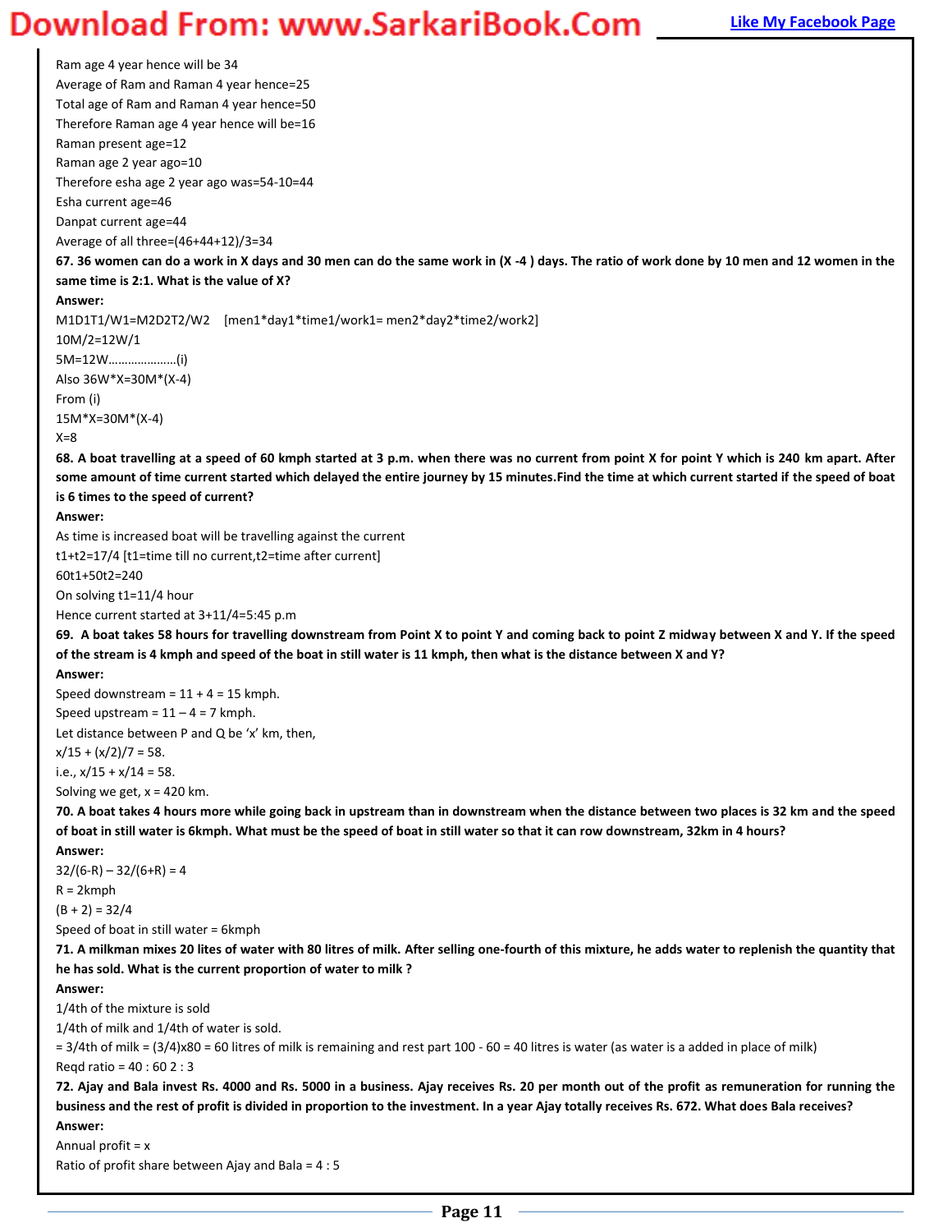Ram age 4 year hence will be 34

Average of Ram and Raman 4 year hence=25

Total age of Ram and Raman 4 year hence=50

Therefore Raman age 4 year hence will be=16

Raman present age=12

Raman age 2 year ago=10

Therefore esha age 2 year ago was=54-10=44

Esha current age=46

Danpat current age=44

Average of all three=(46+44+12)/3=34

**67. 36 women can do a work in X days and 30 men can do the same work in (X -4 ) days. The ratio of work done by 10 men and 12 women in the same time is 2:1. What is the value of X?**

**Answer:**

M1D1T1/W1=M2D2T2/W2 [men1*day1*time1/work1= men2*day2*time2/work2]

10M/2=12W/1

5M=12W…………………(i)

Also 36W*X=30M*(X-4)

From (i)

15M*X=30M*(X-4)

X=8

**68. A boat travelling at a speed of 60 kmph started at 3 p.m. when there was no current from point X for point Y which is 240 km apart. After some amount of time current started which delayed the entire journey by 15 minutes.Find the time at which current started if the speed of boat is 6 times to the speed of current?**

**Answer:**

As time is increased boat will be travelling against the current

t1+t2=17/4 [t1=time till no current,t2=time after current]

60t1+50t2=240

On solving t1=11/4 hour

Hence current started at 3+11/4=5:45 p.m

**69. A boat takes 58 hours for travelling downstream from Point X to point Y and coming back to point Z midway between X and Y. If the speed of the stream is 4 kmph and speed of the boat in still water is 11 kmph, then what is the distance between X and Y?**

**Answer:**

Speed downstream = 11 + 4 = 15 kmph.

Speed upstream = 11 – 4 = 7 kmph.

Let distance between P and Q be 'x' km, then,

x/15 + (x/2)/7 = 58.

i.e., x/15 + x/14 = 58.

Solving we get, x = 420 km.

**70. A boat takes 4 hours more while going back in upstream than in downstream when the distance between two places is 32 km and the speed of boat in still water is 6kmph. What must be the speed of boat in still water so that it can row downstream, 32km in 4 hours?**

**Answer:**

32/(6-R) – 32/(6+R) = 4

R = 2kmph

(B + 2) = 32/4

Speed of boat in still water = 6kmph

**71. A milkman mixes 20 lites of water with 80 litres of milk. After selling one-fourth of this mixture, he adds water to replenish the quantity that he has sold. What is the current proportion of water to milk ?**

**Answer:**

1/4th of the mixture is sold

1/4th of milk and 1/4th of water is sold.

= 3/4th of milk = (3/4)x80 = 60 litres of milk is remaining and rest part 100 - 60 = 40 litres is water (as water is a added in place of milk)

Reqd ratio = 40 : 60 2 : 3

**72. Ajay and Bala invest Rs. 4000 and Rs. 5000 in a business. Ajay receives Rs. 20 per month out of the profit as remuneration for running the business and the rest of profit is divided in proportion to the investment. In a year Ajay totally receives Rs. 672. What does Bala receives?**

**Answer:**

Annual profit = x

Ratio of profit share between Ajay and Bala = 4 : 5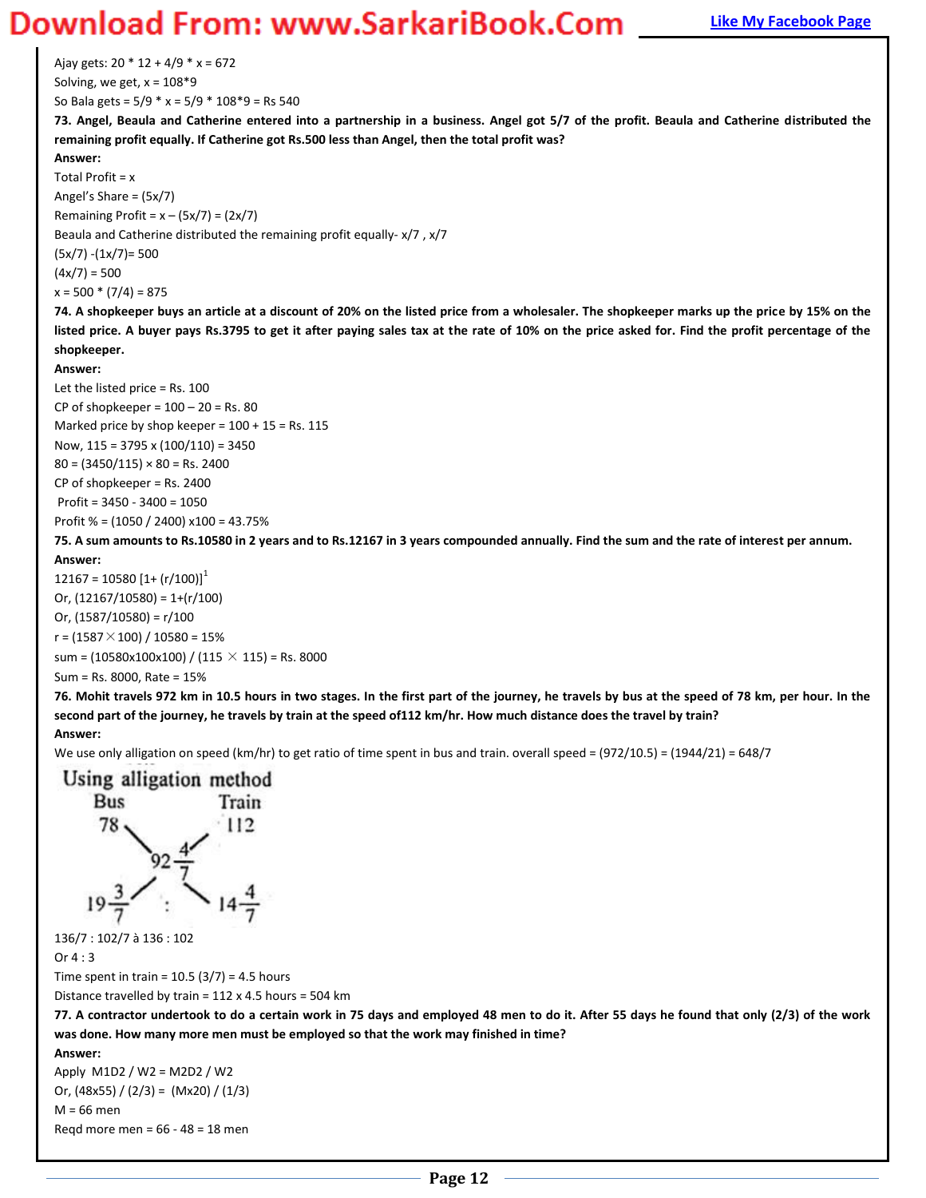Ajay gets: 20 * 12 + 4/9 * x = 672

Solving, we get, x = 108*9

So Bala gets = 5/9 * x = 5/9 * 108*9 = Rs 540

**73. Angel, Beaula and Catherine entered into a partnership in a business. Angel got 5/7 of the profit. Beaula and Catherine distributed the remaining profit equally. If Catherine got Rs.500 less than Angel, then the total profit was?**

**Answer:**

Total Profit = x

Angel's Share = (5x/7)

Remaining Profit = x – (5x/7) = (2x/7)

Beaula and Catherine distributed the remaining profit equally- x/7 , x/7

(5x/7) -(1x/7)= 500

(4x/7) = 500

x = 500 * (7/4) = 875

**74. A shopkeeper buys an article at a discount of 20% on the listed price from a wholesaler. The shopkeeper marks up the price by 15% on the listed price. A buyer pays Rs.3795 to get it after paying sales tax at the rate of 10% on the price asked for. Find the profit percentage of the shopkeeper.**

**Answer:**

Let the listed price = Rs. 100

CP of shopkeeper = 100 – 20 = Rs. 80

Marked price by shop keeper = 100 + 15 = Rs. 115

Now, 115 = 3795 x (100/110) = 3450

80 = (3450/115) × 80 = Rs. 2400

CP of shopkeeper = Rs. 2400

Profit = 3450 - 3400 = 1050

Profit % = (1050 / 2400) x100 = 43.75%

**75. A sum amounts to Rs.10580 in 2 years and to Rs.12167 in 3 years compounded annually. Find the sum and the rate of interest per annum.**

**Answer:**

$12167 = 10580 [1+ (r/100)]^1$

Or, (12167/10580) = 1+(r/100)

Or, (1587/10580) = r/100

r = (1587 × 100) / 10580 = 15%

sum = (10580x100x100) / (115 × 115) = Rs. 8000

Sum = Rs. 8000, Rate = 15%

**76. Mohit travels 972 km in 10.5 hours in two stages. In the first part of the journey, he travels by bus at the speed of 78 km, per hour. In the second part of the journey, he travels by train at the speed of112 km/hr. How much distance does the travel by train?**

**Answer:**

We use only alligation on speed (km/hr) to get ratio of time spent in bus and train. overall speed = (972/10.5) = (1944/21) = 648/7

Using alligation method

| Bus | | Train |
|---|---|---|
| 78 | | 112 |
| | $92\frac{4}{7}$ | |
| $19\frac{3}{7}$ | : | $14\frac{4}{7}$ |

136/7 : 102/7 à 136 : 102

Or 4 : 3

Time spent in train = 10.5 (3/7) = 4.5 hours

Distance travelled by train = 112 x 4.5 hours = 504 km

**77. A contractor undertook to do a certain work in 75 days and employed 48 men to do it. After 55 days he found that only (2/3) of the work was done. How many more men must be employed so that the work may finished in time?**

**Answer:**

Apply M1D2 / W2 = M2D2 / W2

Or, (48x55) / (2/3) = (Mx20) / (1/3)

M = 66 men

Reqd more men = 66 - 48 = 18 men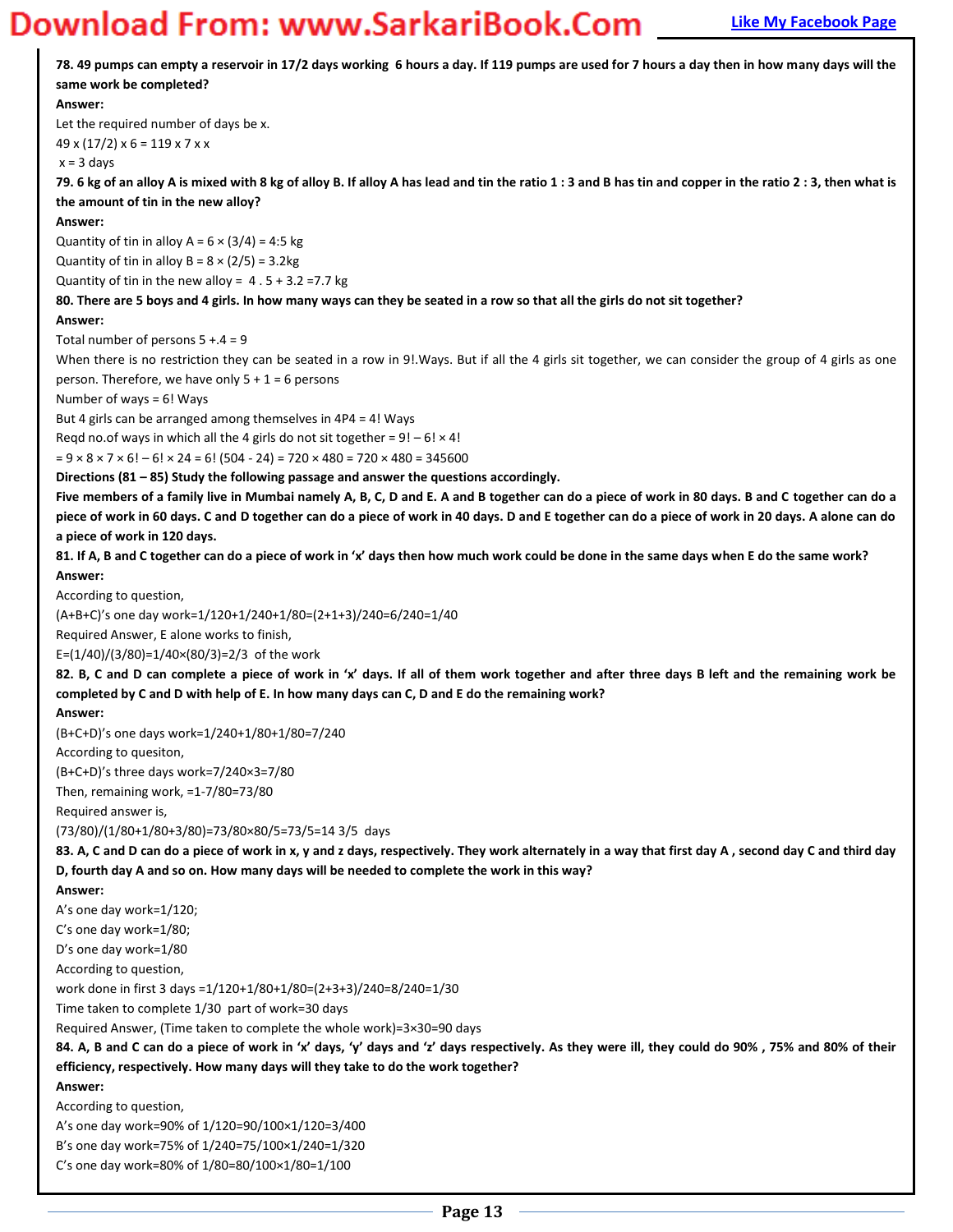**78. 49 pumps can empty a reservoir in 17/2 days working 6 hours a day. If 119 pumps are used for 7 hours a day then in how many days will the same work be completed?**

**Answer:**

Let the required number of days be x.

49 x (17/2) x 6 = 119 x 7 x x

x = 3 days

**79. 6 kg of an alloy A is mixed with 8 kg of alloy B. If alloy A has lead and tin the ratio 1 : 3 and B has tin and copper in the ratio 2 : 3, then what is the amount of tin in the new alloy?**

**Answer:**

Quantity of tin in alloy A = 6 × (3/4) = 4:5 kg

Quantity of tin in alloy B = 8 × (2/5) = 3.2kg

Quantity of tin in the new alloy = 4 . 5 + 3.2 =7.7 kg

**80. There are 5 boys and 4 girls. In how many ways can they be seated in a row so that all the girls do not sit together?**

**Answer:**

Total number of persons 5 +.4 = 9

When there is no restriction they can be seated in a row in 9!.Ways. But if all the 4 girls sit together, we can consider the group of 4 girls as one person. Therefore, we have only 5 + 1 = 6 persons

Number of ways = 6! Ways

But 4 girls can be arranged among themselves in 4P4 = 4! Ways

Reqd no.of ways in which all the 4 girls do not sit together = 9! – 6! × 4!

= 9 × 8 × 7 × 6! – 6! × 24 = 6! (504 - 24) = 720 × 480 = 720 × 480 = 345600

**Directions (81 – 85) Study the following passage and answer the questions accordingly.**

**Five members of a family live in Mumbai namely A, B, C, D and E. A and B together can do a piece of work in 80 days. B and C together can do a piece of work in 60 days. C and D together can do a piece of work in 40 days. D and E together can do a piece of work in 20 days. A alone can do a piece of work in 120 days.**

**81. If A, B and C together can do a piece of work in 'x' days then how much work could be done in the same days when E do the same work?**

**Answer:**

According to question,

(A+B+C)'s one day work=1/120+1/240+1/80=(2+1+3)/240=6/240=1/40

Required Answer, E alone works to finish,

E=(1/40)/(3/80)=1/40×(80/3)=2/3 of the work

**82. B, C and D can complete a piece of work in 'x' days. If all of them work together and after three days B left and the remaining work be completed by C and D with help of E. In how many days can C, D and E do the remaining work?**

**Answer:**

(B+C+D)'s one days work=1/240+1/80+1/80=7/240

According to quesiton,

(B+C+D)'s three days work=7/240×3=7/80

Then, remaining work, =1-7/80=73/80

Required answer is,

(73/80)/(1/80+1/80+3/80)=73/80×80/5=73/5=14 3/5 days

**83. A, C and D can do a piece of work in x, y and z days, respectively. They work alternately in a way that first day A , second day C and third day D, fourth day A and so on. How many days will be needed to complete the work in this way?**

**Answer:**

A's one day work=1/120;

C's one day work=1/80;

D's one day work=1/80

According to question,

work done in first 3 days =1/120+1/80+1/80=(2+3+3)/240=8/240=1/30

Time taken to complete 1/30 part of work=30 days

Required Answer, (Time taken to complete the whole work)=3×30=90 days

**84. A, B and C can do a piece of work in 'x' days, 'y' days and 'z' days respectively. As they were ill, they could do 90% , 75% and 80% of their efficiency, respectively. How many days will they take to do the work together?**

**Answer:**

According to question,

A's one day work=90% of 1/120=90/100×1/120=3/400

B's one day work=75% of 1/240=75/100×1/240=1/320

C's one day work=80% of 1/80=80/100×1/80=1/100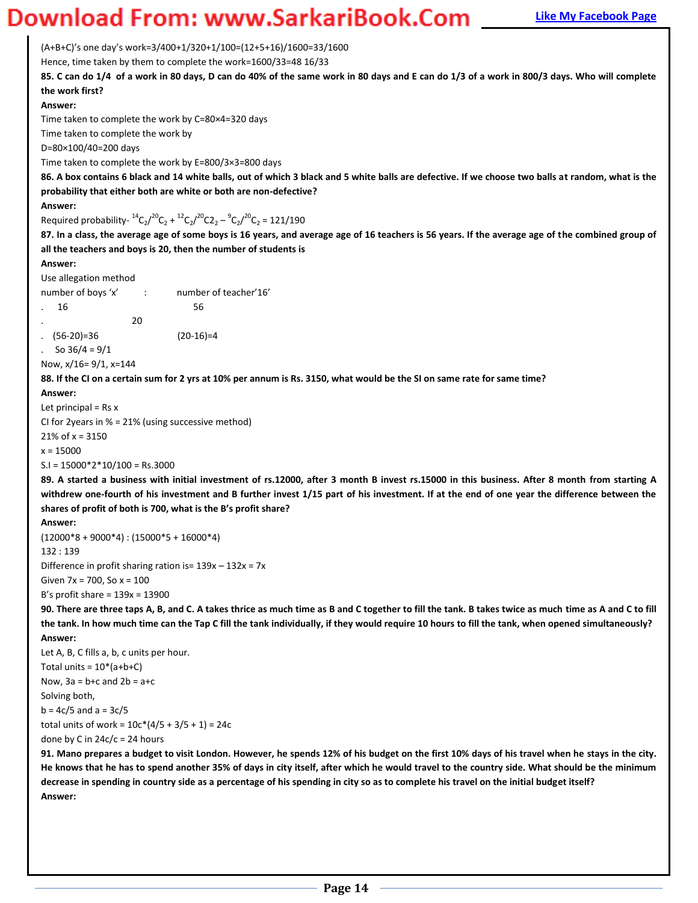(A+B+C)'s one day's work=3/400+1/320+1/100=(12+5+16)/1600=33/1600

Hence, time taken by them to complete the work=1600/33=48 16/33

**85. C can do 1/4 of a work in 80 days, D can do 40% of the same work in 80 days and E can do 1/3 of a work in 800/3 days. Who will complete the work first?**

**Answer:**

Time taken to complete the work by C=80×4=320 days

Time taken to complete the work by

D=80×100/40=200 days

Time taken to complete the work by E=800/3×3=800 days

**86. A box contains 6 black and 14 white balls, out of which 3 black and 5 white balls are defective. If we choose two balls at random, what is the probability that either both are white or both are non-defective?**

**Answer:**

Required probability- ${}^{14}C_2/{}^{20}C_2 + {}^{12}C_2/{}^{20}C2_2 - {}^{9}C_2/{}^{20}C_2$ = 121/190

**87. In a class, the average age of some boys is 16 years, and average age of 16 teachers is 56 years. If the average age of the combined group of all the teachers and boys is 20, then the number of students is**

**Answer:**

Use allegation method

number of boys 'x' : number of teacher'16'

. 16 56

. 20

. (56-20)=36 (20-16)=4

. So 36/4 = 9/1

Now, x/16= 9/1, x=144

**88. If the CI on a certain sum for 2 yrs at 10% per annum is Rs. 3150, what would be the SI on same rate for same time?**

**Answer:**

Let principal = Rs x

CI for 2years in % = 21% (using successive method)

21% of x = 3150

x = 15000

S.I = 15000*2*10/100 = Rs.3000

**89. A started a business with initial investment of rs.12000, after 3 month B invest rs.15000 in this business. After 8 month from starting A withdrew one-fourth of his investment and B further invest 1/15 part of his investment. If at the end of one year the difference between the shares of profit of both is 700, what is the B's profit share?**

**Answer:**

(12000*8 + 9000*4) : (15000*5 + 16000*4)

132 : 139

Difference in profit sharing ration is= 139x – 132x = 7x

Given 7x = 700, So x = 100

B's profit share = 139x = 13900

**90. There are three taps A, B, and C. A takes thrice as much time as B and C together to fill the tank. B takes twice as much time as A and C to fill the tank. In how much time can the Tap C fill the tank individually, if they would require 10 hours to fill the tank, when opened simultaneously?**

**Answer:**

Let A, B, C fills a, b, c units per hour.

Total units = 10*(a+b+C)

Now, 3a = b+c and 2b = a+c

Solving both,

b = 4c/5 and a = 3c/5

total units of work = 10c*(4/5 + 3/5 + 1) = 24c

done by C in 24c/c = 24 hours

**91. Mano prepares a budget to visit London. However, he spends 12% of his budget on the first 10% days of his travel when he stays in the city. He knows that he has to spend another 35% of days in city itself, after which he would travel to the country side. What should be the minimum decrease in spending in country side as a percentage of his spending in city so as to complete his travel on the initial budget itself?**

**Answer:**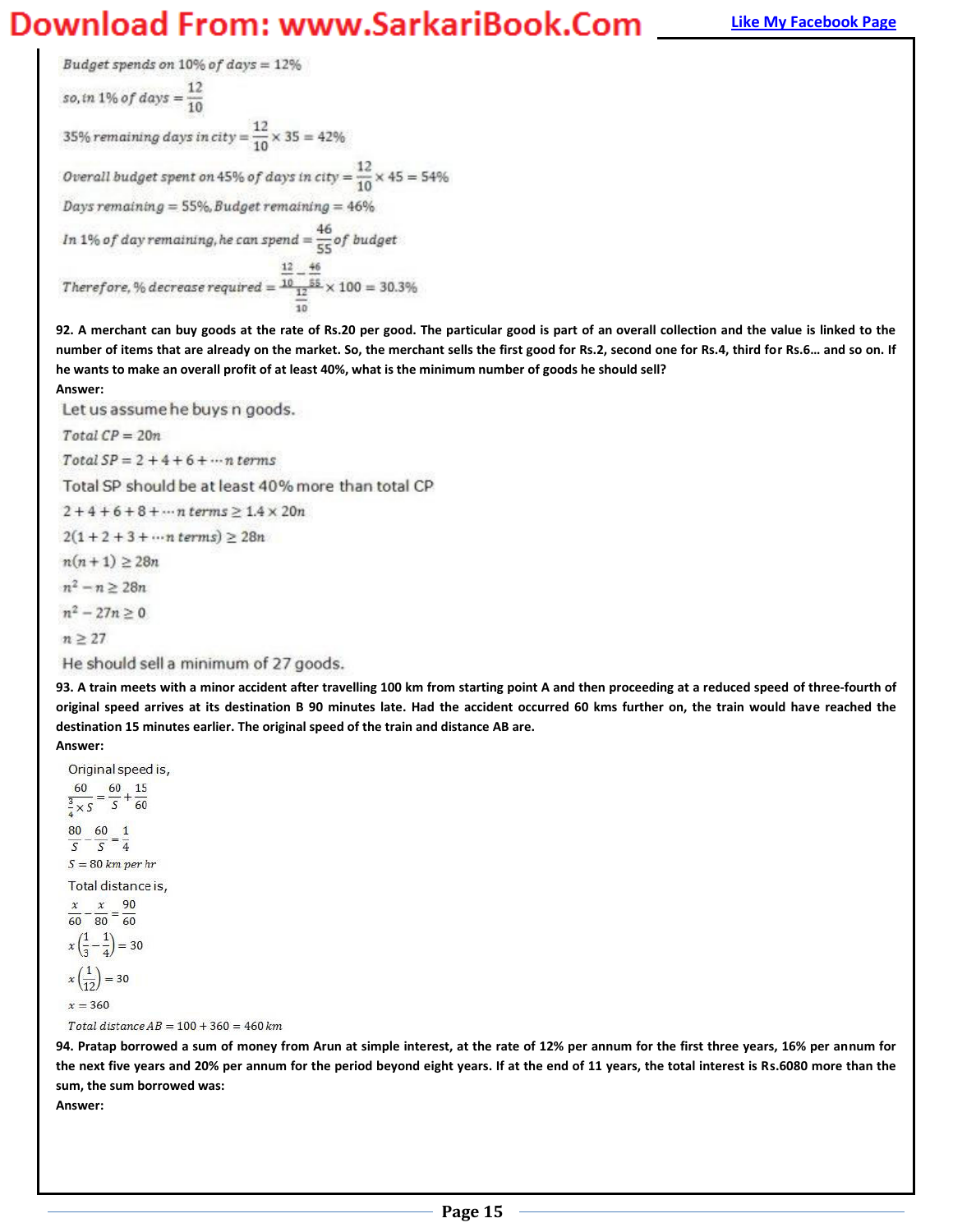$Budget\ spends\ on\ 10\%\ of\ days = 12\%$

$so, in\ 1\%\ of\ days = \frac{12}{10}$

$35\%\ remaining\ days\ in\ city = \frac{12}{10} \times 35 = 42\%$

$Overall\ budget\ spent\ on\ 45\%\ of\ days\ in\ city = \frac{12}{10} \times 45 = 54\%$

$Days\ remaining = 55\%, Budget\ remaining = 46\%$

$In\ 1\%\ of\ day\ remaining, he\ can\ spend = \frac{46}{55} of\ budget$

$Therefore, \%\ decrease\ required = \frac{\frac{12}{10} - \frac{46}{55}}{\frac{12}{10}} \times 100 = 30.3\%$

**92. A merchant can buy goods at the rate of Rs.20 per good. The particular good is part of an overall collection and the value is linked to the number of items that are already on the market. So, the merchant sells the first good for Rs.2, second one for Rs.4, third for Rs.6… and so on. If he wants to make an overall profit of at least 40%, what is the minimum number of goods he should sell?**

**Answer:**

Let us assume he buys n goods.

$Total\ CP = 20n$

$Total\ SP = 2 + 4 + 6 + \cdots n\ terms$

Total SP should be at least 40% more than total CP

$2 + 4 + 6 + 8 + \cdots n\ terms \geq 1.4 \times 20n$

$2(1 + 2 + 3 + \cdots n\ terms) \geq 28n$

$n(n+1) \geq 28n$

$n^2 - n \geq 28n$

$n^2 - 27n \geq 0$

$n \geq 27$

He should sell a minimum of 27 goods.

**93. A train meets with a minor accident after travelling 100 km from starting point A and then proceeding at a reduced speed of three-fourth of original speed arrives at its destination B 90 minutes late. Had the accident occurred 60 kms further on, the train would have reached the destination 15 minutes earlier. The original speed of the train and distance AB are.**

**Answer:**

Original speed is,

$$\frac{60}{\frac{3}{4} \times S} = \frac{60}{S} + \frac{15}{60}$$

$$\frac{80}{S} - \frac{60}{S} = \frac{1}{4}$$

$$S = 80\ km\ per\ hr$$

Total distance is,

$$\frac{x}{60} - \frac{x}{80} = \frac{90}{60}$$

$$x\left(\frac{1}{3} - \frac{1}{4}\right) = 30$$

$$x\left(\frac{1}{12}\right) = 30$$

$$x = 360$$

$$Total\ distance\ AB = 100 + 360 = 460\ km$$

**94. Pratap borrowed a sum of money from Arun at simple interest, at the rate of 12% per annum for the first three years, 16% per annum for the next five years and 20% per annum for the period beyond eight years. If at the end of 11 years, the total interest is Rs.6080 more than the sum, the sum borrowed was:**

**Answer:**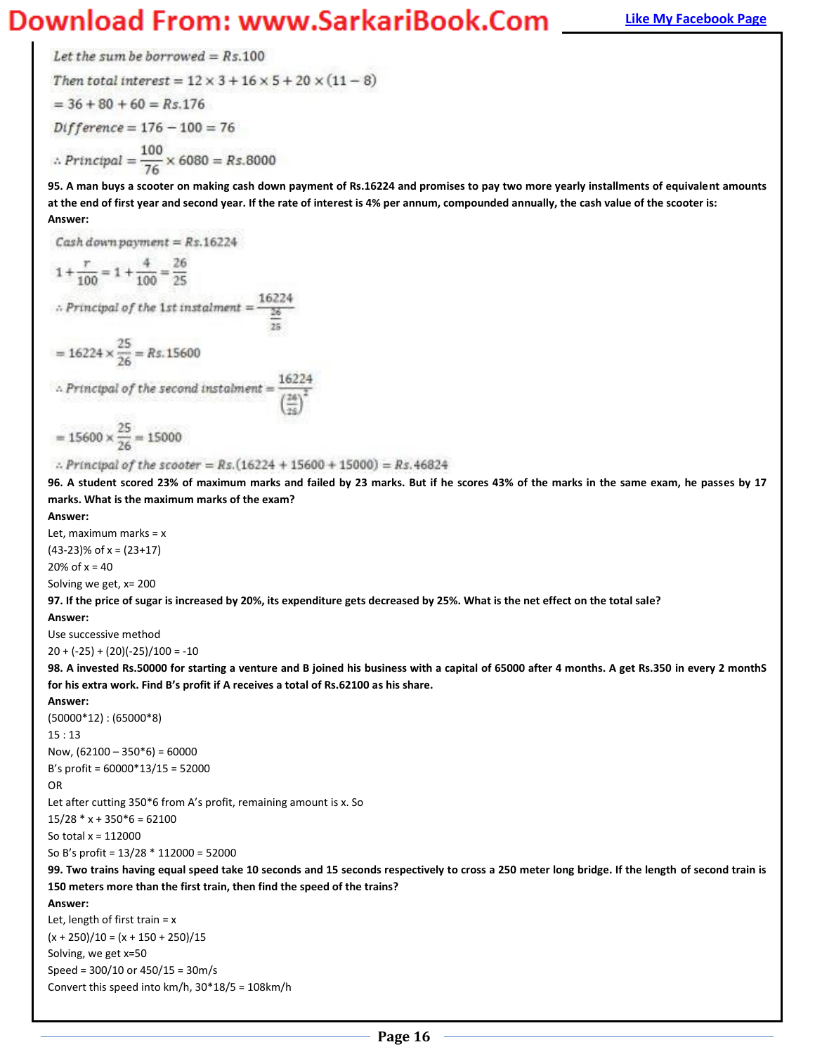$$\text{Let the sum be borrowed} = Rs.100$$

$$\text{Then total interest} = 12 \times 3 + 16 \times 5 + 20 \times (11-8)$$

$$= 36 + 80 + 60 = Rs.176$$

$$Difference = 176 - 100 = 76$$

$$\therefore Principal = \frac{100}{76} \times 6080 = Rs.8000$$

**95. A man buys a scooter on making cash down payment of Rs.16224 and promises to pay two more yearly installments of equivalent amounts at the end of first year and second year. If the rate of interest is 4% per annum, compounded annually, the cash value of the scooter is:**

**Answer:**

$$\text{Cash down payment} = Rs.16224$$

$$1 + \frac{r}{100} = 1 + \frac{4}{100} = \frac{26}{25}$$

$$\therefore \text{Principal of the 1st instalment} = \frac{16224}{\frac{26}{25}}$$

$$= 16224 \times \frac{25}{26} = Rs.15600$$

$$\therefore \text{Principal of the second instalment} = \frac{16224}{\left(\frac{26}{25}\right)^2}$$

$$= 15600 \times \frac{25}{26} = 15000$$

$$\therefore \text{Principal of the scooter} = Rs.(16224 + 15600 + 15000) = Rs.46824$$

**96. A student scored 23% of maximum marks and failed by 23 marks. But if he scores 43% of the marks in the same exam, he passes by 17 marks. What is the maximum marks of the exam?**

**Answer:**

Let, maximum marks = x

(43-23)% of x = (23+17)

20% of x = 40

Solving we get, x= 200

**97. If the price of sugar is increased by 20%, its expenditure gets decreased by 25%. What is the net effect on the total sale?**

**Answer:**

Use successive method

20 + (-25) + (20)(-25)/100 = -10

**98. A invested Rs.50000 for starting a venture and B joined his business with a capital of 65000 after 4 months. A get Rs.350 in every 2 monthS for his extra work. Find B's profit if A receives a total of Rs.62100 as his share.**

**Answer:**

(50000*12) : (65000*8)

15 : 13

Now, (62100 – 350*6) = 60000

B's profit = 60000*13/15 = 52000

OR

Let after cutting 350*6 from A's profit, remaining amount is x. So

15/28 * x + 350*6 = 62100

So total x = 112000

So B's profit = 13/28 * 112000 = 52000

**99. Two trains having equal speed take 10 seconds and 15 seconds respectively to cross a 250 meter long bridge. If the length of second train is 150 meters more than the first train, then find the speed of the trains?**

**Answer:**

Let, length of first train = x

(x + 250)/10 = (x + 150 + 250)/15

Solving, we get x=50

Speed = 300/10 or 450/15 = 30m/s

Convert this speed into km/h, 30*18/5 = 108km/h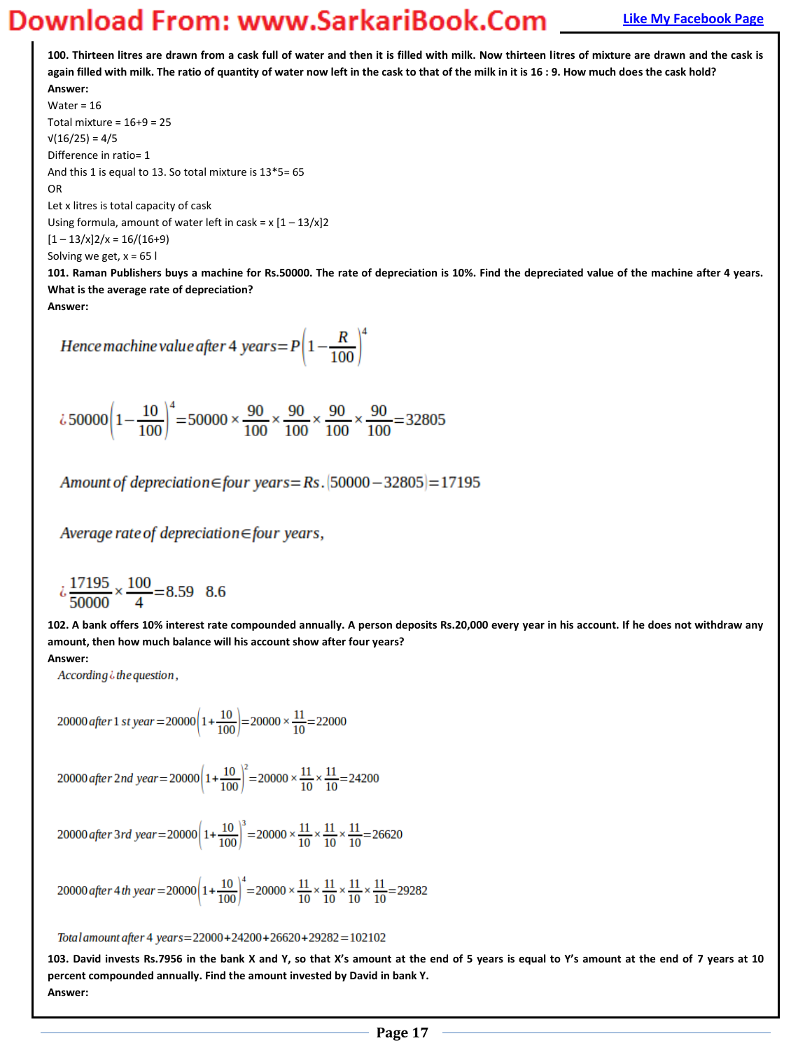**100. Thirteen litres are drawn from a cask full of water and then it is filled with milk. Now thirteen litres of mixture are drawn and the cask is again filled with milk. The ratio of quantity of water now left in the cask to that of the milk in it is 16 : 9. How much does the cask hold?**

**Answer:**

Water = 16

Total mixture = 16+9 = 25

√(16/25) = 4/5

Difference in ratio= 1

And this 1 is equal to 13. So total mixture is 13*5= 65

OR

Let x litres is total capacity of cask

Using formula, amount of water left in cask = x [1 – 13/x]2

[1 – 13/x]2/x = 16/(16+9)

Solving we get, x = 65 l

**101. Raman Publishers buys a machine for Rs.50000. The rate of depreciation is 10%. Find the depreciated value of the machine after 4 years. What is the average rate of depreciation?**

**Answer:**

$$Hence\ machine\ value\ after\ 4\ years = P\left(1-\frac{R}{100}\right)^4$$

$$¿50000\left(1-\frac{10}{100}\right)^4 = 50000\times\frac{90}{100}\times\frac{90}{100}\times\frac{90}{100}\times\frac{90}{100} = 32805$$

$$Amount\ of\ depreciation \in four\ years = Rs.\,(50000-32805) = 17195$$

$$Average\ rate\ of\ depreciation \in four\ years,$$

$$¿\frac{17195}{50000}\times\frac{100}{4} = 8.59\quad 8.6$$

**102. A bank offers 10% interest rate compounded annually. A person deposits Rs.20,000 every year in his account. If he does not withdraw any amount, then how much balance will his account show after four years?**

**Answer:**

$According\ ¿\ the\ question,$

$$20000\ after\ 1st\ year = 20000\left(1+\frac{10}{100}\right) = 20000\times\frac{11}{10} = 22000$$

$$20000\ after\ 2nd\ year = 20000\left(1+\frac{10}{100}\right)^2 = 20000\times\frac{11}{10}\times\frac{11}{10} = 24200$$

$$20000\ after\ 3rd\ year = 20000\left(1+\frac{10}{100}\right)^3 = 20000\times\frac{11}{10}\times\frac{11}{10}\times\frac{11}{10} = 26620$$

$$20000\ after\ 4th\ year = 20000\left(1+\frac{10}{100}\right)^4 = 20000\times\frac{11}{10}\times\frac{11}{10}\times\frac{11}{10}\times\frac{11}{10} = 29282$$

$$Total\ amount\ after\ 4\ years = 22000+24200+26620+29282 = 102102$$

**103. David invests Rs.7956 in the bank X and Y, so that X's amount at the end of 5 years is equal to Y's amount at the end of 7 years at 10 percent compounded annually. Find the amount invested by David in bank Y.**

**Answer:**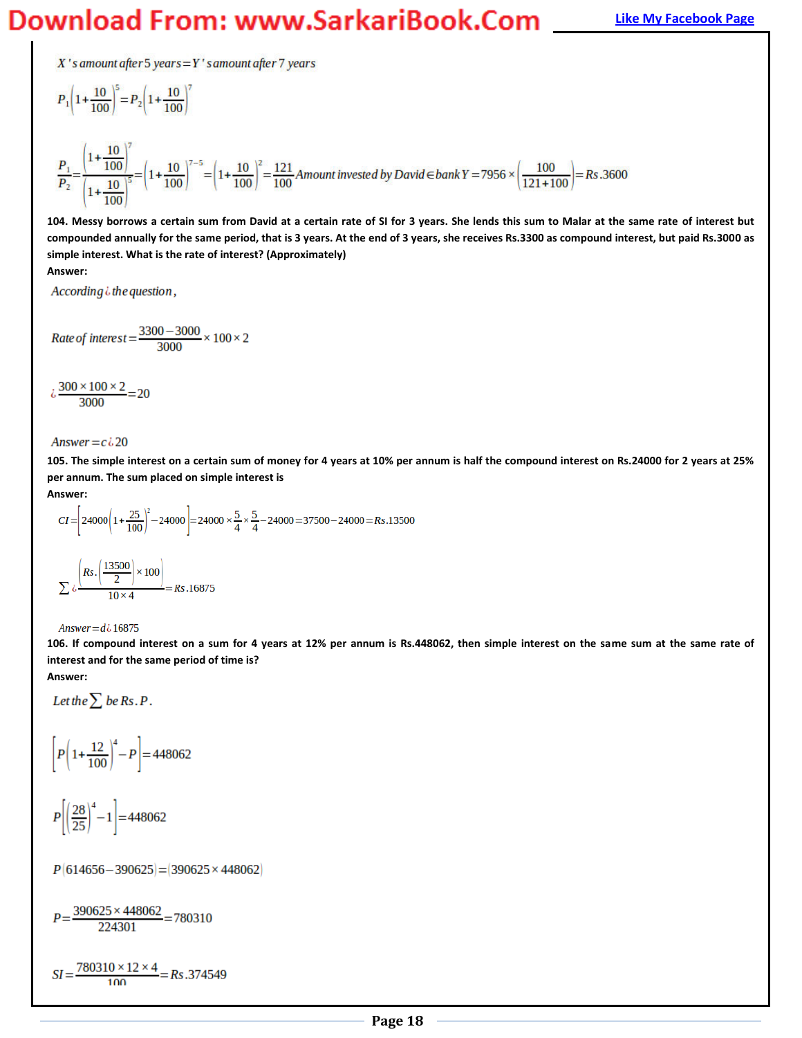$X$'s amount after 5 years = $Y$'s amount after 7 years

$$P_1\left(1+\frac{10}{100}\right)^5 = P_2\left(1+\frac{10}{100}\right)^7$$

$$\frac{P_1}{P_2} = \frac{\left(1+\frac{10}{100}\right)^7}{\left(1+\frac{10}{100}\right)^5} = \left(1+\frac{10}{100}\right)^{7-5} = \left(1+\frac{10}{100}\right)^2 = \frac{121}{100}$$ Amount invested by David ∈ bank Y = $7956 \times \left(\frac{100}{121+100}\right) = Rs.3600$

**104. Messy borrows a certain sum from David at a certain rate of SI for 3 years. She lends this sum to Malar at the same rate of interest but compounded annually for the same period, that is 3 years. At the end of 3 years, she receives Rs.3300 as compound interest, but paid Rs.3000 as simple interest. What is the rate of interest? (Approximately)**

**Answer:**

According ¿ the question,

$$Rate\ of\ interest = \frac{3300-3000}{3000} \times 100 \times 2$$

$$¿\frac{300 \times 100 \times 2}{3000} = 20$$

Answer = c ¿ 20

**105. The simple interest on a certain sum of money for 4 years at 10% per annum is half the compound interest on Rs.24000 for 2 years at 25% per annum. The sum placed on simple interest is**

**Answer:**

$$CI = \left[24000\left(1+\frac{25}{100}\right)^2 - 24000\right] = 24000 \times \frac{5}{4} \times \frac{5}{4} - 24000 = 37500 - 24000 = Rs.13500$$

$$\sum ¿ \frac{\left(Rs.\left(\frac{13500}{2}\right) \times 100\right)}{10 \times 4} = Rs.16875$$

Answer = d ¿ 16875

**106. If compound interest on a sum for 4 years at 12% per annum is Rs.448062, then simple interest on the same sum at the same rate of interest and for the same period of time is?**

**Answer:**

Let the $\sum$ be Rs. P.

$$\left[P\left(1+\frac{12}{100}\right)^4 - P\right] = 448062$$

$$P\left[\left(\frac{28}{25}\right)^4 - 1\right] = 448062$$

$$P(614656 - 390625) = (390625 \times 448062)$$

$$P = \frac{390625 \times 448062}{224301} = 780310$$

$$SI = \frac{780310 \times 12 \times 4}{100} = Rs.374549$$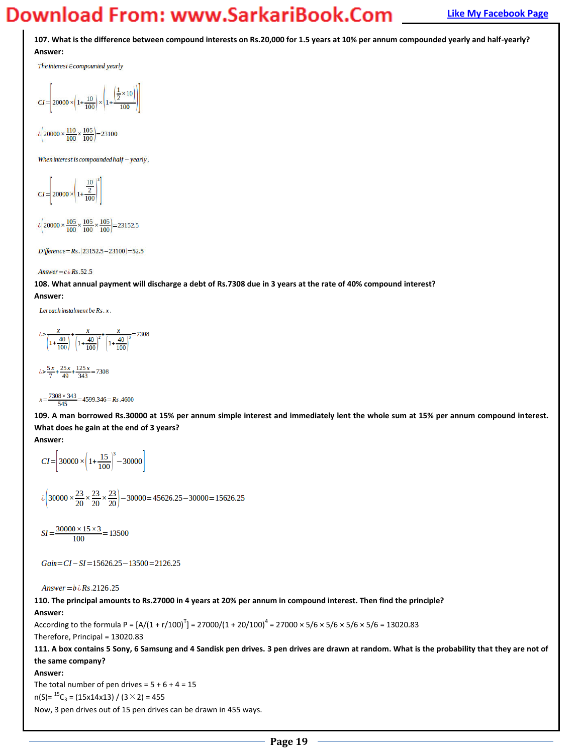**107. What is the difference between compound interests on Rs.20,000 for 1.5 years at 10% per annum compounded yearly and half-yearly?**

**Answer:**

The interest ∈ compounded yearly

$$CI = \left[20000 \times \left(1 + \frac{10}{100}\right) \times \left(1 + \frac{\left(\frac{1}{2} \times 10\right)}{100}\right)\right]$$

$$¿\left(20000 \times \frac{110}{100} \times \frac{105}{100}\right) = 23100$$

When interest is compounded half − yearly,

$$CI = \left[20000 \times \left(1 + \frac{\frac{10}{2}}{100}\right)^3\right]$$

$$¿\left(20000 \times \frac{105}{100} \times \frac{105}{100} \times \frac{105}{100}\right) = 23152.5$$

$$Difference = Rs.\,(23152.5 - 23100) = 52.5$$

$$Answer = c¿\,Rs.52.5$$

**108. What annual payment will discharge a debt of Rs.7308 due in 3 years at the rate of 40% compound interest?**

**Answer:**

Let each instalment be Rs. x.

$$¿> \frac{x}{\left(1 + \frac{40}{100}\right)} + \frac{x}{\left(1 + \frac{40}{100}\right)^2} + \frac{x}{\left(1 + \frac{40}{100}\right)^3} = 7308$$

$$¿> \frac{5x}{7} + \frac{25x}{49} + \frac{125x}{343} = 7308$$

$$x = \frac{7308 \times 343}{545} = 4599.346 = Rs.4600$$

**109. A man borrowed Rs.30000 at 15% per annum simple interest and immediately lent the whole sum at 15% per annum compound interest. What does he gain at the end of 3 years?**

**Answer:**

$$CI = \left[30000 \times \left(1 + \frac{15}{100}\right)^3 - 30000\right]$$

$$¿\left(30000 \times \frac{23}{20} \times \frac{23}{20} \times \frac{23}{20}\right) - 30000 = 45626.25 - 30000 = 15626.25$$

$$SI = \frac{30000 \times 15 \times 3}{100} = 13500$$

$$Gain = CI - SI = 15626.25 - 13500 = 2126.25$$

$$Answer = b¿\,Rs.2126.25$$

**110. The principal amounts to Rs.27000 in 4 years at 20% per annum in compound interest. Then find the principle?**

**Answer:**

According to the formula $P = [A/(1 + r/100)^T] = 27000/(1 + 20/100)^4 = 27000 \times 5/6 \times 5/6 \times 5/6 \times 5/6 = 13020.83$

Therefore, Principal = 13020.83

**111. A box contains 5 Sony, 6 Samsung and 4 Sandisk pen drives. 3 pen drives are drawn at random. What is the probability that they are not of the same company?**

**Answer:**

The total number of pen drives = 5 + 6 + 4 = 15

$n(S) = {}^{15}C_3 = (15 \times 14 \times 13) / (3 \times 2) = 455$

Now, 3 pen drives out of 15 pen drives can be drawn in 455 ways.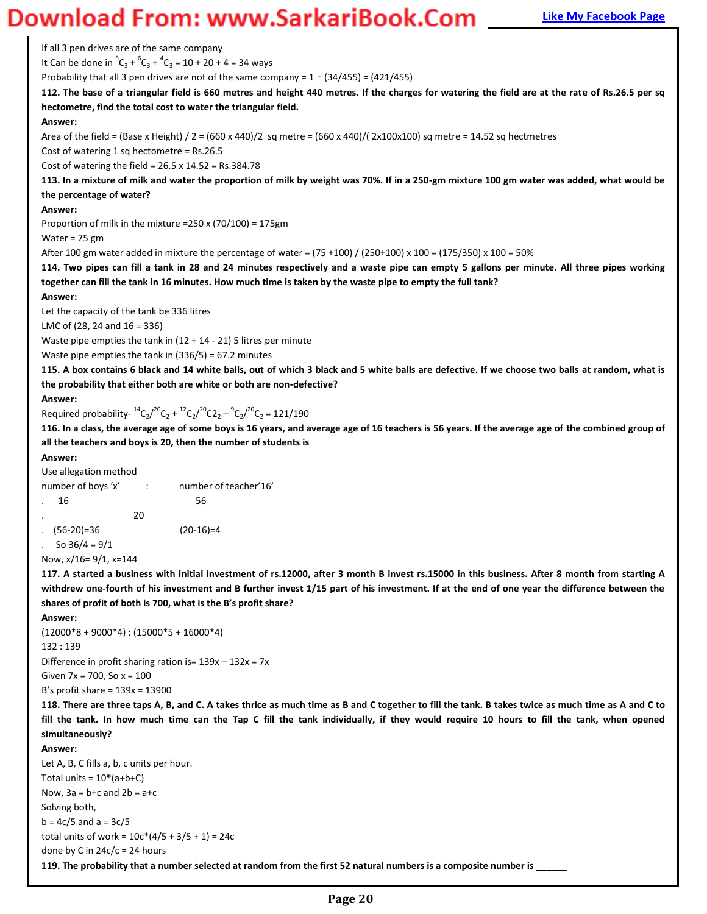If all 3 pen drives are of the same company

It Can be done in ${}^{5}C_3 + {}^{6}C_3 + {}^{4}C_3 = 10 + 20 + 4 = 34$ ways

Probability that all 3 pen drives are not of the same company = 1 - (34/455) = (421/455)

**112. The base of a triangular field is 660 metres and height 440 metres. If the charges for watering the field are at the rate of Rs.26.5 per sq hectometre, find the total cost to water the triangular field.**

**Answer:**

Area of the field = (Base x Height) / 2 = (660 x 440)/2 sq metre = (660 x 440)/( 2x100x100) sq metre = 14.52 sq hectmetres

Cost of watering 1 sq hectometre = Rs.26.5

Cost of watering the field = 26.5 x 14.52 = Rs.384.78

**113. In a mixture of milk and water the proportion of milk by weight was 70%. If in a 250-gm mixture 100 gm water was added, what would be the percentage of water?**

**Answer:**

Proportion of milk in the mixture =250 x (70/100) = 175gm

Water = 75 gm

After 100 gm water added in mixture the percentage of water = (75 +100) / (250+100) x 100 = (175/350) x 100 = 50%

**114. Two pipes can fill a tank in 28 and 24 minutes respectively and a waste pipe can empty 5 gallons per minute. All three pipes working together can fill the tank in 16 minutes. How much time is taken by the waste pipe to empty the full tank?**

**Answer:**

Let the capacity of the tank be 336 litres

LMC of (28, 24 and 16 = 336)

Waste pipe empties the tank in (12 + 14 - 21) 5 litres per minute

Waste pipe empties the tank in (336/5) = 67.2 minutes

**115. A box contains 6 black and 14 white balls, out of which 3 black and 5 white balls are defective. If we choose two balls at random, what is the probability that either both are white or both are non-defective?**

**Answer:**

Required probability- ${}^{14}C_2/{}^{20}C_2 + {}^{12}C_2/{}^{20}C2_2 - {}^{9}C_2/{}^{20}C_2 = 121/190$

**116. In a class, the average age of some boys is 16 years, and average age of 16 teachers is 56 years. If the average age of the combined group of all the teachers and boys is 20, then the number of students is**

**Answer:**

Use allegation method

number of boys 'x' : number of teacher'16'

16 56

20

(56-20)=36 (20-16)=4

So 36/4 = 9/1

Now, x/16= 9/1, x=144

**117. A started a business with initial investment of rs.12000, after 3 month B invest rs.15000 in this business. After 8 month from starting A withdrew one-fourth of his investment and B further invest 1/15 part of his investment. If at the end of one year the difference between the shares of profit of both is 700, what is the B's profit share?**

**Answer:**

(12000*8 + 9000*4) : (15000*5 + 16000*4)

132 : 139

Difference in profit sharing ration is= 139x – 132x = 7x

Given 7x = 700, So x = 100

B's profit share = 139x = 13900

**118. There are three taps A, B, and C. A takes thrice as much time as B and C together to fill the tank. B takes twice as much time as A and C to fill the tank. In how much time can the Tap C fill the tank individually, if they would require 10 hours to fill the tank, when opened simultaneously?**

**Answer:**

Let A, B, C fills a, b, c units per hour.

Total units = 10*(a+b+C)

Now, 3a = b+c and 2b = a+c

Solving both,

b = 4c/5 and a = 3c/5

total units of work = 10c*(4/5 + 3/5 + 1) = 24c

done by C in 24c/c = 24 hours

**119. The probability that a number selected at random from the first 52 natural numbers is a composite number is ______**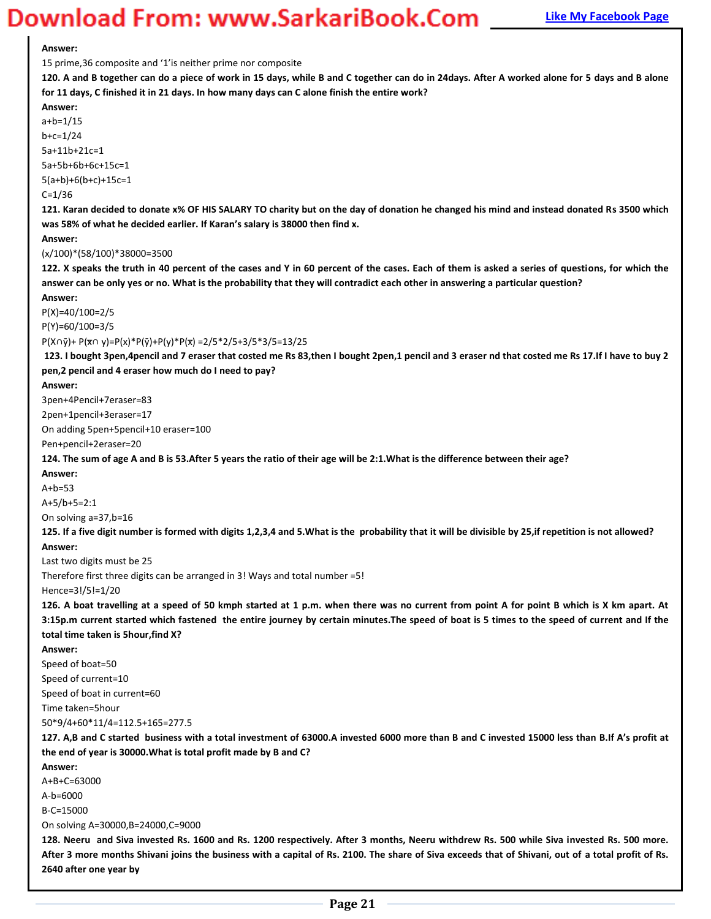**Answer:**

15 prime,36 composite and '1'is neither prime nor composite

**120. A and B together can do a piece of work in 15 days, while B and C together can do in 24days. After A worked alone for 5 days and B alone for 11 days, C finished it in 21 days. In how many days can C alone finish the entire work?**

**Answer:**

$a+b=1/15$

$b+c=1/24$

$5a+11b+21c=1$

$5a+5b+6b+6c+15c=1$

$5(a+b)+6(b+c)+15c=1$

$C=1/36$

**121. Karan decided to donate x% OF HIS SALARY TO charity but on the day of donation he changed his mind and instead donated Rs 3500 which was 58% of what he decided earlier. If Karan's salary is 38000 then find x.**

**Answer:**

$(x/100)*(58/100)*38000=3500$

**122. X speaks the truth in 40 percent of the cases and Y in 60 percent of the cases. Each of them is asked a series of questions, for which the answer can be only yes or no. What is the probability that they will contradict each other in answering a particular question?**

**Answer:**

$P(X)=40/100=2/5$

$P(Y)=60/100=3/5$

$P(X\cap\bar{y})+P(\bar{x}\cap y)=P(x)*P(\bar{y})+P(y)*P(\bar{x})=2/5*2/5+3/5*3/5=13/25$

**123. I bought 3pen,4pencil and 7 eraser that costed me Rs 83,then I bought 2pen,1 pencil and 3 eraser nd that costed me Rs 17.If I have to buy 2 pen,2 pencil and 4 eraser how much do I need to pay?**

**Answer:**

3pen+4Pencil+7eraser=83

2pen+1pencil+3eraser=17

On adding 5pen+5pencil+10 eraser=100

Pen+pencil+2eraser=20

**124. The sum of age A and B is 53.After 5 years the ratio of their age will be 2:1.What is the difference between their age?**

**Answer:**

$A+b=53$

$A+5/b+5=2:1$

On solving a=37,b=16

**125. If a five digit number is formed with digits 1,2,3,4 and 5.What is the probability that it will be divisible by 25,if repetition is not allowed?**

**Answer:**

Last two digits must be 25

Therefore first three digits can be arranged in 3! Ways and total number =5!

Hence=3!/5!=1/20

**126. A boat travelling at a speed of 50 kmph started at 1 p.m. when there was no current from point A for point B which is X km apart. At 3:15p.m current started which fastened the entire journey by certain minutes.The speed of boat is 5 times to the speed of current and If the total time taken is 5hour,find X?**

**Answer:**

Speed of boat=50

Speed of current=10

Speed of boat in current=60

Time taken=5hour

$50*9/4+60*11/4=112.5+165=277.5$

**127. A,B and C started business with a total investment of 63000.A invested 6000 more than B and C invested 15000 less than B.If A's profit at the end of year is 30000.What is total profit made by B and C?**

**Answer:**

$A+B+C=63000$

$A-b=6000$

$B-C=15000$

On solving A=30000,B=24000,C=9000

**128. Neeru and Siva invested Rs. 1600 and Rs. 1200 respectively. After 3 months, Neeru withdrew Rs. 500 while Siva invested Rs. 500 more. After 3 more months Shivani joins the business with a capital of Rs. 2100. The share of Siva exceeds that of Shivani, out of a total profit of Rs. 2640 after one year by**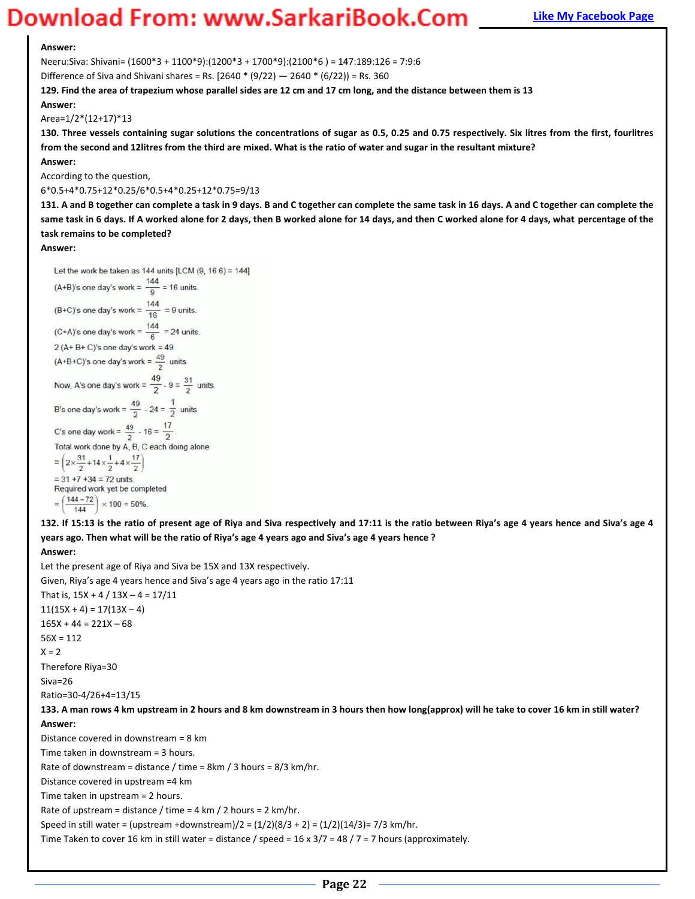**Answer:**

Neeru:Siva: Shivani= (1600*3 + 1100*9):(1200*3 + 1700*9):(2100*6 ) = 147:189:126 = 7:9:6

Difference of Siva and Shivani shares = Rs. [2640 * (9/22) — 2640 * (6/22)) = Rs. 360

**129. Find the area of trapezium whose parallel sides are 12 cm and 17 cm long, and the distance between them is 13**

**Answer:**

Area=1/2*(12+17)*13

**130. Three vessels containing sugar solutions the concentrations of sugar as 0.5, 0.25 and 0.75 respectively. Six litres from the first, fourlitres from the second and 12litres from the third are mixed. What is the ratio of water and sugar in the resultant mixture?**

**Answer:**

According to the question,

6*0.5+4*0.75+12*0.25/6*0.5+4*0.25+12*0.75=9/13

**131. A and B together can complete a task in 9 days. B and C together can complete the same task in 16 days. A and C together can complete the same task in 6 days. If A worked alone for 2 days, then B worked alone for 14 days, and then C worked alone for 4 days, what percentage of the task remains to be completed?**

**Answer:**

Let the work be taken as 144 units [LCM (9, 16 6) = 144]

(A+B)'s one day's work = $\frac{144}{9}$ = 16 units.

(B+C)'s one day's work = $\frac{144}{16}$ = 9 units.

(C+A)'s one day's work = $\frac{144}{6}$ = 24 units.

2 (A+ B+ C)'s one day's work = 49

(A+B+C)'s one day's work = $\frac{49}{2}$ units.

Now, A's one day's work = $\frac{49}{2} - 9 = \frac{31}{2}$ units.

B's one day's work = $\frac{49}{2} - 24 = \frac{1}{2}$ units

C's one day work = $\frac{49}{2} - 16 = \frac{17}{2}$.

Total work done by A, B, C each doing alone

$= \left(2\times\frac{31}{2}+14\times\frac{1}{2}+4\times\frac{17}{2}\right)$

= 31 +7 +34 = 72 units.

Required work yet be completed

$= \left(\frac{144-72}{144}\right)\times 100 = 50\%$.

**132. If 15:13 is the ratio of present age of Riya and Siva respectively and 17:11 is the ratio between Riya's age 4 years hence and Siva's age 4 years ago. Then what will be the ratio of Riya's age 4 years ago and Siva's age 4 years hence ?**

**Answer:**

Let the present age of Riya and Siva be 15X and 13X respectively.

Given, Riya's age 4 years hence and Siva's age 4 years ago in the ratio 17:11

That is, 15X + 4 / 13X – 4 = 17/11

11(15X + 4) = 17(13X – 4)

165X + 44 = 221X – 68

56X = 112

X = 2

Therefore Riya=30

Siva=26

Ratio=30-4/26+4=13/15

**133. A man rows 4 km upstream in 2 hours and 8 km downstream in 3 hours then how long(approx) will he take to cover 16 km in still water?**

**Answer:**

Distance covered in downstream = 8 km

Time taken in downstream = 3 hours.

Rate of downstream = distance / time = 8km / 3 hours = 8/3 km/hr.

Distance covered in upstream =4 km

Time taken in upstream = 2 hours.

Rate of upstream = distance / time = 4 km / 2 hours = 2 km/hr.

Speed in still water = (upstream +downstream)/2 = (1/2)(8/3 + 2) = (1/2)(14/3)= 7/3 km/hr.

Time Taken to cover 16 km in still water = distance / speed = 16 x 3/7 = 48 / 7 = 7 hours (approximately.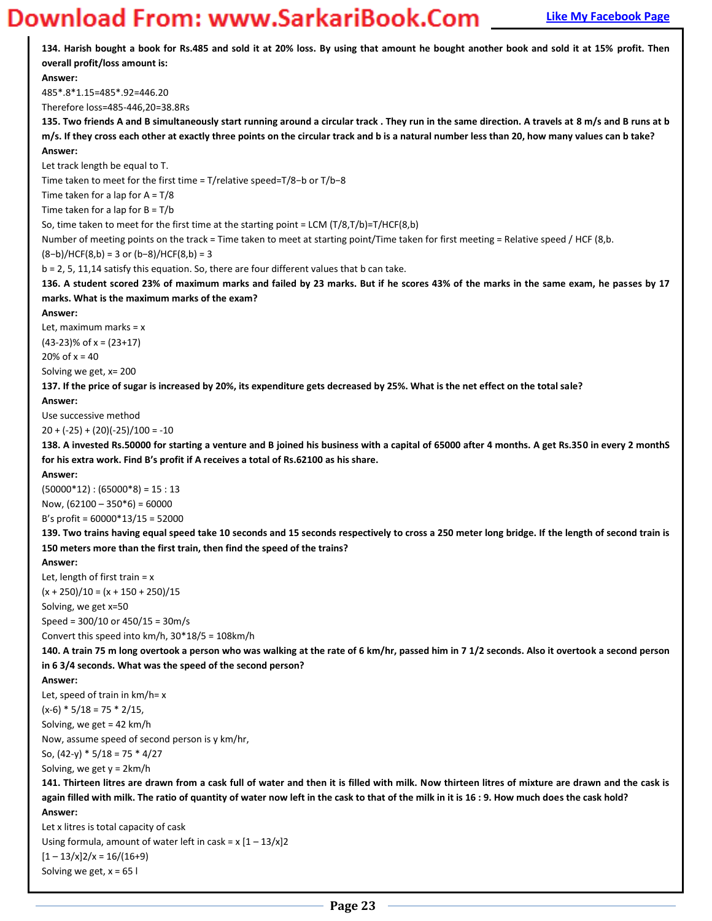**134. Harish bought a book for Rs.485 and sold it at 20% loss. By using that amount he bought another book and sold it at 15% profit. Then overall profit/loss amount is:**

**Answer:**

485*.8*1.15=485*.92=446.20

Therefore loss=485-446,20=38.8Rs

**135. Two friends A and B simultaneously start running around a circular track . They run in the same direction. A travels at 8 m/s and B runs at b m/s. If they cross each other at exactly three points on the circular track and b is a natural number less than 20, how many values can b take?**

**Answer:**

Let track length be equal to T.

Time taken to meet for the first time = T/relative speed=T/8−b or T/b−8

Time taken for a lap for A = T/8

Time taken for a lap for B = T/b

So, time taken to meet for the first time at the starting point = LCM (T/8,T/b)=T/HCF(8,b)

Number of meeting points on the track = Time taken to meet at starting point/Time taken for first meeting = Relative speed / HCF (8,b.

(8−b)/HCF(8,b) = 3 or (b−8)/HCF(8,b) = 3

b = 2, 5, 11,14 satisfy this equation. So, there are four different values that b can take.

**136. A student scored 23% of maximum marks and failed by 23 marks. But if he scores 43% of the marks in the same exam, he passes by 17 marks. What is the maximum marks of the exam?**

**Answer:**

Let, maximum marks = x

(43-23)% of x = (23+17)

20% of x = 40

Solving we get, x= 200

**137. If the price of sugar is increased by 20%, its expenditure gets decreased by 25%. What is the net effect on the total sale?**

**Answer:**

Use successive method

20 + (-25) + (20)(-25)/100 = -10

**138. A invested Rs.50000 for starting a venture and B joined his business with a capital of 65000 after 4 months. A get Rs.350 in every 2 monthS for his extra work. Find B's profit if A receives a total of Rs.62100 as his share.**

**Answer:**

(50000*12) : (65000*8) = 15 : 13

Now, (62100 – 350*6) = 60000

B's profit = 60000*13/15 = 52000

**139. Two trains having equal speed take 10 seconds and 15 seconds respectively to cross a 250 meter long bridge. If the length of second train is 150 meters more than the first train, then find the speed of the trains?**

**Answer:**

Let, length of first train = x

(x + 250)/10 = (x + 150 + 250)/15

Solving, we get x=50

Speed = 300/10 or 450/15 = 30m/s

Convert this speed into km/h, 30*18/5 = 108km/h

**140. A train 75 m long overtook a person who was walking at the rate of 6 km/hr, passed him in 7 1/2 seconds. Also it overtook a second person in 6 3/4 seconds. What was the speed of the second person?**

**Answer:**

Let, speed of train in km/h= x

(x-6) * 5/18 = 75 * 2/15,

Solving, we get = 42 km/h

Now, assume speed of second person is y km/hr,

So, (42-y) * 5/18 = 75 * 4/27

Solving, we get y = 2km/h

**141. Thirteen litres are drawn from a cask full of water and then it is filled with milk. Now thirteen litres of mixture are drawn and the cask is again filled with milk. The ratio of quantity of water now left in the cask to that of the milk in it is 16 : 9. How much does the cask hold?**

**Answer:**

Let x litres is total capacity of cask

Using formula, amount of water left in cask = x [1 – 13/x]2

[1 – 13/x]2/x = 16/(16+9)

Solving we get, x = 65 l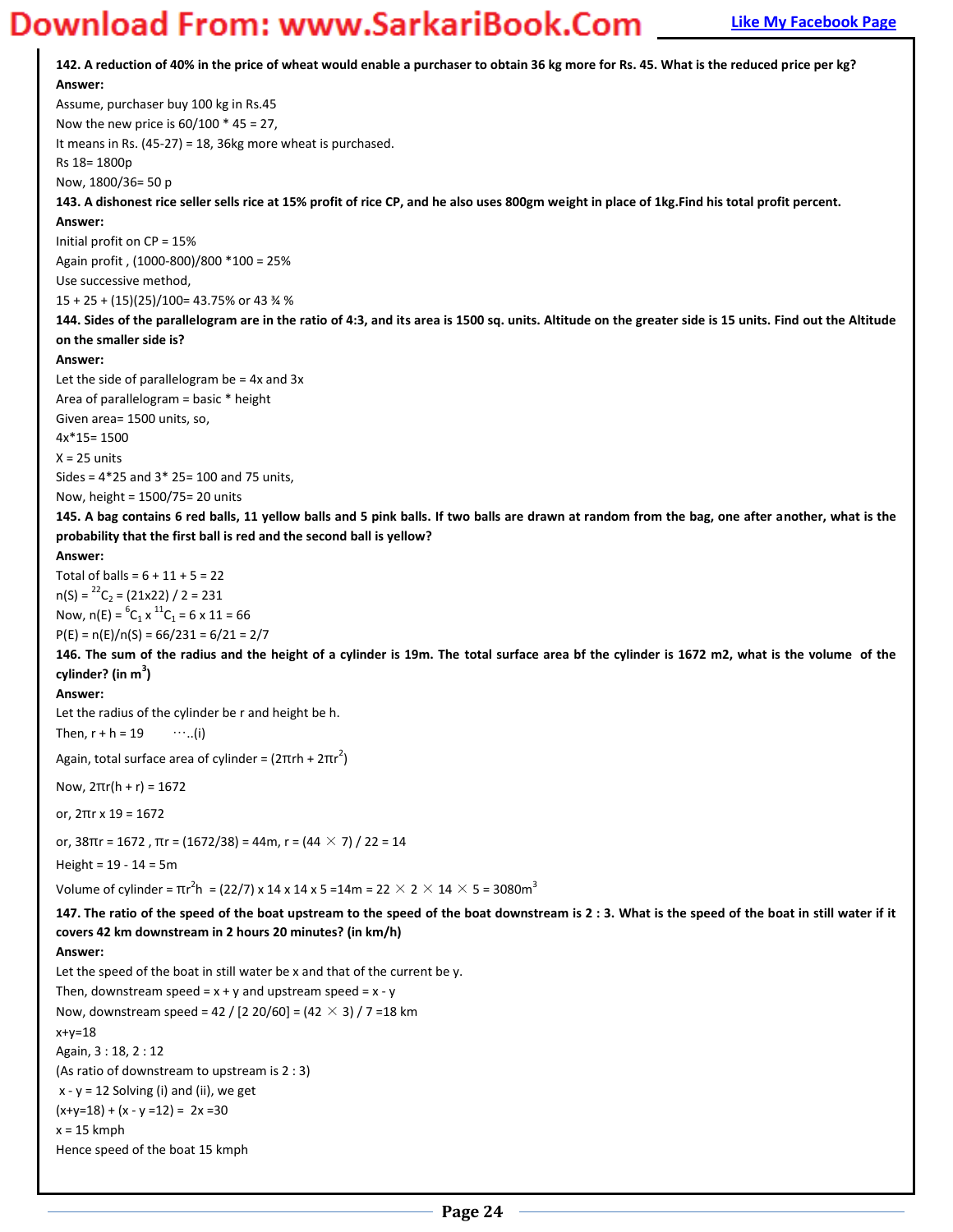**142. A reduction of 40% in the price of wheat would enable a purchaser to obtain 36 kg more for Rs. 45. What is the reduced price per kg?**

**Answer:**

Assume, purchaser buy 100 kg in Rs.45

Now the new price is 60/100 * 45 = 27,

It means in Rs. (45-27) = 18, 36kg more wheat is purchased.

Rs 18= 1800p

Now, 1800/36= 50 p

**143. A dishonest rice seller sells rice at 15% profit of rice CP, and he also uses 800gm weight in place of 1kg.Find his total profit percent.**

**Answer:**

Initial profit on CP = 15%

Again profit , (1000-800)/800 *100 = 25%

Use successive method,

15 + 25 + (15)(25)/100= 43.75% or 43 ¾ %

**144. Sides of the parallelogram are in the ratio of 4:3, and its area is 1500 sq. units. Altitude on the greater side is 15 units. Find out the Altitude on the smaller side is?**

**Answer:**

Let the side of parallelogram be = 4x and 3x

Area of parallelogram = basic * height

Given area= 1500 units, so,

4x*15= 1500

X = 25 units

Sides = 4*25 and 3* 25= 100 and 75 units,

Now, height = 1500/75= 20 units

**145. A bag contains 6 red balls, 11 yellow balls and 5 pink balls. If two balls are drawn at random from the bag, one after another, what is the probability that the first ball is red and the second ball is yellow?**

**Answer:**

Total of balls = 6 + 11 + 5 = 22

n(S) = $^{22}C_2$ = (21x22) / 2 = 231

Now, n(E) = $^{6}C_1$ x $^{11}C_1$ = 6 x 11 = 66

P(E) = n(E)/n(S) = 66/231 = 6/21 = 2/7

**146. The sum of the radius and the height of a cylinder is 19m. The total surface area bf the cylinder is 1672 m2, what is the volume of the cylinder? (in $m^3$)**

**Answer:**

Let the radius of the cylinder be r and height be h.

Then, r + h = 19 ⋯..(i)

Again, total surface area of cylinder = ($2\pi rh + 2\pi r^2$)

Now, $2\pi r(h + r)$ = 1672

or, $2\pi r$ x 19 = 1672

or, $38\pi r$ = 1672 , $\pi r$ = (1672/38) = 44m, r = (44 × 7) / 22 = 14

Height = 19 - 14 = 5m

Volume of cylinder = $\pi r^2 h$ = (22/7) x 14 x 14 x 5 =14m = 22 × 2 × 14 × 5 = 3080$m^3$

**147. The ratio of the speed of the boat upstream to the speed of the boat downstream is 2 : 3. What is the speed of the boat in still water if it covers 42 km downstream in 2 hours 20 minutes? (in km/h)**

**Answer:**

Let the speed of the boat in still water be x and that of the current be y.

Then, downstream speed = x + y and upstream speed = x - y

Now, downstream speed = 42 / [2 20/60] = (42 × 3) / 7 =18 km

x+y=18

Again, 3 : 18, 2 : 12

(As ratio of downstream to upstream is 2 : 3)

x - y = 12 Solving (i) and (ii), we get

(x+y=18) + (x - y =12) = 2x =30

x = 15 kmph

Hence speed of the boat 15 kmph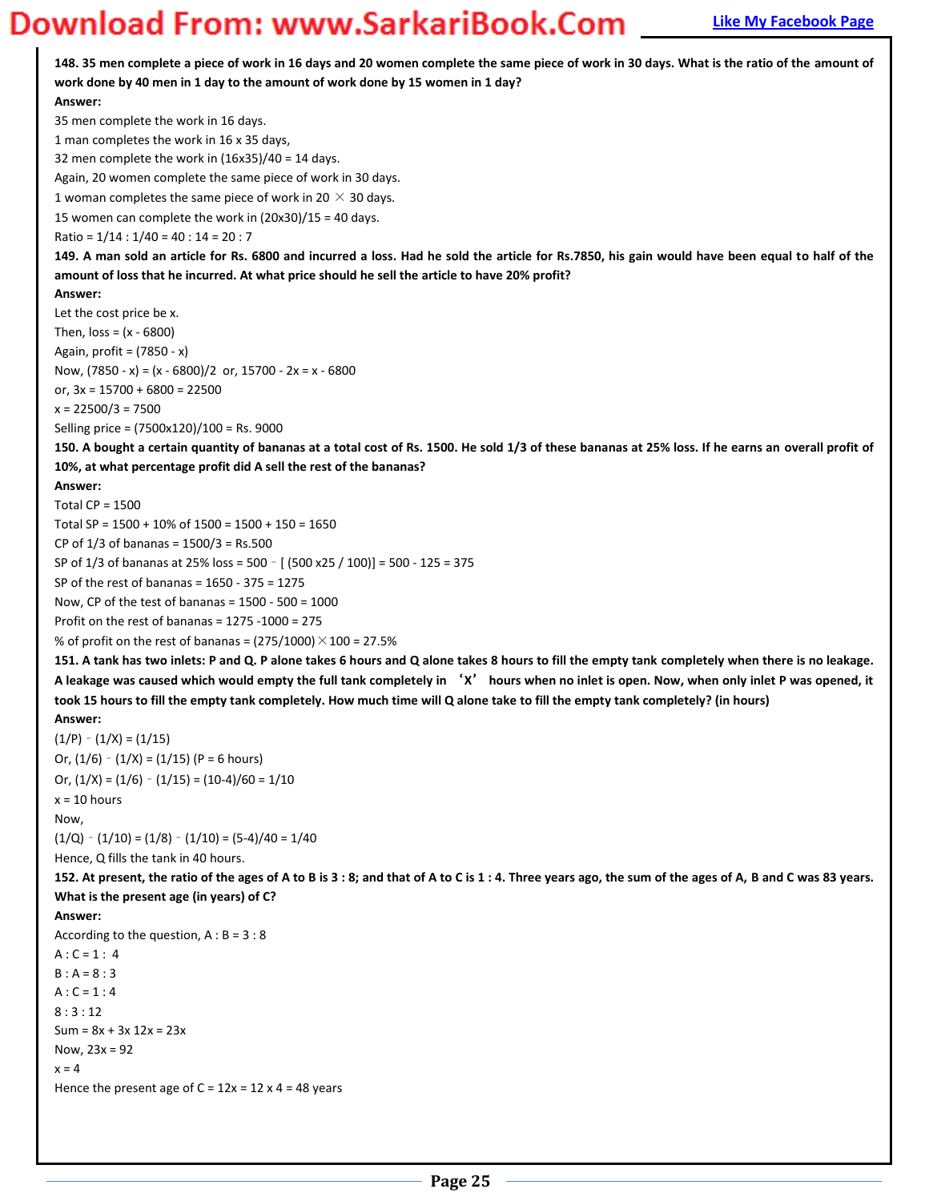**148. 35 men complete a piece of work in 16 days and 20 women complete the same piece of work in 30 days. What is the ratio of the amount of work done by 40 men in 1 day to the amount of work done by 15 women in 1 day?**

**Answer:**

35 men complete the work in 16 days.

1 man completes the work in 16 x 35 days,

32 men complete the work in (16x35)/40 = 14 days.

Again, 20 women complete the same piece of work in 30 days.

1 woman completes the same piece of work in 20 $\times$ 30 days.

15 women can complete the work in (20x30)/15 = 40 days.

Ratio = 1/14 : 1/40 = 40 : 14 = 20 : 7

**149. A man sold an article for Rs. 6800 and incurred a loss. Had he sold the article for Rs.7850, his gain would have been equal to half of the amount of loss that he incurred. At what price should he sell the article to have 20% profit?**

**Answer:**

Let the cost price be x.

Then, loss = (x - 6800)

Again, profit = (7850 - x)

Now, (7850 - x) = (x - 6800)/2 or, 15700 - 2x = x - 6800

or, 3x = 15700 + 6800 = 22500

x = 22500/3 = 7500

Selling price = (7500x120)/100 = Rs. 9000

**150. A bought a certain quantity of bananas at a total cost of Rs. 1500. He sold 1/3 of these bananas at 25% loss. If he earns an overall profit of 10%, at what percentage profit did A sell the rest of the bananas?**

**Answer:**

Total CP = 1500

Total SP = 1500 + 10% of 1500 = 1500 + 150 = 1650

CP of 1/3 of bananas = 1500/3 = Rs.500

SP of 1/3 of bananas at 25% loss = 500 - [ (500 x25 / 100)] = 500 - 125 = 375

SP of the rest of bananas = 1650 - 375 = 1275

Now, CP of the test of bananas = 1500 - 500 = 1000

Profit on the rest of bananas = 1275 -1000 = 275

% of profit on the rest of bananas = (275/1000) $\times$ 100 = 27.5%

**151. A tank has two inlets: P and Q. P alone takes 6 hours and Q alone takes 8 hours to fill the empty tank completely when there is no leakage. A leakage was caused which would empty the full tank completely in 'X' hours when no inlet is open. Now, when only inlet P was opened, it took 15 hours to fill the empty tank completely. How much time will Q alone take to fill the empty tank completely? (in hours)**

**Answer:**

(1/P) - (1/X) = (1/15)

Or, (1/6) - (1/X) = (1/15) (P = 6 hours)

Or, (1/X) = (1/6) - (1/15) = (10-4)/60 = 1/10

x = 10 hours

Now,

(1/Q) - (1/10) = (1/8) - (1/10) = (5-4)/40 = 1/40

Hence, Q fills the tank in 40 hours.

**152. At present, the ratio of the ages of A to B is 3 : 8; and that of A to C is 1 : 4. Three years ago, the sum of the ages of A, B and C was 83 years. What is the present age (in years) of C?**

**Answer:**

According to the question, A : B = 3 : 8

A : C = 1 : 4

B : A = 8 : 3

A : C = 1 : 4

8 : 3 : 12

Sum = 8x + 3x 12x = 23x

Now, 23x = 92

x = 4

Hence the present age of C = 12x = 12 x 4 = 48 years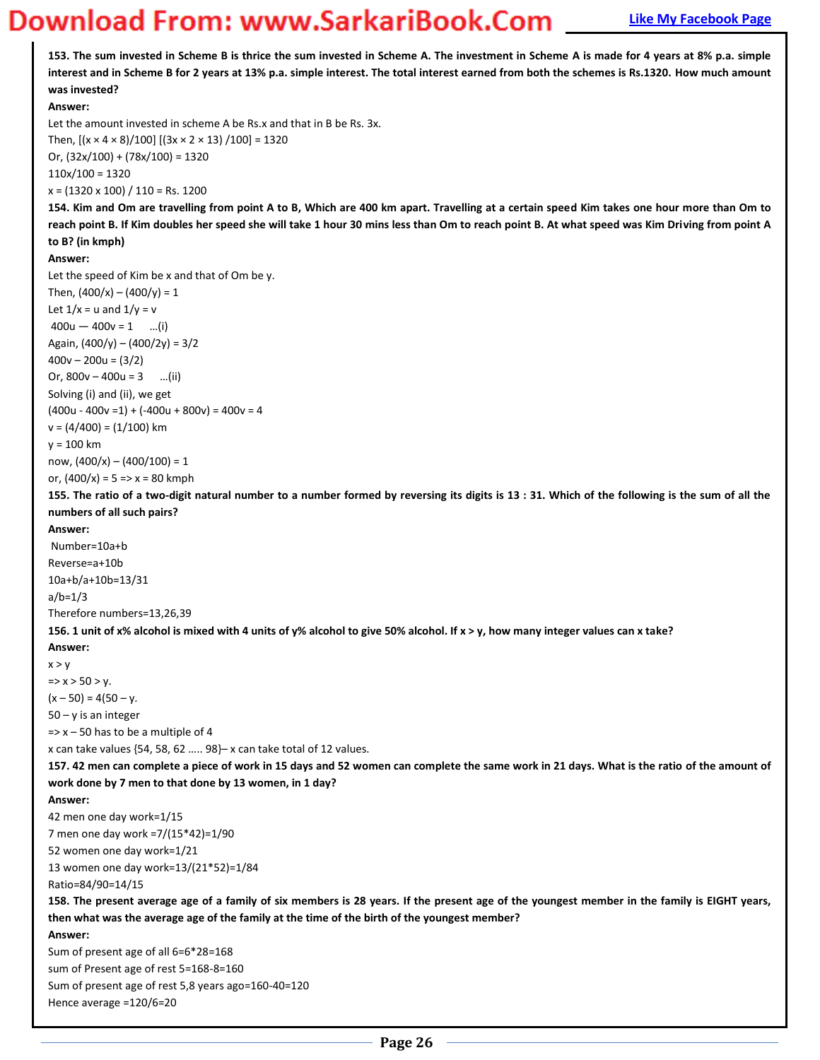**153. The sum invested in Scheme B is thrice the sum invested in Scheme A. The investment in Scheme A is made for 4 years at 8% p.a. simple interest and in Scheme B for 2 years at 13% p.a. simple interest. The total interest earned from both the schemes is Rs.1320. How much amount was invested?**

**Answer:**

Let the amount invested in scheme A be Rs.x and that in B be Rs. 3x.

Then, $[(x \times 4 \times 8)/100]$ $[(3x \times 2 \times 13)/100] = 1320$

Or, $(32x/100) + (78x/100) = 1320$

$110x/100 = 1320$

$x = (1320 \times 100) / 110 =$ Rs. 1200

**154. Kim and Om are travelling from point A to B, Which are 400 km apart. Travelling at a certain speed Kim takes one hour more than Om to reach point B. If Kim doubles her speed she will take 1 hour 30 mins less than Om to reach point B. At what speed was Kim Driving from point A to B? (in kmph)**

**Answer:**

Let the speed of Kim be x and that of Om be y.

Then, $(400/x) – (400/y) = 1$

Let $1/x = u$ and $1/y = v$

$400u — 400v = 1$ ...(i)

Again, $(400/y) – (400/2y) = 3/2$

$400v – 200u = (3/2)$

Or, $800v – 400u = 3$ ...(ii)

Solving (i) and (ii), we get

$(400u - 400v =1) + (-400u + 800v) = 400v = 4$

$v = (4/400) = (1/100)$ km

$y = 100$ km

now, $(400/x) – (400/100) = 1$

or, $(400/x) = 5 \Rightarrow x = 80$ kmph

**155. The ratio of a two-digit natural number to a number formed by reversing its digits is 13 : 31. Which of the following is the sum of all the numbers of all such pairs?**

**Answer:**

Number=10a+b

Reverse=a+10b

$10a+b/a+10b=13/31$

$a/b=1/3$

Therefore numbers=13,26,39

**156. 1 unit of x% alcohol is mixed with 4 units of y% alcohol to give 50% alcohol. If x > y, how many integer values can x take?**

**Answer:**

$x > y$

$\Rightarrow x > 50 > y$.

$(x – 50) = 4(50 – y$.

$50 – y$ is an integer

$\Rightarrow x – 50$ has to be a multiple of 4

x can take values {54, 58, 62 ….. 98}– x can take total of 12 values.

**157. 42 men can complete a piece of work in 15 days and 52 women can complete the same work in 21 days. What is the ratio of the amount of work done by 7 men to that done by 13 women, in 1 day?**

**Answer:**

42 men one day work=1/15

7 men one day work $=7/(15*42)=1/90$

52 women one day work=1/21

13 women one day work=$13/(21*52)=1/84$

Ratio=84/90=14/15

**158. The present average age of a family of six members is 28 years. If the present age of the youngest member in the family is EIGHT years, then what was the average age of the family at the time of the birth of the youngest member?**

**Answer:**

Sum of present age of all 6=6*28=168

sum of Present age of rest 5=168-8=160

Sum of present age of rest 5,8 years ago=160-40=120

Hence average =120/6=20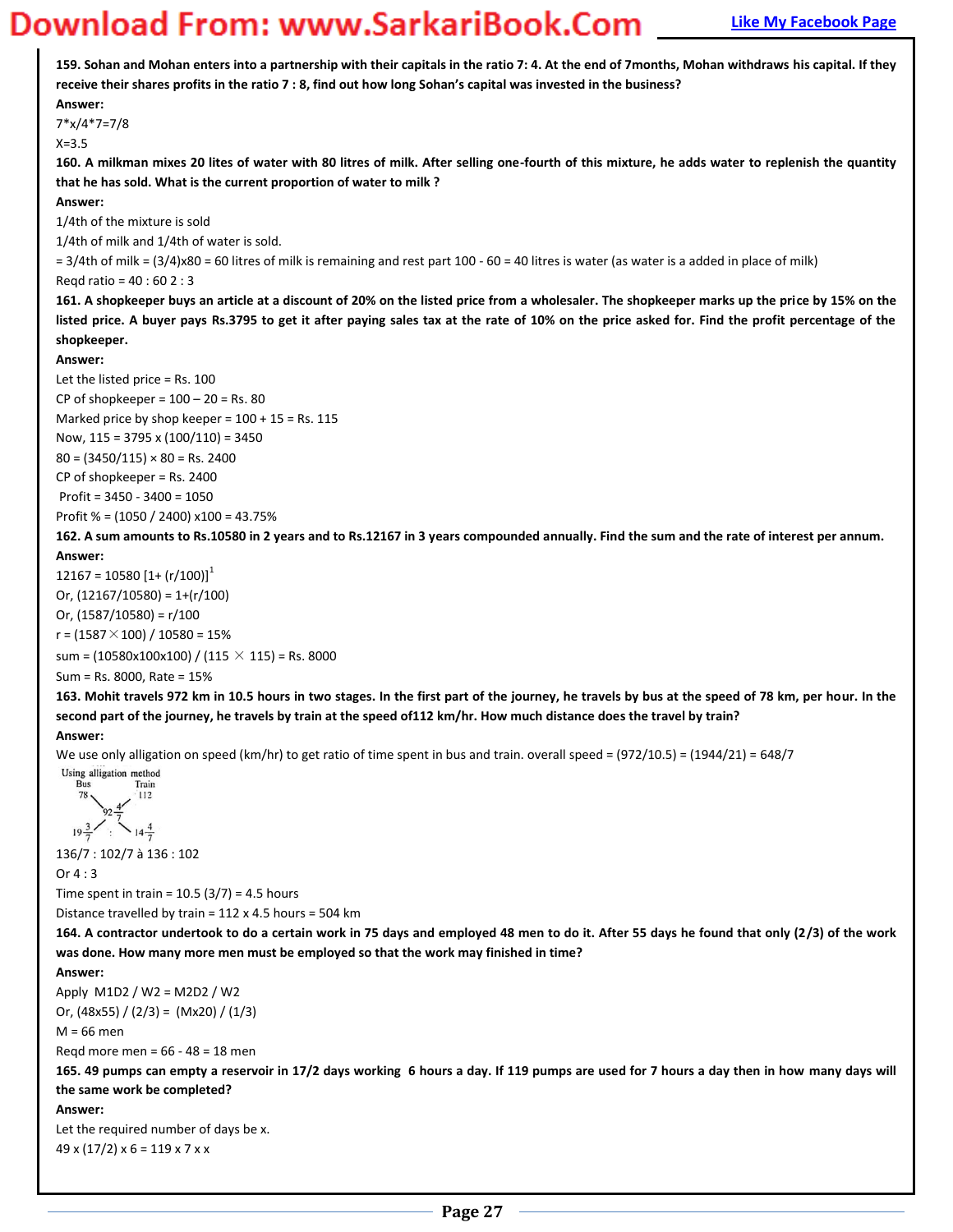**159. Sohan and Mohan enters into a partnership with their capitals in the ratio 7: 4. At the end of 7months, Mohan withdraws his capital. If they receive their shares profits in the ratio 7 : 8, find out how long Sohan's capital was invested in the business?**

**Answer:**

7*x/4*7=7/8

X=3.5

**160. A milkman mixes 20 lites of water with 80 litres of milk. After selling one-fourth of this mixture, he adds water to replenish the quantity that he has sold. What is the current proportion of water to milk ?**

**Answer:**

1/4th of the mixture is sold

1/4th of milk and 1/4th of water is sold.

= 3/4th of milk = (3/4)x80 = 60 litres of milk is remaining and rest part 100 - 60 = 40 litres is water (as water is a added in place of milk)

Reqd ratio = 40 : 60 2 : 3

**161. A shopkeeper buys an article at a discount of 20% on the listed price from a wholesaler. The shopkeeper marks up the price by 15% on the listed price. A buyer pays Rs.3795 to get it after paying sales tax at the rate of 10% on the price asked for. Find the profit percentage of the shopkeeper.**

**Answer:**

Let the listed price = Rs. 100

CP of shopkeeper = 100 – 20 = Rs. 80

Marked price by shop keeper = 100 + 15 = Rs. 115

Now, 115 = 3795 x (100/110) = 3450

80 = (3450/115) × 80 = Rs. 2400

CP of shopkeeper = Rs. 2400

Profit = 3450 - 3400 = 1050

Profit % = (1050 / 2400) x100 = 43.75%

**162. A sum amounts to Rs.10580 in 2 years and to Rs.12167 in 3 years compounded annually. Find the sum and the rate of interest per annum.**

**Answer:**

$12167 = 10580 [1+ (r/100)]^1$

Or, (12167/10580) = 1+(r/100)

Or, (1587/10580) = r/100

r = (1587 × 100) / 10580 = 15%

sum = (10580x100x100) / (115 × 115) = Rs. 8000

Sum = Rs. 8000, Rate = 15%

**163. Mohit travels 972 km in 10.5 hours in two stages. In the first part of the journey, he travels by bus at the speed of 78 km, per hour. In the second part of the journey, he travels by train at the speed of112 km/hr. How much distance does the travel by train?**

**Answer:**

We use only alligation on speed (km/hr) to get ratio of time spent in bus and train. overall speed = (972/10.5) = (1944/21) = 648/7

Using alligation method

Bus 78, Train 112, mean $92\frac{4}{7}$; differences $19\frac{3}{7}$ : $14\frac{4}{7}$

136/7 : 102/7 à 136 : 102

Or 4 : 3

Time spent in train = 10.5 (3/7) = 4.5 hours

Distance travelled by train = 112 x 4.5 hours = 504 km

**164. A contractor undertook to do a certain work in 75 days and employed 48 men to do it. After 55 days he found that only (2/3) of the work was done. How many more men must be employed so that the work may finished in time?**

**Answer:**

Apply $M1D2 / W2 = M2D2 / W2$

Or, (48x55) / (2/3) = (Mx20) / (1/3)

M = 66 men

Reqd more men = 66 - 48 = 18 men

**165. 49 pumps can empty a reservoir in 17/2 days working 6 hours a day. If 119 pumps are used for 7 hours a day then in how many days will the same work be completed?**

**Answer:**

Let the required number of days be x.

49 x (17/2) x 6 = 119 x 7 x x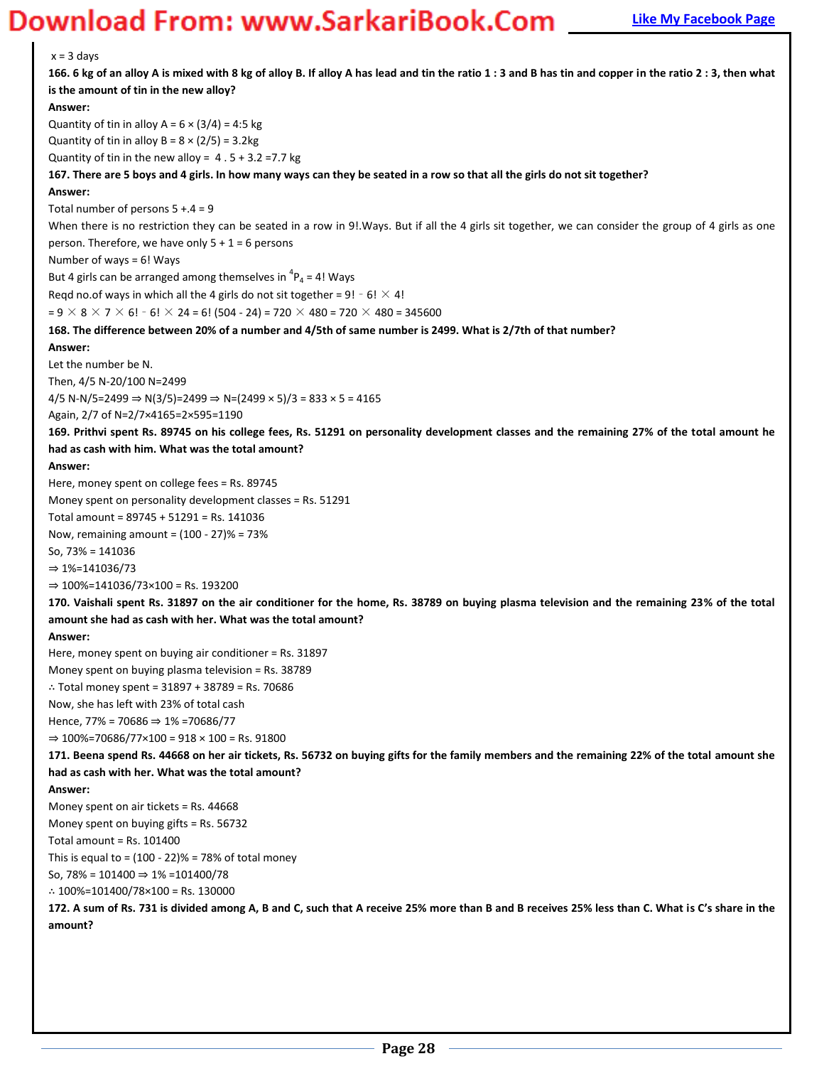x = 3 days

**166. 6 kg of an alloy A is mixed with 8 kg of alloy B. If alloy A has lead and tin the ratio 1 : 3 and B has tin and copper in the ratio 2 : 3, then what is the amount of tin in the new alloy?**

**Answer:**

Quantity of tin in alloy A = 6 × (3/4) = 4:5 kg

Quantity of tin in alloy B = 8 × (2/5) = 3.2kg

Quantity of tin in the new alloy = 4 . 5 + 3.2 =7.7 kg

**167. There are 5 boys and 4 girls. In how many ways can they be seated in a row so that all the girls do not sit together?**

**Answer:**

Total number of persons 5 +.4 = 9

When there is no restriction they can be seated in a row in 9!.Ways. But if all the 4 girls sit together, we can consider the group of 4 girls as one person. Therefore, we have only 5 + 1 = 6 persons

Number of ways = 6! Ways

But 4 girls can be arranged among themselves in $^4P_4$ = 4! Ways

Reqd no.of ways in which all the 4 girls do not sit together = 9! - 6! × 4!

= 9 × 8 × 7 × 6! - 6! × 24 = 6! (504 - 24) = 720 × 480 = 720 × 480 = 345600

**168. The difference between 20% of a number and 4/5th of same number is 2499. What is 2/7th of that number?**

**Answer:**

Let the number be N.

Then, 4/5 N-20/100 N=2499

4/5 N-N/5=2499 ⇒ N(3/5)=2499 ⇒ N=(2499 × 5)/3 = 833 × 5 = 4165

Again, 2/7 of N=2/7×4165=2×595=1190

**169. Prithvi spent Rs. 89745 on his college fees, Rs. 51291 on personality development classes and the remaining 27% of the total amount he had as cash with him. What was the total amount?**

**Answer:**

Here, money spent on college fees = Rs. 89745

Money spent on personality development classes = Rs. 51291

Total amount = 89745 + 51291 = Rs. 141036

Now, remaining amount = (100 - 27)% = 73%

So, 73% = 141036

⇒ 1%=141036/73

⇒ 100%=141036/73×100 = Rs. 193200

**170. Vaishali spent Rs. 31897 on the air conditioner for the home, Rs. 38789 on buying plasma television and the remaining 23% of the total amount she had as cash with her. What was the total amount?**

**Answer:**

Here, money spent on buying air conditioner = Rs. 31897

Money spent on buying plasma television = Rs. 38789

∴ Total money spent = 31897 + 38789 = Rs. 70686

Now, she has left with 23% of total cash

Hence, 77% = 70686 ⇒ 1% =70686/77

⇒ 100%=70686/77×100 = 918 × 100 = Rs. 91800

**171. Beena spend Rs. 44668 on her air tickets, Rs. 56732 on buying gifts for the family members and the remaining 22% of the total amount she had as cash with her. What was the total amount?**

**Answer:**

Money spent on air tickets = Rs. 44668

Money spent on buying gifts = Rs. 56732

Total amount = Rs. 101400

This is equal to = (100 - 22)% = 78% of total money

So, 78% = 101400 ⇒ 1% =101400/78

∴ 100%=101400/78×100 = Rs. 130000

**172. A sum of Rs. 731 is divided among A, B and C, such that A receive 25% more than B and B receives 25% less than C. What is C's share in the amount?**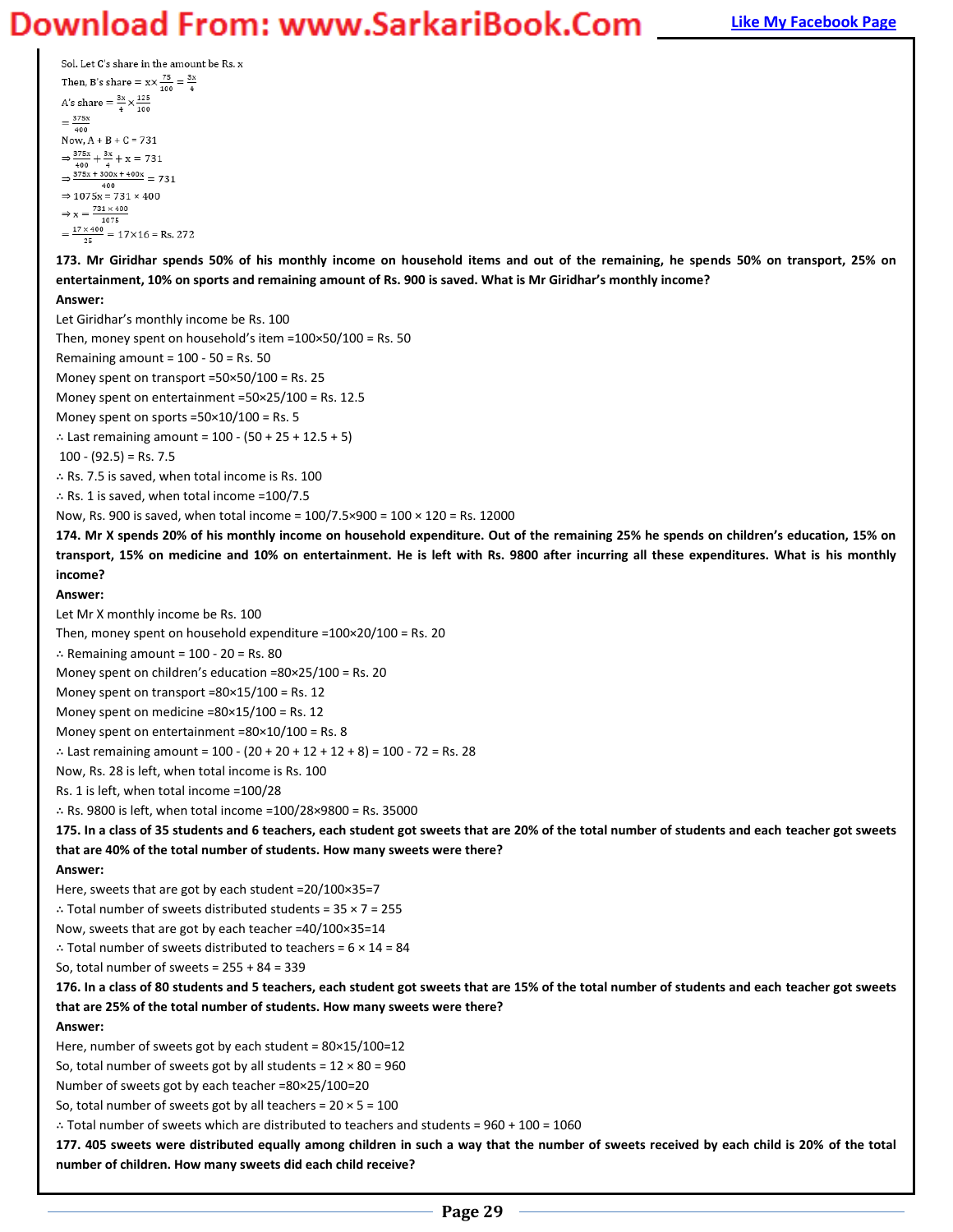Sol. Let C's share in the amount be Rs. x

Then, B's share = $x \times \frac{75}{100} = \frac{3x}{4}$

A's share = $\frac{3x}{4} \times \frac{125}{100}$

$= \frac{375x}{400}$

Now, A + B + C = 731

$\Rightarrow \frac{375x}{400} + \frac{3x}{4} + x = 731$

$\Rightarrow \frac{375x + 300x + 400x}{400} = 731$

$\Rightarrow 1075x = 731 \times 400$

$\Rightarrow x = \frac{731 \times 400}{1075}$

$= \frac{17 \times 400}{25} = 17 \times 16 =$ Rs. 272

**173. Mr Giridhar spends 50% of his monthly income on household items and out of the remaining, he spends 50% on transport, 25% on entertainment, 10% on sports and remaining amount of Rs. 900 is saved. What is Mr Giridhar's monthly income?**

**Answer:**

Let Giridhar's monthly income be Rs. 100

Then, money spent on household's item =100×50/100 = Rs. 50

Remaining amount = 100 - 50 = Rs. 50

Money spent on transport =50×50/100 = Rs. 25

Money spent on entertainment =50×25/100 = Rs. 12.5

Money spent on sports =50×10/100 = Rs. 5

∴ Last remaining amount = 100 - (50 + 25 + 12.5 + 5)

100 - (92.5) = Rs. 7.5

∴ Rs. 7.5 is saved, when total income is Rs. 100

∴ Rs. 1 is saved, when total income =100/7.5

Now, Rs. 900 is saved, when total income = 100/7.5×900 = 100 × 120 = Rs. 12000

**174. Mr X spends 20% of his monthly income on household expenditure. Out of the remaining 25% he spends on children's education, 15% on transport, 15% on medicine and 10% on entertainment. He is left with Rs. 9800 after incurring all these expenditures. What is his monthly income?**

**Answer:**

Let Mr X monthly income be Rs. 100

Then, money spent on household expenditure =100×20/100 = Rs. 20

∴ Remaining amount = 100 - 20 = Rs. 80

Money spent on children's education =80×25/100 = Rs. 20

Money spent on transport =80×15/100 = Rs. 12

Money spent on medicine =80×15/100 = Rs. 12

Money spent on entertainment =80×10/100 = Rs. 8

∴ Last remaining amount = 100 - (20 + 20 + 12 + 12 + 8) = 100 - 72 = Rs. 28

Now, Rs. 28 is left, when total income is Rs. 100

Rs. 1 is left, when total income =100/28

∴ Rs. 9800 is left, when total income =100/28×9800 = Rs. 35000

**175. In a class of 35 students and 6 teachers, each student got sweets that are 20% of the total number of students and each teacher got sweets that are 40% of the total number of students. How many sweets were there?**

**Answer:**

Here, sweets that are got by each student =20/100×35=7

∴ Total number of sweets distributed students = 35 × 7 = 255

Now, sweets that are got by each teacher =40/100×35=14

∴ Total number of sweets distributed to teachers = 6 × 14 = 84

So, total number of sweets = 255 + 84 = 339

**176. In a class of 80 students and 5 teachers, each student got sweets that are 15% of the total number of students and each teacher got sweets that are 25% of the total number of students. How many sweets were there?**

**Answer:**

Here, number of sweets got by each student = 80×15/100=12

So, total number of sweets got by all students = 12 × 80 = 960

Number of sweets got by each teacher =80×25/100=20

So, total number of sweets got by all teachers = 20 × 5 = 100

∴ Total number of sweets which are distributed to teachers and students = 960 + 100 = 1060

**177. 405 sweets were distributed equally among children in such a way that the number of sweets received by each child is 20% of the total number of children. How many sweets did each child receive?**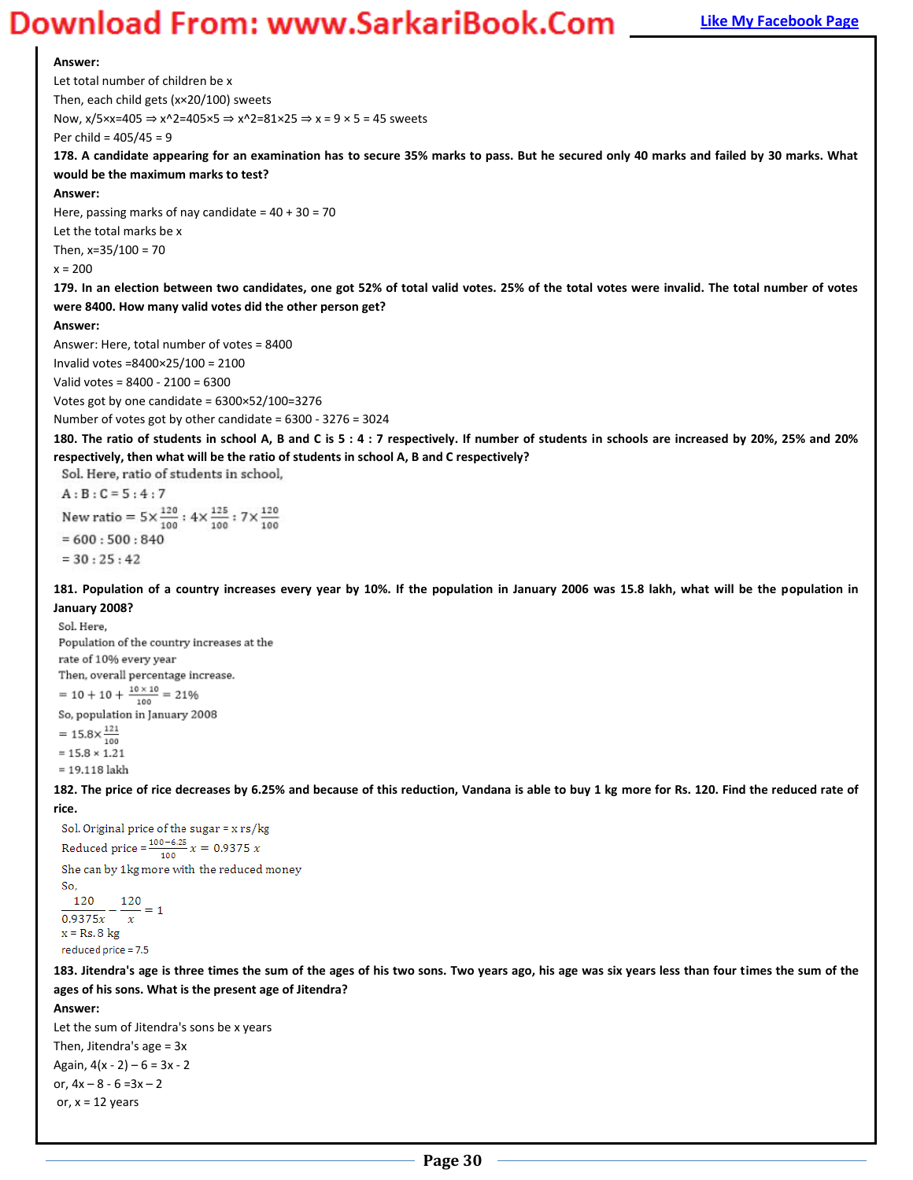**Answer:**

Let total number of children be x

Then, each child gets (x×20/100) sweets

Now, x/5×x=405 ⇒ x^2=405×5 ⇒ x^2=81×25 ⇒ x = 9 × 5 = 45 sweets

Per child = 405/45 = 9

**178. A candidate appearing for an examination has to secure 35% marks to pass. But he secured only 40 marks and failed by 30 marks. What would be the maximum marks to test?**

**Answer:**

Here, passing marks of nay candidate = 40 + 30 = 70

Let the total marks be x

Then, x=35/100 = 70

x = 200

**179. In an election between two candidates, one got 52% of total valid votes. 25% of the total votes were invalid. The total number of votes were 8400. How many valid votes did the other person get?**

**Answer:**

Answer: Here, total number of votes = 8400

Invalid votes =8400×25/100 = 2100

Valid votes = 8400 - 2100 = 6300

Votes got by one candidate = 6300×52/100=3276

Number of votes got by other candidate = 6300 - 3276 = 3024

**180. The ratio of students in school A, B and C is 5 : 4 : 7 respectively. If number of students in schools are increased by 20%, 25% and 20% respectively, then what will be the ratio of students in school A, B and C respectively?**

Sol. Here, ratio of students in school,

A : B : C = 5 : 4 : 7

$$\text{New ratio} = 5\times\frac{120}{100} : 4\times\frac{125}{100} : 7\times\frac{120}{100}$$

= 600 : 500 : 840

= 30 : 25 : 42

**181. Population of a country increases every year by 10%. If the population in January 2006 was 15.8 lakh, what will be the population in January 2008?**

Sol. Here,

Population of the country increases at the rate of 10% every year

Then, overall percentage increase.

$$= 10 + 10 + \frac{10\times 10}{100} = 21\%$$

So, population in January 2008

$$= 15.8\times\frac{121}{100}$$

= 15.8 × 1.21

= 19.118 lakh

**182. The price of rice decreases by 6.25% and because of this reduction, Vandana is able to buy 1 kg more for Rs. 120. Find the reduced rate of rice.**

Sol. Original price of the sugar = x rs/kg

$$\text{Reduced price} = \frac{100-6.25}{100}x = 0.9375\,x$$

She can by 1kg more with the reduced money

So,

$$\frac{120}{0.9375x} - \frac{120}{x} = 1$$

x = Rs. 8 kg

reduced price = 7.5

**183. Jitendra's age is three times the sum of the ages of his two sons. Two years ago, his age was six years less than four times the sum of the ages of his sons. What is the present age of Jitendra?**

**Answer:**

Let the sum of Jitendra's sons be x years

Then, Jitendra's age = 3x

Again, 4(x - 2) – 6 = 3x - 2

or, 4x – 8 - 6 =3x – 2

or, x = 12 years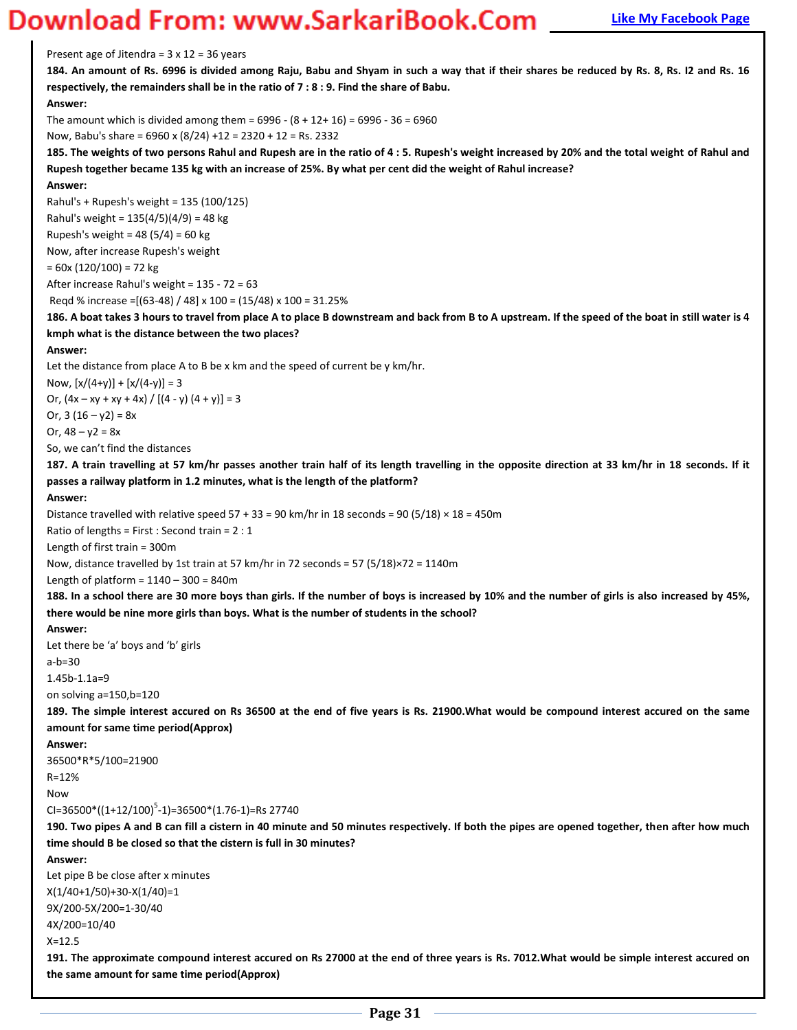Present age of Jitendra = 3 x 12 = 36 years

**184. An amount of Rs. 6996 is divided among Raju, Babu and Shyam in such a way that if their shares be reduced by Rs. 8, Rs. I2 and Rs. 16 respectively, the remainders shall be in the ratio of 7 : 8 : 9. Find the share of Babu.**

**Answer:**

The amount which is divided among them = 6996 - (8 + 12+ 16) = 6996 - 36 = 6960

Now, Babu's share = 6960 x (8/24) +12 = 2320 + 12 = Rs. 2332

**185. The weights of two persons Rahul and Rupesh are in the ratio of 4 : 5. Rupesh's weight increased by 20% and the total weight of Rahul and Rupesh together became 135 kg with an increase of 25%. By what per cent did the weight of Rahul increase?**

**Answer:**

Rahul's + Rupesh's weight = 135 (100/125)

Rahul's weight = 135(4/5)(4/9) = 48 kg

Rupesh's weight = 48 (5/4) = 60 kg

Now, after increase Rupesh's weight

= 60x (120/100) = 72 kg

After increase Rahul's weight = 135 - 72 = 63

Reqd % increase =[(63-48) / 48] x 100 = (15/48) x 100 = 31.25%

**186. A boat takes 3 hours to travel from place A to place B downstream and back from B to A upstream. If the speed of the boat in still water is 4 kmph what is the distance between the two places?**

**Answer:**

Let the distance from place A to B be x km and the speed of current be y km/hr.

Now, [x/(4+y)] + [x/(4-y)] = 3

Or, (4x – xy + xy + 4x) / [(4 - y) (4 + y)] = 3

Or, 3 (16 – y2) = 8x

Or, 48 – y2 = 8x

So, we can't find the distances

**187. A train travelling at 57 km/hr passes another train half of its length travelling in the opposite direction at 33 km/hr in 18 seconds. If it passes a railway platform in 1.2 minutes, what is the length of the platform?**

**Answer:**

Distance travelled with relative speed 57 + 33 = 90 km/hr in 18 seconds = 90 (5/18) × 18 = 450m

Ratio of lengths = First : Second train = 2 : 1

Length of first train = 300m

Now, distance travelled by 1st train at 57 km/hr in 72 seconds = 57 (5/18)×72 = 1140m

Length of platform = 1140 – 300 = 840m

**188. In a school there are 30 more boys than girls. If the number of boys is increased by 10% and the number of girls is also increased by 45%, there would be nine more girls than boys. What is the number of students in the school?**

**Answer:**

Let there be 'a' boys and 'b' girls

a-b=30

1.45b-1.1a=9

on solving a=150,b=120

**189. The simple interest accured on Rs 36500 at the end of five years is Rs. 21900.What would be compound interest accured on the same amount for same time period(Approx)**

**Answer:**

36500*R*5/100=21900

R=12%

Now

CI=36500*((1+12/100)$^5$-1)=36500*(1.76-1)=Rs 27740

**190. Two pipes A and B can fill a cistern in 40 minute and 50 minutes respectively. If both the pipes are opened together, then after how much time should B be closed so that the cistern is full in 30 minutes?**

**Answer:**

Let pipe B be close after x minutes

X(1/40+1/50)+30-X(1/40)=1

9X/200-5X/200=1-30/40

4X/200=10/40

X=12.5

**191. The approximate compound interest accured on Rs 27000 at the end of three years is Rs. 7012.What would be simple interest accured on the same amount for same time period(Approx)**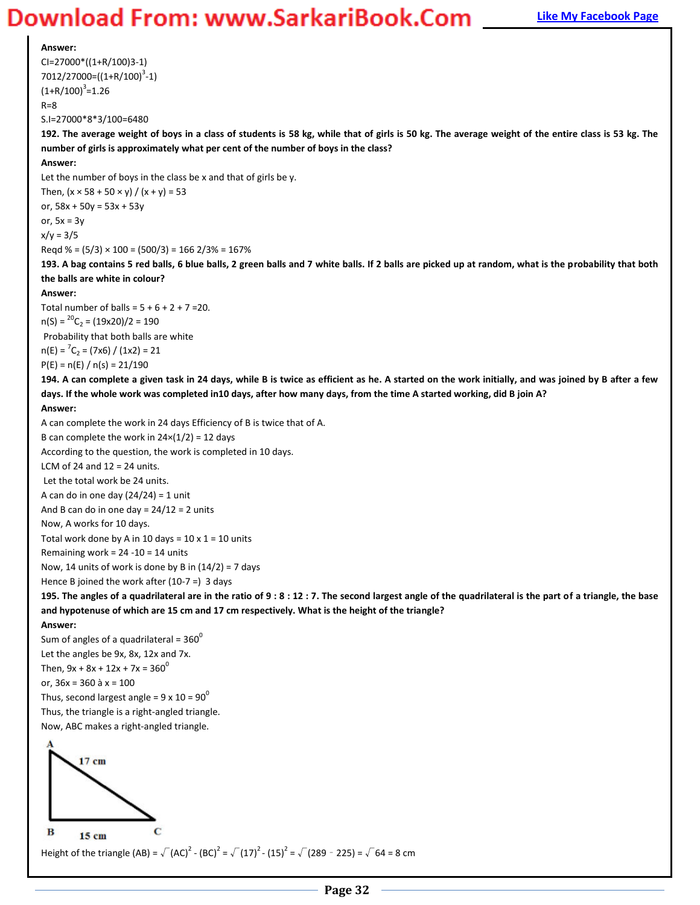**Answer:**

CI=27000*((1+R/100)3-1)

$7012/27000=((1+R/100)^3-1)$

$(1+R/100)^3=1.26$

R=8

S.I=27000*8*3/100=6480

**192. The average weight of boys in a class of students is 58 kg, while that of girls is 50 kg. The average weight of the entire class is 53 kg. The number of girls is approximately what per cent of the number of boys in the class?**

**Answer:**

Let the number of boys in the class be x and that of girls be y.

Then, $(x \times 58 + 50 \times y) / (x + y) = 53$

or, $58x + 50y = 53x + 53y$

or, $5x = 3y$

$x/y = 3/5$

Reqd % = $(5/3) \times 100 = (500/3) = 166\ 2/3\% = 167\%$

**193. A bag contains 5 red balls, 6 blue balls, 2 green balls and 7 white balls. If 2 balls are picked up at random, what is the probability that both the balls are white in colour?**

**Answer:**

Total number of balls = 5 + 6 + 2 + 7 =20.

$n(S) = {}^{20}C_2 = (19x20)/2 = 190$

Probability that both balls are white

$n(E) = {}^{7}C_2 = (7x6) / (1x2) = 21$

$P(E) = n(E) / n(s) = 21/190$

**194. A can complete a given task in 24 days, while B is twice as efficient as he. A started on the work initially, and was joined by B after a few days. If the whole work was completed in10 days, after how many days, from the time A started working, did B join A?**

**Answer:**

A can complete the work in 24 days Efficiency of B is twice that of A.

B can complete the work in 24×(1/2) = 12 days

According to the question, the work is completed in 10 days.

LCM of 24 and 12 = 24 units.

Let the total work be 24 units.

A can do in one day (24/24) = 1 unit

And B can do in one day = 24/12 = 2 units

Now, A works for 10 days.

Total work done by A in 10 days = 10 x 1 = 10 units

Remaining work = 24 -10 = 14 units

Now, 14 units of work is done by B in (14/2) = 7 days

Hence B joined the work after (10-7 =) 3 days

**195. The angles of a quadrilateral are in the ratio of 9 : 8 : 12 : 7. The second largest angle of the quadrilateral is the part of a triangle, the base and hypotenuse of which are 15 cm and 17 cm respectively. What is the height of the triangle?**

**Answer:**

Sum of angles of a quadrilateral = $360^0$

Let the angles be 9x, 8x, 12x and 7x.

Then, $9x + 8x + 12x + 7x = 360^0$

or, 36x = 360 à x = 100

Thus, second largest angle = $9 \times 10 = 90^0$

Thus, the triangle is a right-angled triangle.

Now, ABC makes a right-angled triangle.

A, 17 cm, B, 15 cm, C

Height of the triangle (AB) = $\sqrt{(AC)^2 - (BC)^2} = \sqrt{(17)^2 - (15)^2} = \sqrt{(289 - 225)} = \sqrt{64} = 8$ cm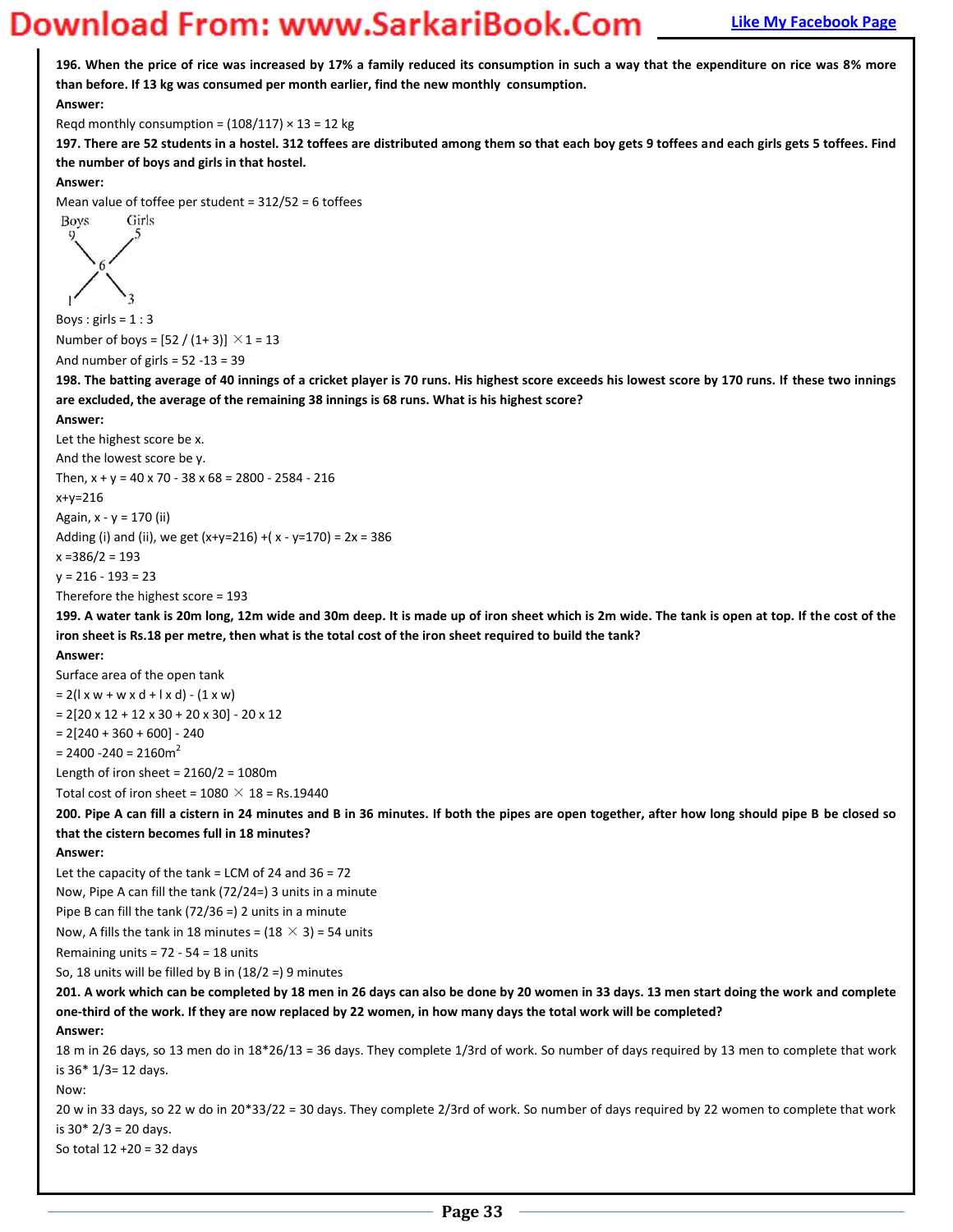**196. When the price of rice was increased by 17% a family reduced its consumption in such a way that the expenditure on rice was 8% more than before. If 13 kg was consumed per month earlier, find the new monthly consumption.**

**Answer:**

Reqd monthly consumption = (108/117) × 13 = 12 kg

**197. There are 52 students in a hostel. 312 toffees are distributed among them so that each boy gets 9 toffees and each girls gets 5 toffees. Find the number of boys and girls in that hostel.**

**Answer:**

Mean value of toffee per student = 312/52 = 6 toffees

```
Boys      Girls
 9          5
    \     /
       6
    /     \
 1          3
```

Boys : girls = 1 : 3

Number of boys = [52 / (1+ 3)] × 1 = 13

And number of girls = 52 -13 = 39

**198. The batting average of 40 innings of a cricket player is 70 runs. His highest score exceeds his lowest score by 170 runs. If these two innings are excluded, the average of the remaining 38 innings is 68 runs. What is his highest score?**

**Answer:**

Let the highest score be x.

And the lowest score be y.

Then, x + y = 40 x 70 - 38 x 68 = 2800 - 2584 - 216

x+y=216

Again, x - y = 170 (ii)

Adding (i) and (ii), we get (x+y=216) +( x - y=170) = 2x = 386

x =386/2 = 193

y = 216 - 193 = 23

Therefore the highest score = 193

**199. A water tank is 20m long, 12m wide and 30m deep. It is made up of iron sheet which is 2m wide. The tank is open at top. If the cost of the iron sheet is Rs.18 per metre, then what is the total cost of the iron sheet required to build the tank?**

**Answer:**

Surface area of the open tank

= 2(l x w + w x d + l x d) - (1 x w)

= 2[20 x 12 + 12 x 30 + 20 x 30] - 20 x 12

= 2[240 + 360 + 600] - 240

= 2400 -240 = 2160m$^2$

Length of iron sheet = 2160/2 = 1080m

Total cost of iron sheet = 1080 × 18 = Rs.19440

**200. Pipe A can fill a cistern in 24 minutes and B in 36 minutes. If both the pipes are open together, after how long should pipe B be closed so that the cistern becomes full in 18 minutes?**

**Answer:**

Let the capacity of the tank = LCM of 24 and 36 = 72

Now, Pipe A can fill the tank (72/24=) 3 units in a minute

Pipe B can fill the tank (72/36 =) 2 units in a minute

Now, A fills the tank in 18 minutes = (18 × 3) = 54 units

Remaining units = 72 - 54 = 18 units

So, 18 units will be filled by B in (18/2 =) 9 minutes

**201. A work which can be completed by 18 men in 26 days can also be done by 20 women in 33 days. 13 men start doing the work and complete one-third of the work. If they are now replaced by 22 women, in how many days the total work will be completed?**

**Answer:**

18 m in 26 days, so 13 men do in 18*26/13 = 36 days. They complete 1/3rd of work. So number of days required by 13 men to complete that work is 36* 1/3= 12 days.

Now:

20 w in 33 days, so 22 w do in 20*33/22 = 30 days. They complete 2/3rd of work. So number of days required by 22 women to complete that work is 30* 2/3 = 20 days.

So total 12 +20 = 32 days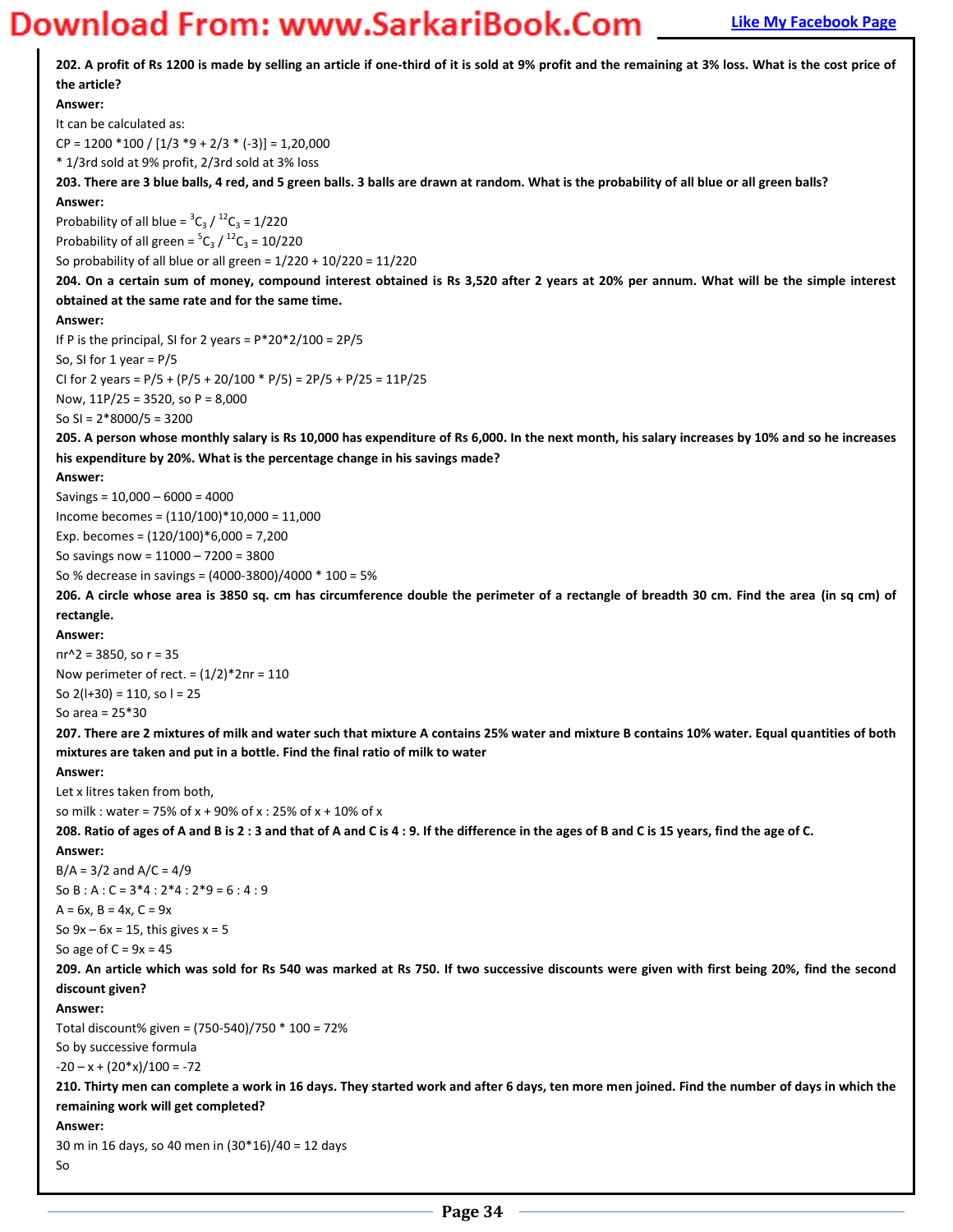**202. A profit of Rs 1200 is made by selling an article if one-third of it is sold at 9% profit and the remaining at 3% loss. What is the cost price of the article?**

**Answer:**

It can be calculated as:

CP = 1200 *100 / [1/3 *9 + 2/3 * (-3)] = 1,20,000

* 1/3rd sold at 9% profit, 2/3rd sold at 3% loss

**203. There are 3 blue balls, 4 red, and 5 green balls. 3 balls are drawn at random. What is the probability of all blue or all green balls?**

**Answer:**

Probability of all blue = ${}^{3}C_{3}$ / ${}^{12}C_{3}$ = 1/220

Probability of all green = ${}^{5}C_{3}$ / ${}^{12}C_{3}$ = 10/220

So probability of all blue or all green = 1/220 + 10/220 = 11/220

**204. On a certain sum of money, compound interest obtained is Rs 3,520 after 2 years at 20% per annum. What will be the simple interest obtained at the same rate and for the same time.**

**Answer:**

If P is the principal, SI for 2 years = P*20*2/100 = 2P/5

So, SI for 1 year = P/5

CI for 2 years = P/5 + (P/5 + 20/100 * P/5) = 2P/5 + P/25 = 11P/25

Now, 11P/25 = 3520, so P = 8,000

So SI = 2*8000/5 = 3200

**205. A person whose monthly salary is Rs 10,000 has expenditure of Rs 6,000. In the next month, his salary increases by 10% and so he increases his expenditure by 20%. What is the percentage change in his savings made?**

**Answer:**

Savings = 10,000 – 6000 = 4000

Income becomes = (110/100)*10,000 = 11,000

Exp. becomes = (120/100)*6,000 = 7,200

So savings now = 11000 – 7200 = 3800

So % decrease in savings = (4000-3800)/4000 * 100 = 5%

**206. A circle whose area is 3850 sq. cm has circumference double the perimeter of a rectangle of breadth 30 cm. Find the area (in sq cm) of rectangle.**

**Answer:**

πr^2 = 3850, so r = 35

Now perimeter of rect. = (1/2)*2πr = 110

So 2(l+30) = 110, so l = 25

So area = 25*30

**207. There are 2 mixtures of milk and water such that mixture A contains 25% water and mixture B contains 10% water. Equal quantities of both mixtures are taken and put in a bottle. Find the final ratio of milk to water**

**Answer:**

Let x litres taken from both,

so milk : water = 75% of x + 90% of x : 25% of x + 10% of x

**208. Ratio of ages of A and B is 2 : 3 and that of A and C is 4 : 9. If the difference in the ages of B and C is 15 years, find the age of C.**

**Answer:**

B/A = 3/2 and A/C = 4/9

So B : A : C = 3*4 : 2*4 : 2*9 = 6 : 4 : 9

A = 6x, B = 4x, C = 9x

So 9x – 6x = 15, this gives x = 5

So age of C = 9x = 45

**209. An article which was sold for Rs 540 was marked at Rs 750. If two successive discounts were given with first being 20%, find the second discount given?**

**Answer:**

Total discount% given = (750-540)/750 * 100 = 72%

So by successive formula

-20 – x + (20*x)/100 = -72

**210. Thirty men can complete a work in 16 days. They started work and after 6 days, ten more men joined. Find the number of days in which the remaining work will get completed?**

**Answer:**

30 m in 16 days, so 40 men in (30*16)/40 = 12 days

So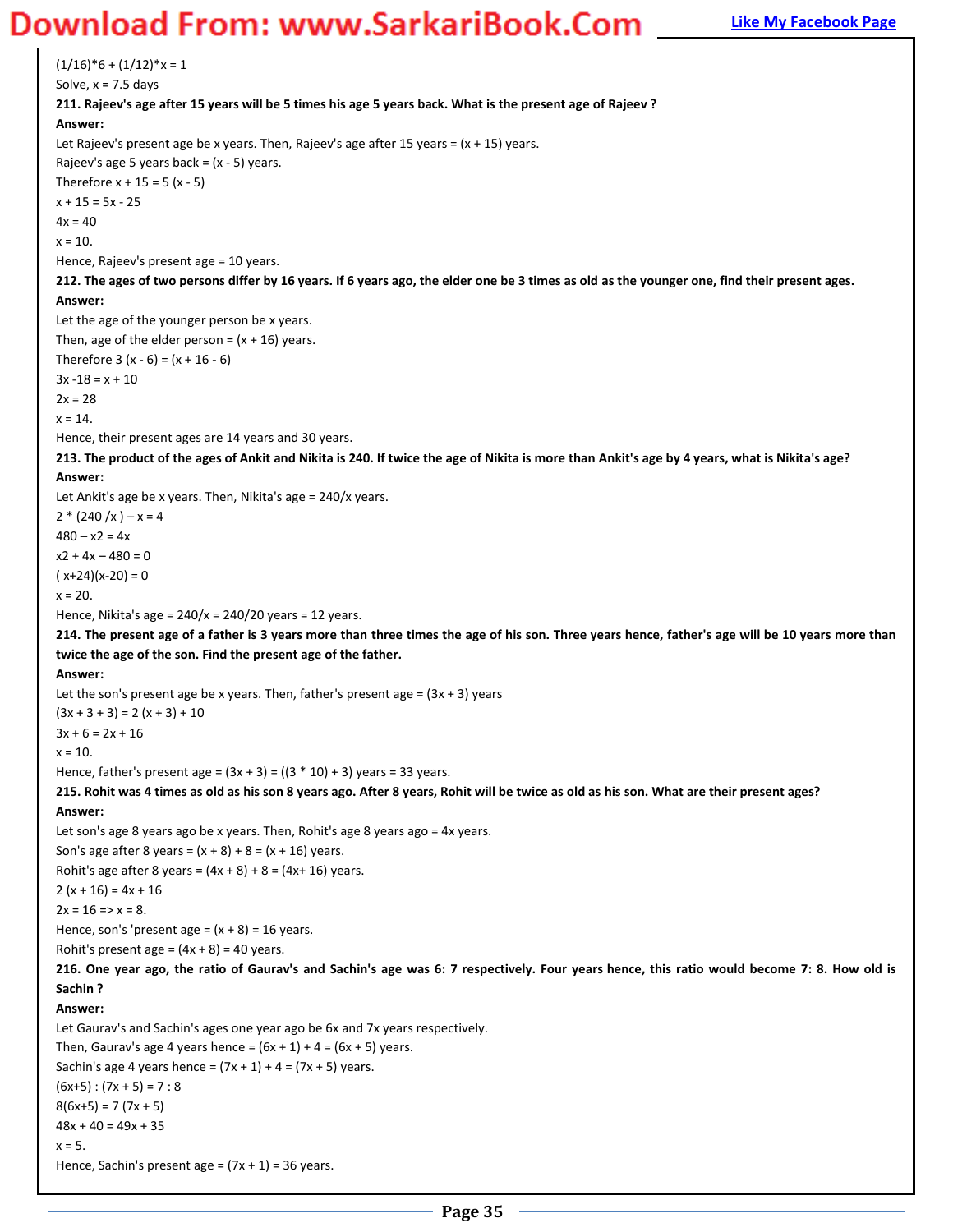$(1/16)*6 + (1/12)*x = 1$

Solve, x = 7.5 days

**211. Rajeev's age after 15 years will be 5 times his age 5 years back. What is the present age of Rajeev ?**

**Answer:**

Let Rajeev's present age be x years. Then, Rajeev's age after 15 years = (x + 15) years.

Rajeev's age 5 years back = (x - 5) years.

Therefore $x + 15 = 5 (x - 5)$

$x + 15 = 5x - 25$

$4x = 40$

$x = 10$.

Hence, Rajeev's present age = 10 years.

**212. The ages of two persons differ by 16 years. If 6 years ago, the elder one be 3 times as old as the younger one, find their present ages.**

**Answer:**

Let the age of the younger person be x years.

Then, age of the elder person = (x + 16) years.

Therefore $3 (x - 6) = (x + 16 - 6)$

$3x - 18 = x + 10$

$2x = 28$

$x = 14$.

Hence, their present ages are 14 years and 30 years.

**213. The product of the ages of Ankit and Nikita is 240. If twice the age of Nikita is more than Ankit's age by 4 years, what is Nikita's age?**

**Answer:**

Let Ankit's age be x years. Then, Nikita's age = 240/x years.

$2 * (240 / x) - x = 4$

$480 - x2 = 4x$

$x2 + 4x - 480 = 0$

$( x+24)(x-20) = 0$

$x = 20$.

Hence, Nikita's age = 240/x = 240/20 years = 12 years.

**214. The present age of a father is 3 years more than three times the age of his son. Three years hence, father's age will be 10 years more than twice the age of the son. Find the present age of the father.**

**Answer:**

Let the son's present age be x years. Then, father's present age = (3x + 3) years

$(3x + 3 + 3) = 2 (x + 3) + 10$

$3x + 6 = 2x + 16$

$x = 10$.

Hence, father's present age = (3x + 3) = ((3 * 10) + 3) years = 33 years.

**215. Rohit was 4 times as old as his son 8 years ago. After 8 years, Rohit will be twice as old as his son. What are their present ages?**

**Answer:**

Let son's age 8 years ago be x years. Then, Rohit's age 8 years ago = 4x years.

Son's age after 8 years = (x + 8) + 8 = (x + 16) years.

Rohit's age after 8 years = (4x + 8) + 8 = (4x+ 16) years.

$2 (x + 16) = 4x + 16$

$2x = 16 \Rightarrow x = 8$.

Hence, son's 'present age = (x + 8) = 16 years.

Rohit's present age = (4x + 8) = 40 years.

**216. One year ago, the ratio of Gaurav's and Sachin's age was 6: 7 respectively. Four years hence, this ratio would become 7: 8. How old is Sachin ?**

**Answer:**

Let Gaurav's and Sachin's ages one year ago be 6x and 7x years respectively.

Then, Gaurav's age 4 years hence = (6x + 1) + 4 = (6x + 5) years.

Sachin's age 4 years hence = (7x + 1) + 4 = (7x + 5) years.

$(6x+5) : (7x + 5) = 7 : 8$

$8(6x+5) = 7 (7x + 5)$

$48x + 40 = 49x + 35$

$x = 5$.

Hence, Sachin's present age = (7x + 1) = 36 years.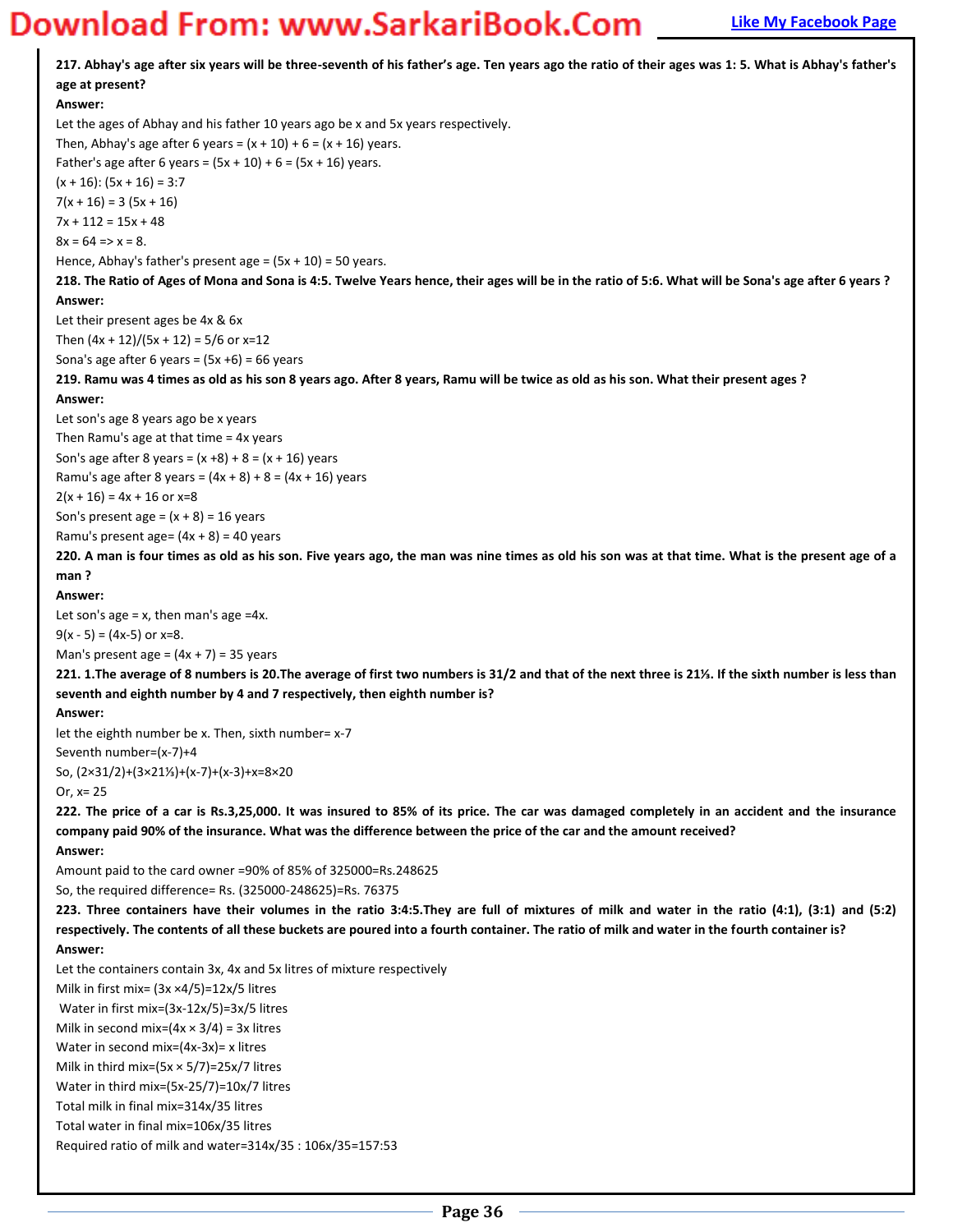**217. Abhay's age after six years will be three-seventh of his father's age. Ten years ago the ratio of their ages was 1: 5. What is Abhay's father's age at present?**

**Answer:**

Let the ages of Abhay and his father 10 years ago be x and 5x years respectively.

Then, Abhay's age after 6 years = $(x + 10) + 6 = (x + 16)$ years.

Father's age after 6 years = $(5x + 10) + 6 = (5x + 16)$ years.

$(x + 16): (5x + 16) = 3:7$

$7(x + 16) = 3 (5x + 16)$

$7x + 112 = 15x + 48$

$8x = 64 \Rightarrow x = 8$.

Hence, Abhay's father's present age = $(5x + 10) = 50$ years.

**218. The Ratio of Ages of Mona and Sona is 4:5. Twelve Years hence, their ages will be in the ratio of 5:6. What will be Sona's age after 6 years ?**

**Answer:**

Let their present ages be 4x & 6x

Then $(4x + 12)/(5x + 12) = 5/6$ or x=12

Sona's age after 6 years = $(5x +6) = 66$ years

**219. Ramu was 4 times as old as his son 8 years ago. After 8 years, Ramu will be twice as old as his son. What their present ages ?**

**Answer:**

Let son's age 8 years ago be x years

Then Ramu's age at that time = 4x years

Son's age after 8 years = $(x +8) + 8 = (x + 16)$ years

Ramu's age after 8 years = $(4x + 8) + 8 = (4x + 16)$ years

$2(x + 16) = 4x + 16$ or x=8

Son's present age = $(x + 8) = 16$ years

Ramu's present age= $(4x + 8) = 40$ years

**220. A man is four times as old as his son. Five years ago, the man was nine times as old his son was at that time. What is the present age of a man ?**

**Answer:**

Let son's age = x, then man's age =4x.

$9(x - 5) = (4x-5)$ or x=8.

Man's present age = $(4x + 7) = 35$ years

**221. 1.The average of 8 numbers is 20.The average of first two numbers is 31/2 and that of the next three is 21⅓. If the sixth number is less than seventh and eighth number by 4 and 7 respectively, then eighth number is?**

**Answer:**

let the eighth number be x. Then, sixth number= x-7

Seventh number=(x-7)+4

So, $(2\times31/2)+(3\times21⅓)+(x-7)+(x-3)+x=8\times20$

Or, x= 25

**222. The price of a car is Rs.3,25,000. It was insured to 85% of its price. The car was damaged completely in an accident and the insurance company paid 90% of the insurance. What was the difference between the price of the car and the amount received?**

**Answer:**

Amount paid to the card owner =90% of 85% of 325000=Rs.248625

So, the required difference= Rs. (325000-248625)=Rs. 76375

**223. Three containers have their volumes in the ratio 3:4:5.They are full of mixtures of milk and water in the ratio (4:1), (3:1) and (5:2) respectively. The contents of all these buckets are poured into a fourth container. The ratio of milk and water in the fourth container is?**

**Answer:**

Let the containers contain 3x, 4x and 5x litres of mixture respectively

Milk in first mix= $(3x \times4/5)=12x/5$ litres

Water in first mix=$(3x-12x/5)=3x/5$ litres

Milk in second mix=$(4x \times 3/4) = 3x$ litres

Water in second mix=$(4x-3x)= x$ litres

Milk in third mix=$(5x \times 5/7)=25x/7$ litres

Water in third mix=$(5x-25/7)=10x/7$ litres

Total milk in final mix=314x/35 litres

Total water in final mix=106x/35 litres

Required ratio of milk and water=314x/35 : 106x/35=157:53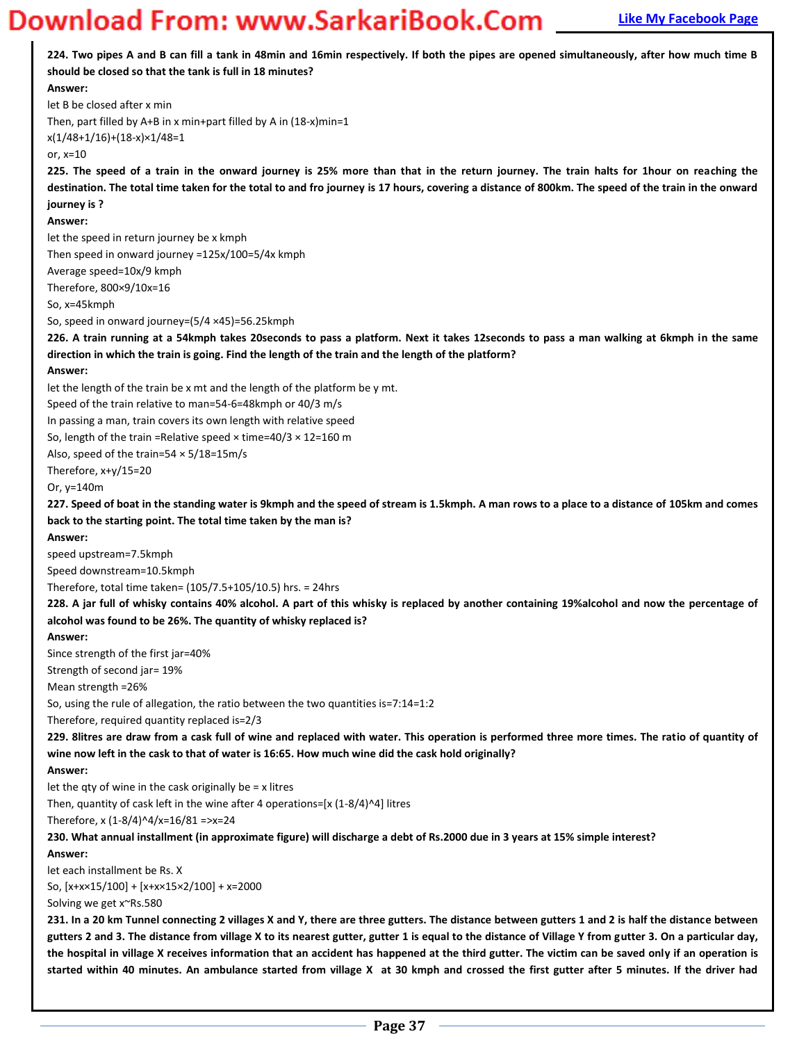**224. Two pipes A and B can fill a tank in 48min and 16min respectively. If both the pipes are opened simultaneously, after how much time B should be closed so that the tank is full in 18 minutes?**

**Answer:**

let B be closed after x min

Then, part filled by A+B in x min+part filled by A in (18-x)min=1

$x(1/48+1/16)+(18-x)\times1/48=1$

or, x=10

**225. The speed of a train in the onward journey is 25% more than that in the return journey. The train halts for 1hour on reaching the destination. The total time taken for the total to and fro journey is 17 hours, covering a distance of 800km. The speed of the train in the onward journey is ?**

**Answer:**

let the speed in return journey be x kmph

Then speed in onward journey $=125x/100=5/4x$ kmph

Average speed$=10x/9$ kmph

Therefore, $800\times9/10x=16$

So, x=45kmph

So, speed in onward journey$=(5/4\times45)=56.25$kmph

**226. A train running at a 54kmph takes 20seconds to pass a platform. Next it takes 12seconds to pass a man walking at 6kmph in the same direction in which the train is going. Find the length of the train and the length of the platform?**

**Answer:**

let the length of the train be x mt and the length of the platform be y mt.

Speed of the train relative to man=54-6=48kmph or 40/3 m/s

In passing a man, train covers its own length with relative speed

So, length of the train =Relative speed × time$=40/3\times12=160$ m

Also, speed of the train$=54\times5/18=15$m/s

Therefore, $x+y/15=20$

Or, y=140m

**227. Speed of boat in the standing water is 9kmph and the speed of stream is 1.5kmph. A man rows to a place to a distance of 105km and comes back to the starting point. The total time taken by the man is?**

**Answer:**

speed upstream=7.5kmph

Speed downstream=10.5kmph

Therefore, total time taken$=(105/7.5+105/10.5)$ hrs. = 24hrs

**228. A jar full of whisky contains 40% alcohol. A part of this whisky is replaced by another containing 19%alcohol and now the percentage of alcohol was found to be 26%. The quantity of whisky replaced is?**

**Answer:**

Since strength of the first jar=40%

Strength of second jar= 19%

Mean strength =26%

So, using the rule of allegation, the ratio between the two quantities is=7:14=1:2

Therefore, required quantity replaced is=2/3

**229. 8litres are draw from a cask full of wine and replaced with water. This operation is performed three more times. The ratio of quantity of wine now left in the cask to that of water is 16:65. How much wine did the cask hold originally?**

**Answer:**

let the qty of wine in the cask originally be = x litres

Then, quantity of cask left in the wine after 4 operations$=[x(1-8/4)^4]$ litres

Therefore, $x(1-8/4)^4/x=16/81 \Rightarrow x=24$

**230. What annual installment (in approximate figure) will discharge a debt of Rs.2000 due in 3 years at 15% simple interest?**

**Answer:**

let each installment be Rs. X

So, $[x+x\times15/100] + [x+x\times15\times2/100] + x=2000$

Solving we get x~Rs.580

**231. In a 20 km Tunnel connecting 2 villages X and Y, there are three gutters. The distance between gutters 1 and 2 is half the distance between gutters 2 and 3. The distance from village X to its nearest gutter, gutter 1 is equal to the distance of Village Y from gutter 3. On a particular day, the hospital in village X receives information that an accident has happened at the third gutter. The victim can be saved only if an operation is started within 40 minutes. An ambulance started from village X at 30 kmph and crossed the first gutter after 5 minutes. If the driver had**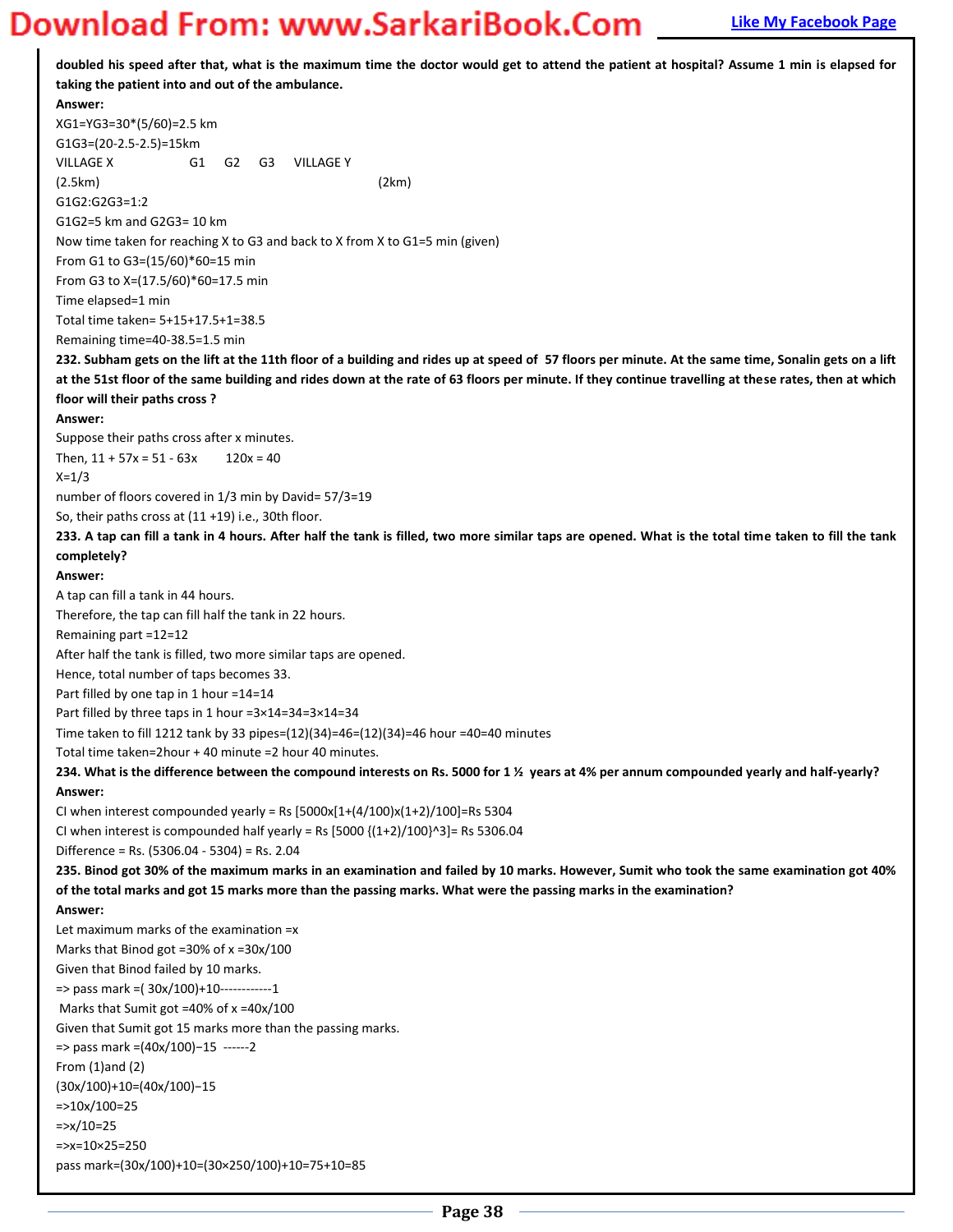**doubled his speed after that, what is the maximum time the doctor would get to attend the patient at hospital? Assume 1 min is elapsed for taking the patient into and out of the ambulance.**

**Answer:**

XG1=YG3=30*(5/60)=2.5 km

G1G3=(20-2.5-2.5)=15km

VILLAGE X G1 G2 G3 VILLAGE Y

(2.5km) (2km)

G1G2:G2G3=1:2

G1G2=5 km and G2G3= 10 km

Now time taken for reaching X to G3 and back to X from X to G1=5 min (given)

From G1 to G3=(15/60)*60=15 min

From G3 to X=(17.5/60)*60=17.5 min

Time elapsed=1 min

Total time taken= 5+15+17.5+1=38.5

Remaining time=40-38.5=1.5 min

**232. Subham gets on the lift at the 11th floor of a building and rides up at speed of 57 floors per minute. At the same time, Sonalin gets on a lift at the 51st floor of the same building and rides down at the rate of 63 floors per minute. If they continue travelling at these rates, then at which floor will their paths cross ?**

**Answer:**

Suppose their paths cross after x minutes.

Then, 11 + 57x = 51 - 63x 120x = 40

X=1/3

number of floors covered in 1/3 min by David= 57/3=19

So, their paths cross at (11 +19) i.e., 30th floor.

**233. A tap can fill a tank in 4 hours. After half the tank is filled, two more similar taps are opened. What is the total time taken to fill the tank completely?**

**Answer:**

A tap can fill a tank in 44 hours.

Therefore, the tap can fill half the tank in 22 hours.

Remaining part =12=12

After half the tank is filled, two more similar taps are opened.

Hence, total number of taps becomes 33.

Part filled by one tap in 1 hour =14=14

Part filled by three taps in 1 hour =3×14=34=3×14=34

Time taken to fill 1212 tank by 33 pipes=(12)(34)=46=(12)(34)=46 hour =40=40 minutes

Total time taken=2hour + 40 minute =2 hour 40 minutes.

**234. What is the difference between the compound interests on Rs. 5000 for 1 ½ years at 4% per annum compounded yearly and half-yearly?**

**Answer:**

CI when interest compounded yearly = Rs [5000x[1+(4/100)x(1+2)/100]=Rs 5304

CI when interest is compounded half yearly = Rs [5000 {(1+2)/100}^3]= Rs 5306.04

Difference = Rs. (5306.04 - 5304) = Rs. 2.04

**235. Binod got 30% of the maximum marks in an examination and failed by 10 marks. However, Sumit who took the same examination got 40% of the total marks and got 15 marks more than the passing marks. What were the passing marks in the examination?**

**Answer:**

Let maximum marks of the examination =x

Marks that Binod got =30% of x =30x/100

Given that Binod failed by 10 marks.

=> pass mark =( 30x/100)+10------------1

Marks that Sumit got =40% of x =40x/100

Given that Sumit got 15 marks more than the passing marks.

=> pass mark =(40x/100)−15 ------2

From (1)and (2)

(30x/100)+10=(40x/100)−15

=>10x/100=25

=>x/10=25

=>x=10×25=250

pass mark=(30x/100)+10=(30×250/100)+10=75+10=85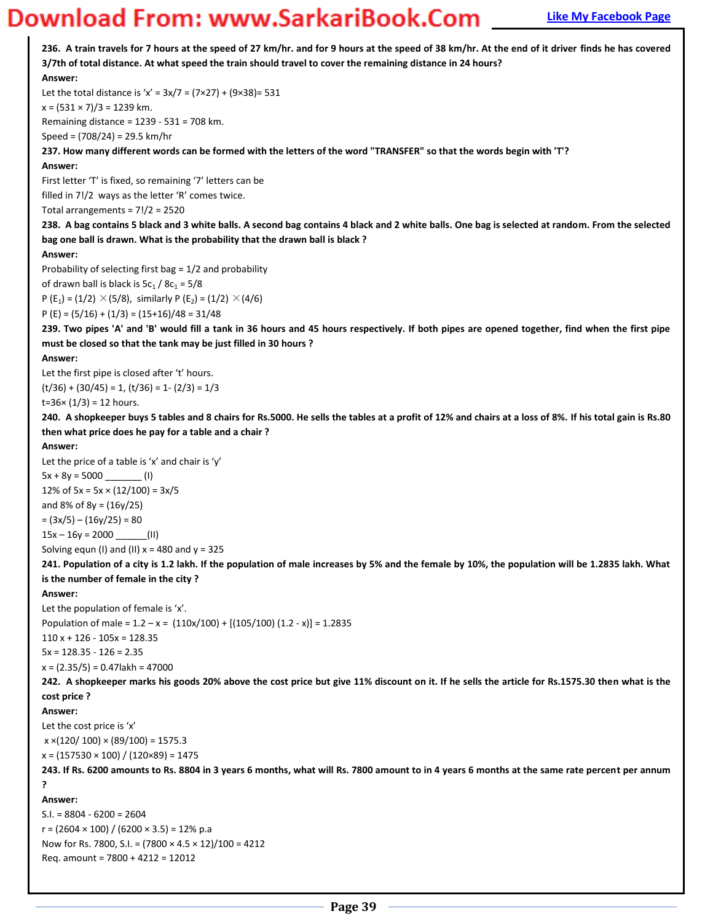**236. A train travels for 7 hours at the speed of 27 km/hr. and for 9 hours at the speed of 38 km/hr. At the end of it driver finds he has covered 3/7th of total distance. At what speed the train should travel to cover the remaining distance in 24 hours?**

**Answer:**

Let the total distance is 'x' = 3x/7 = (7×27) + (9×38)= 531

x = (531 × 7)/3 = 1239 km.

Remaining distance = 1239 - 531 = 708 km.

Speed = (708/24) = 29.5 km/hr

**237. How many different words can be formed with the letters of the word "TRANSFER" so that the words begin with 'T'?**

**Answer:**

First letter 'T' is fixed, so remaining '7' letters can be filled in 7!/2 ways as the letter 'R' comes twice.

Total arrangements = 7!/2 = 2520

**238. A bag contains 5 black and 3 white balls. A second bag contains 4 black and 2 white balls. One bag is selected at random. From the selected bag one ball is drawn. What is the probability that the drawn ball is black ?**

**Answer:**

Probability of selecting first bag = 1/2 and probability of drawn ball is black is $5c_1$ / $8c_1$ = 5/8

P ($E_1$) = (1/2) × (5/8), similarly P ($E_2$) = (1/2) × (4/6)

P (E) = (5/16) + (1/3) = (15+16)/48 = 31/48

**239. Two pipes 'A' and 'B' would fill a tank in 36 hours and 45 hours respectively. If both pipes are opened together, find when the first pipe must be closed so that the tank may be just filled in 30 hours ?**

**Answer:**

Let the first pipe is closed after 't' hours.

(t/36) + (30/45) = 1, (t/36) = 1- (2/3) = 1/3

t=36× (1/3) = 12 hours.

**240. A shopkeeper buys 5 tables and 8 chairs for Rs.5000. He sells the tables at a profit of 12% and chairs at a loss of 8%. If his total gain is Rs.80 then what price does he pay for a table and a chair ?**

**Answer:**

Let the price of a table is 'x' and chair is 'y'

5x + 8y = 5000 _______ (I)

12% of 5x = 5x × (12/100) = 3x/5

and 8% of 8y = (16y/25)

= (3x/5) – (16y/25) = 80

15x – 16y = 2000 ______(II)

Solving equn (I) and (II) x = 480 and y = 325

**241. Population of a city is 1.2 lakh. If the population of male increases by 5% and the female by 10%, the population will be 1.2835 lakh. What is the number of female in the city ?**

**Answer:**

Let the population of female is 'x'.

Population of male = 1.2 – x = (110x/100) + [(105/100) (1.2 - x)] = 1.2835

110 x + 126 - 105x = 128.35

5x = 128.35 - 126 = 2.35

x = (2.35/5) = 0.47lakh = 47000

**242. A shopkeeper marks his goods 20% above the cost price but give 11% discount on it. If he sells the article for Rs.1575.30 then what is the cost price ?**

**Answer:**

Let the cost price is 'x'

x ×(120/ 100) × (89/100) = 1575.3

x = (157530 × 100) / (120×89) = 1475

**243. If Rs. 6200 amounts to Rs. 8804 in 3 years 6 months, what will Rs. 7800 amount to in 4 years 6 months at the same rate percent per annum ?**

**Answer:**

S.I. = 8804 - 6200 = 2604

r = (2604 × 100) / (6200 × 3.5) = 12% p.a

Now for Rs. 7800, S.I. = (7800 × 4.5 × 12)/100 = 4212

Req. amount = 7800 + 4212 = 12012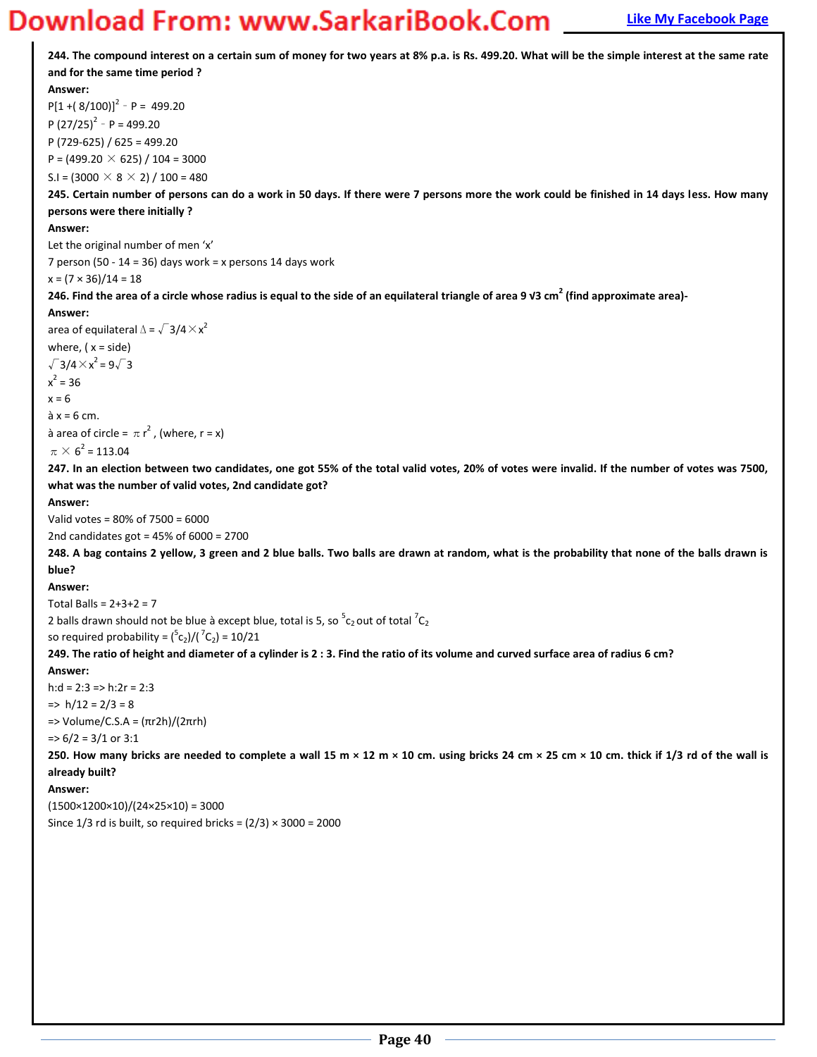**244. The compound interest on a certain sum of money for two years at 8% p.a. is Rs. 499.20. What will be the simple interest at the same rate and for the same time period ?**

**Answer:**

$P[1 + (8/100)]^2 - P = 499.20$

$P (27/25)^2 - P = 499.20$

$P (729-625) / 625 = 499.20$

$P = (499.20 \times 625) / 104 = 3000$

$S.I = (3000 \times 8 \times 2) / 100 = 480$

**245. Certain number of persons can do a work in 50 days. If there were 7 persons more the work could be finished in 14 days less. How many persons were there initially ?**

**Answer:**

Let the original number of men 'x'

7 person (50 - 14 = 36) days work = x persons 14 days work

$x = (7 \times 36)/14 = 18$

**246. Find the area of a circle whose radius is equal to the side of an equilateral triangle of area $9\sqrt{3}$ $cm^2$ (find approximate area)-**

**Answer:**

area of equilateral $\Delta = \sqrt{3}/4 \times x^2$

where, ( x = side)

$\sqrt{3}/4 \times x^2 = 9\sqrt{3}$

$x^2 = 36$

$x = 6$

à x = 6 cm.

à area of circle = $\pi r^2$, (where, r = x)

$\pi \times 6^2 = 113.04$

**247. In an election between two candidates, one got 55% of the total valid votes, 20% of votes were invalid. If the number of votes was 7500, what was the number of valid votes, 2nd candidate got?**

**Answer:**

Valid votes = 80% of 7500 = 6000

2nd candidates got = 45% of 6000 = 2700

**248. A bag contains 2 yellow, 3 green and 2 blue balls. Two balls are drawn at random, what is the probability that none of the balls drawn is blue?**

**Answer:**

Total Balls = 2+3+2 = 7

2 balls drawn should not be blue à except blue, total is 5, so ${}^5c_2$ out of total ${}^7C_2$

so required probability = $({}^5c_2)/({}^7C_2) = 10/21$

**249. The ratio of height and diameter of a cylinder is 2 : 3. Find the ratio of its volume and curved surface area of radius 6 cm?**

**Answer:**

h:d = 2:3 => h:2r = 2:3

=> h/12 = 2/3 = 8

=> Volume/C.S.A = $(\pi r2h)/(2\pi rh)$

=> 6/2 = 3/1 or 3:1

**250. How many bricks are needed to complete a wall 15 m × 12 m × 10 cm. using bricks 24 cm × 25 cm × 10 cm. thick if 1/3 rd of the wall is already built?**

**Answer:**

$(1500 \times 1200 \times 10)/(24 \times 25 \times 10) = 3000$

Since 1/3 rd is built, so required bricks = $(2/3) \times 3000 = 2000$